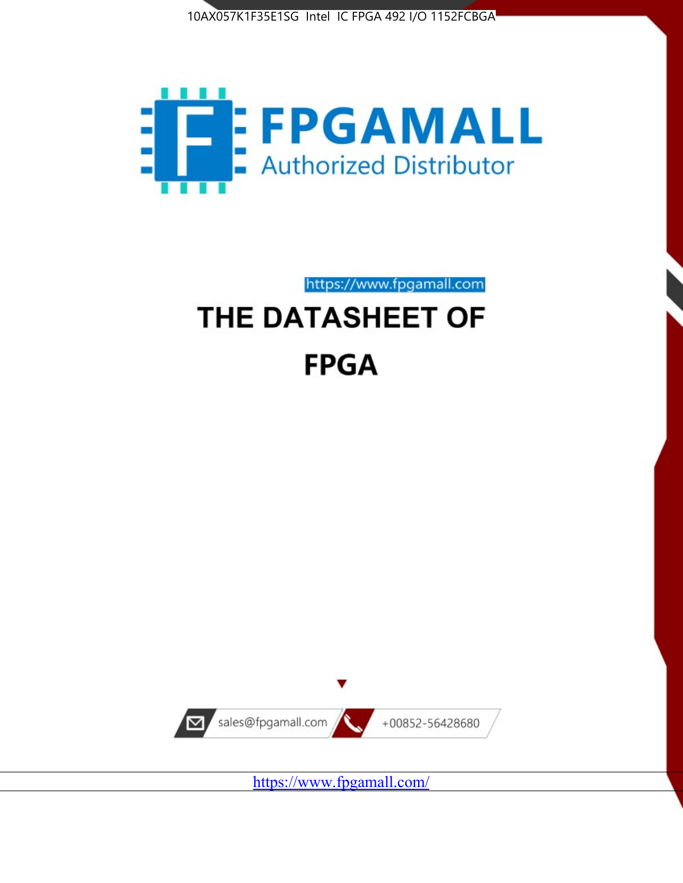10AX057K1F35E1SG Intel IC FPGA 492 I/O 1152FCBGA

FPGAMALL

Authorized Distributor

https://www.fpgamall.com

# THE DATASHEET OF

# FPGA

sales@fpgamall.com

+00852-56428680

https://www.fpgamall.com/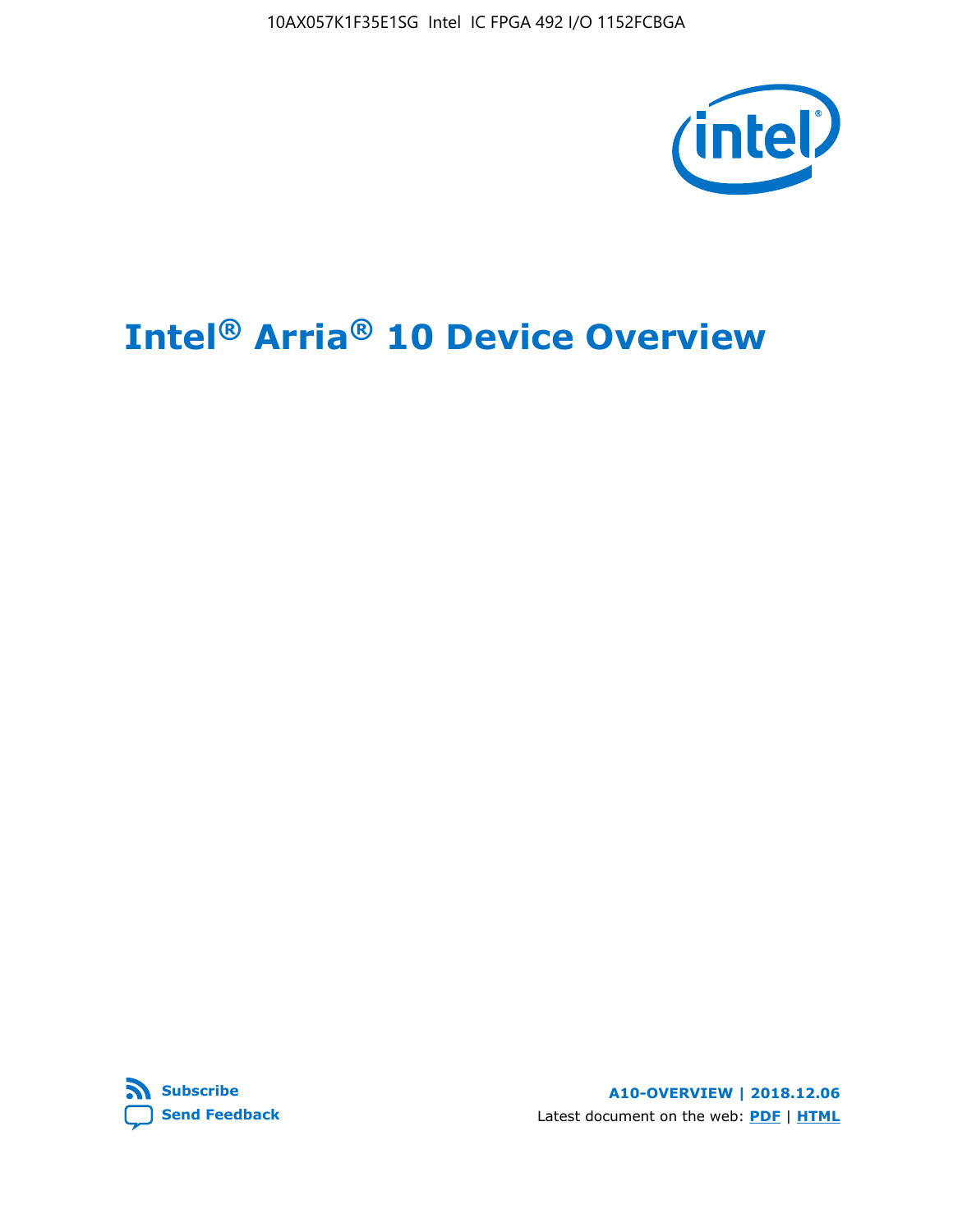# Intel® Arria® 10 Device Overview

**Subscribe**

**Send Feedback**

**A10-OVERVIEW | 2018.12.06**

Latest document on the web: **PDF** | **HTML**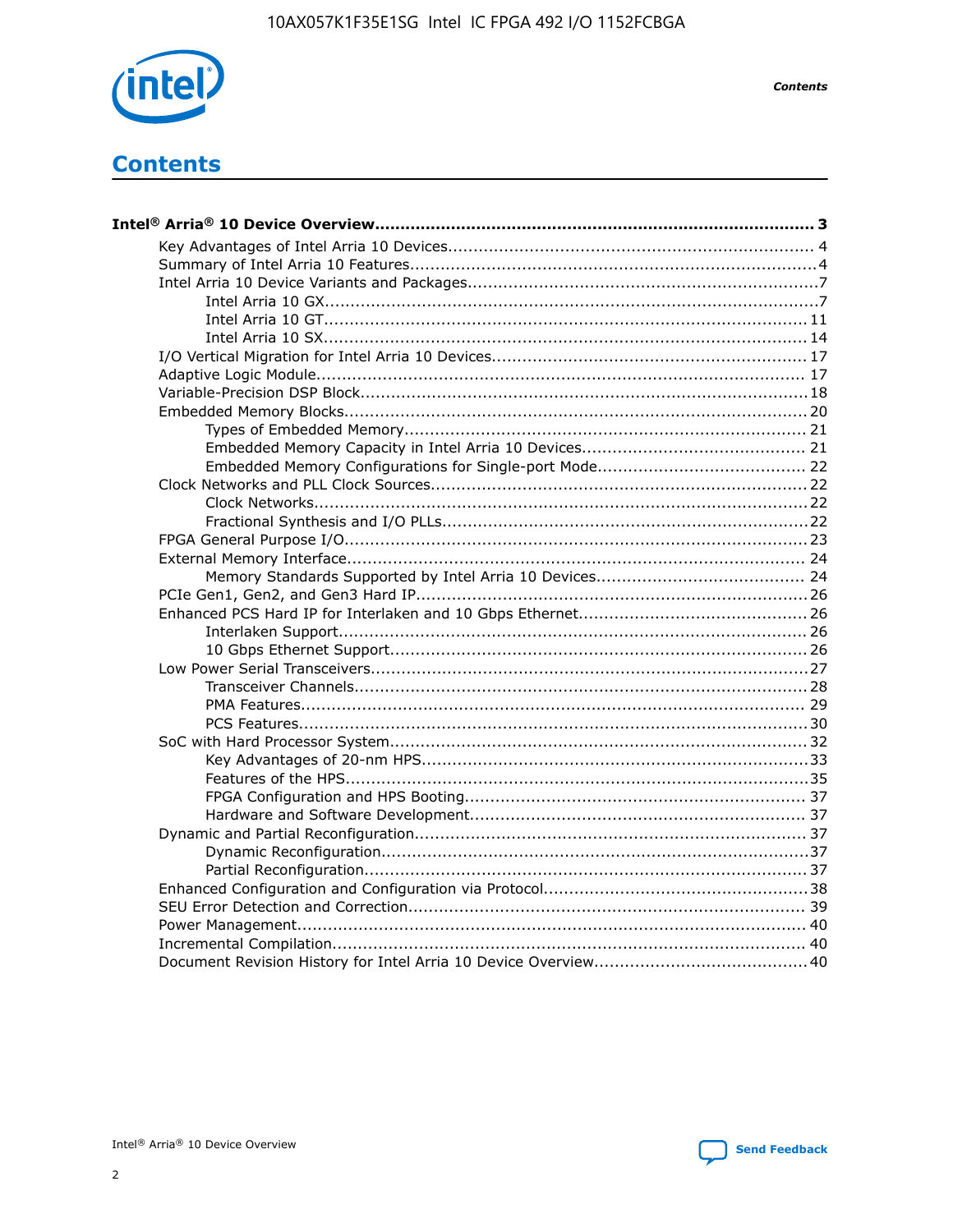# Contents

**Intel® Arria® 10 Device Overview** ..... 3

- Key Advantages of Intel Arria 10 Devices ..... 4
- Summary of Intel Arria 10 Features ..... 4
- Intel Arria 10 Device Variants and Packages ..... 7
  - Intel Arria 10 GX ..... 7
  - Intel Arria 10 GT ..... 11
  - Intel Arria 10 SX ..... 14
- I/O Vertical Migration for Intel Arria 10 Devices ..... 17
- Adaptive Logic Module ..... 17
- Variable-Precision DSP Block ..... 18
- Embedded Memory Blocks ..... 20
  - Types of Embedded Memory ..... 21
  - Embedded Memory Capacity in Intel Arria 10 Devices ..... 21
  - Embedded Memory Configurations for Single-port Mode ..... 22
- Clock Networks and PLL Clock Sources ..... 22
  - Clock Networks ..... 22
  - Fractional Synthesis and I/O PLLs ..... 22
- FPGA General Purpose I/O ..... 23
- External Memory Interface ..... 24
  - Memory Standards Supported by Intel Arria 10 Devices ..... 24
- PCIe Gen1, Gen2, and Gen3 Hard IP ..... 26
- Enhanced PCS Hard IP for Interlaken and 10 Gbps Ethernet ..... 26
  - Interlaken Support ..... 26
  - 10 Gbps Ethernet Support ..... 26
- Low Power Serial Transceivers ..... 27
  - Transceiver Channels ..... 28
  - PMA Features ..... 29
  - PCS Features ..... 30
- SoC with Hard Processor System ..... 32
  - Key Advantages of 20-nm HPS ..... 33
  - Features of the HPS ..... 35
  - FPGA Configuration and HPS Booting ..... 37
  - Hardware and Software Development ..... 37
- Dynamic and Partial Reconfiguration ..... 37
  - Dynamic Reconfiguration ..... 37
  - Partial Reconfiguration ..... 37
- Enhanced Configuration and Configuration via Protocol ..... 38
- SEU Error Detection and Correction ..... 39
- Power Management ..... 40
- Incremental Compilation ..... 40
- Document Revision History for Intel Arria 10 Device Overview ..... 40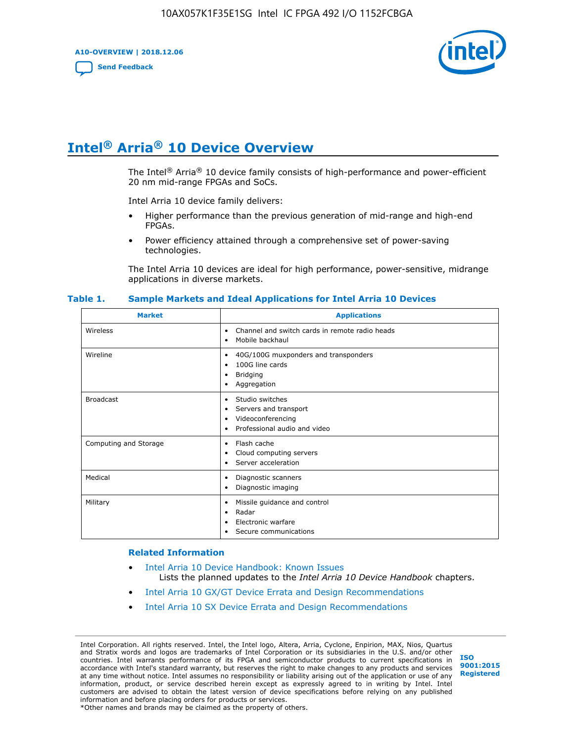# Intel® Arria® 10 Device Overview

The Intel® Arria® 10 device family consists of high-performance and power-efficient 20 nm mid-range FPGAs and SoCs.

Intel Arria 10 device family delivers:

- Higher performance than the previous generation of mid-range and high-end FPGAs.
- Power efficiency attained through a comprehensive set of power-saving technologies.

The Intel Arria 10 devices are ideal for high performance, power-sensitive, midrange applications in diverse markets.

**Table 1. Sample Markets and Ideal Applications for Intel Arria 10 Devices**

| Market | Applications |
|---|---|
| Wireless | • Channel and switch cards in remote radio heads<br>• Mobile backhaul |
| Wireline | • 40G/100G muxponders and transponders<br>• 100G line cards<br>• Bridging<br>• Aggregation |
| Broadcast | • Studio switches<br>• Servers and transport<br>• Videoconferencing<br>• Professional audio and video |
| Computing and Storage | • Flash cache<br>• Cloud computing servers<br>• Server acceleration |
| Medical | • Diagnostic scanners<br>• Diagnostic imaging |
| Military | • Missile guidance and control<br>• Radar<br>• Electronic warfare<br>• Secure communications |

### Related Information

- Intel Arria 10 Device Handbook: Known Issues
  Lists the planned updates to the *Intel Arria 10 Device Handbook* chapters.
- Intel Arria 10 GX/GT Device Errata and Design Recommendations
- Intel Arria 10 SX Device Errata and Design Recommendations

Intel Corporation. All rights reserved. Intel, the Intel logo, Altera, Arria, Cyclone, Enpirion, MAX, Nios, Quartus and Stratix words and logos are trademarks of Intel Corporation or its subsidiaries in the U.S. and/or other countries. Intel warrants performance of its FPGA and semiconductor products to current specifications in accordance with Intel's standard warranty, but reserves the right to make changes to any products and services at any time without notice. Intel assumes no responsibility or liability arising out of the application or use of any information, product, or service described herein except as expressly agreed to in writing by Intel. Intel customers are advised to obtain the latest version of device specifications before relying on any published information and before placing orders for products or services.
*Other names and brands may be claimed as the property of others.

ISO 9001:2015 Registered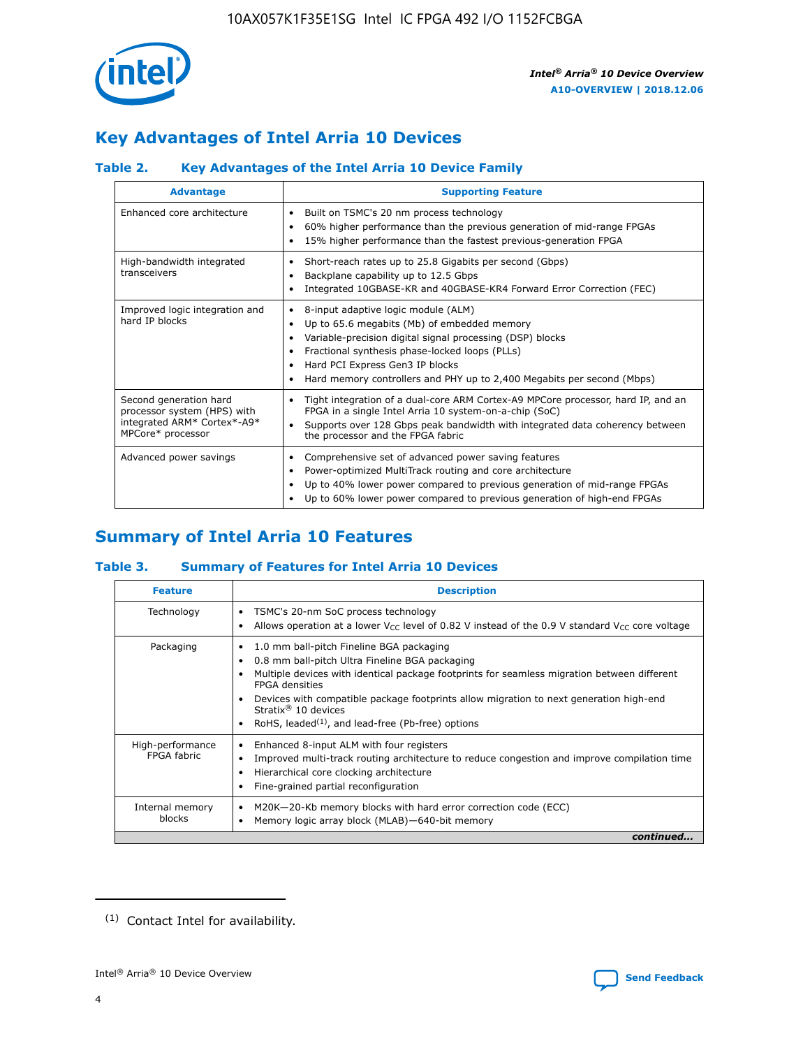## Key Advantages of Intel Arria 10 Devices

### Table 2. Key Advantages of the Intel Arria 10 Device Family

| Advantage | Supporting Feature |
| --- | --- |
| Enhanced core architecture | • Built on TSMC's 20 nm process technology<br>• 60% higher performance than the previous generation of mid-range FPGAs<br>• 15% higher performance than the fastest previous-generation FPGA |
| High-bandwidth integrated transceivers | • Short-reach rates up to 25.8 Gigabits per second (Gbps)<br>• Backplane capability up to 12.5 Gbps<br>• Integrated 10GBASE-KR and 40GBASE-KR4 Forward Error Correction (FEC) |
| Improved logic integration and hard IP blocks | • 8-input adaptive logic module (ALM)<br>• Up to 65.6 megabits (Mb) of embedded memory<br>• Variable-precision digital signal processing (DSP) blocks<br>• Fractional synthesis phase-locked loops (PLLs)<br>• Hard PCI Express Gen3 IP blocks<br>• Hard memory controllers and PHY up to 2,400 Megabits per second (Mbps) |
| Second generation hard processor system (HPS) with integrated ARM* Cortex*-A9* MPCore* processor | • Tight integration of a dual-core ARM Cortex-A9 MPCore processor, hard IP, and an FPGA in a single Intel Arria 10 system-on-a-chip (SoC)<br>• Supports over 128 Gbps peak bandwidth with integrated data coherency between the processor and the FPGA fabric |
| Advanced power savings | • Comprehensive set of advanced power saving features<br>• Power-optimized MultiTrack routing and core architecture<br>• Up to 40% lower power compared to previous generation of mid-range FPGAs<br>• Up to 60% lower power compared to previous generation of high-end FPGAs |

## Summary of Intel Arria 10 Features

### Table 3. Summary of Features for Intel Arria 10 Devices

| Feature | Description |
| --- | --- |
| Technology | • TSMC's 20-nm SoC process technology<br>• Allows operation at a lower $V_{CC}$ level of 0.82 V instead of the 0.9 V standard $V_{CC}$ core voltage |
| Packaging | • 1.0 mm ball-pitch Fineline BGA packaging<br>• 0.8 mm ball-pitch Ultra Fineline BGA packaging<br>• Multiple devices with identical package footprints for seamless migration between different FPGA densities<br>• Devices with compatible package footprints allow migration to next generation high-end Stratix® 10 devices<br>• RoHS, leaded[1], and lead-free (Pb-free) options |
| High-performance FPGA fabric | • Enhanced 8-input ALM with four registers<br>• Improved multi-track routing architecture to reduce congestion and improve compilation time<br>• Hierarchical core clocking architecture<br>• Fine-grained partial reconfiguration |
| Internal memory blocks | • M20K—20-Kb memory blocks with hard error correction code (ECC)<br>• Memory logic array block (MLAB)—640-bit memory |

*continued...*

(1) Contact Intel for availability.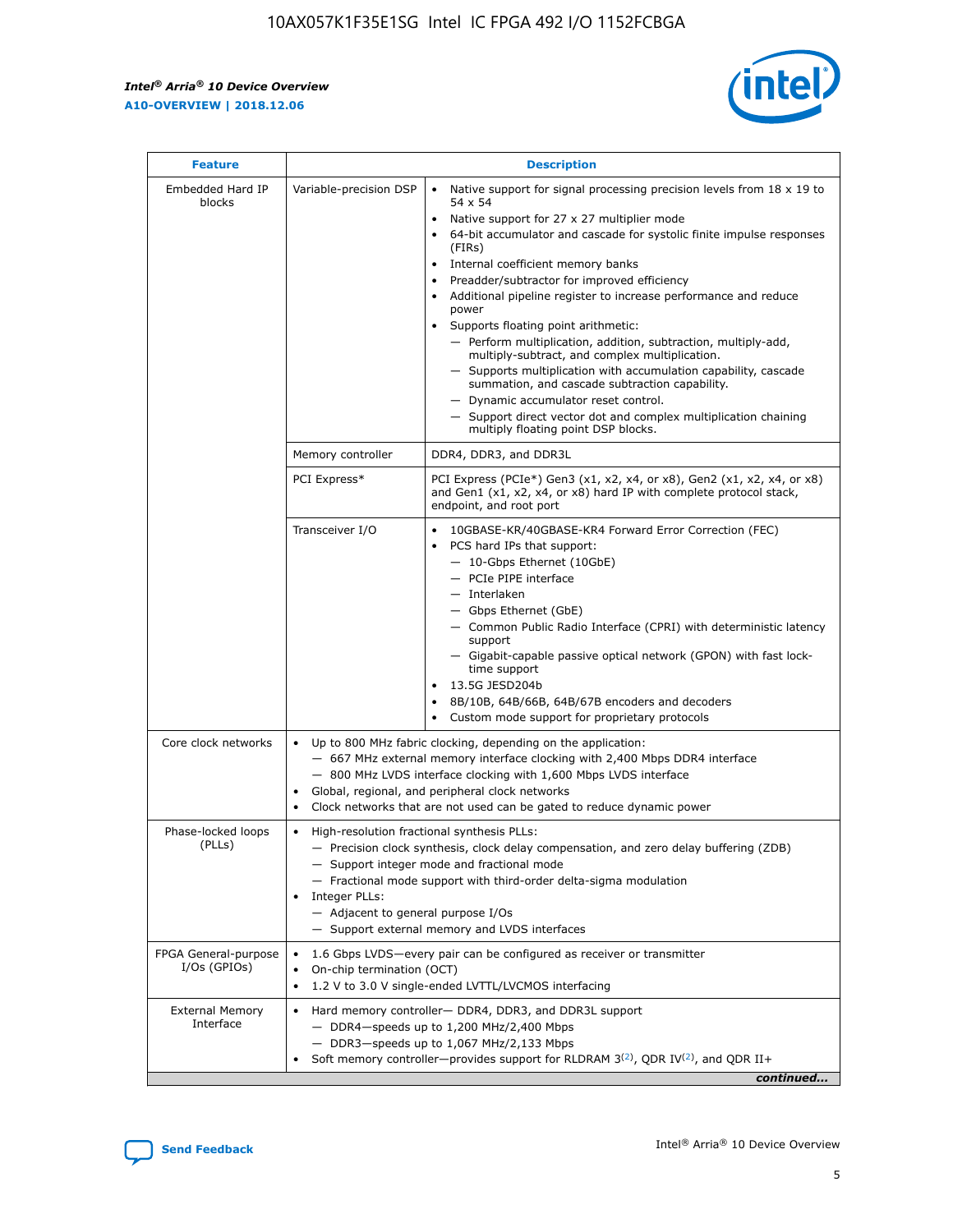| Feature | Description | |
|---|---|---|
| Embedded Hard IP blocks | Variable-precision DSP | • Native support for signal processing precision levels from 18 x 19 to 54 x 54<br>• Native support for 27 x 27 multiplier mode<br>• 64-bit accumulator and cascade for systolic finite impulse responses (FIRs)<br>• Internal coefficient memory banks<br>• Preadder/subtractor for improved efficiency<br>• Additional pipeline register to increase performance and reduce power<br>• Supports floating point arithmetic:<br>— Perform multiplication, addition, subtraction, multiply-add, multiply-subtract, and complex multiplication.<br>— Supports multiplication with accumulation capability, cascade summation, and cascade subtraction capability.<br>— Dynamic accumulator reset control.<br>— Support direct vector dot and complex multiplication chaining multiply floating point DSP blocks. |
| | Memory controller | DDR4, DDR3, and DDR3L |
| | PCI Express* | PCI Express (PCIe*) Gen3 (x1, x2, x4, or x8), Gen2 (x1, x2, x4, or x8) and Gen1 (x1, x2, x4, or x8) hard IP with complete protocol stack, endpoint, and root port |
| | Transceiver I/O | • 10GBASE-KR/40GBASE-KR4 Forward Error Correction (FEC)<br>• PCS hard IPs that support:<br>— 10-Gbps Ethernet (10GbE)<br>— PCIe PIPE interface<br>— Interlaken<br>— Gbps Ethernet (GbE)<br>— Common Public Radio Interface (CPRI) with deterministic latency support<br>— Gigabit-capable passive optical network (GPON) with fast lock-time support<br>• 13.5G JESD204b<br>• 8B/10B, 64B/66B, 64B/67B encoders and decoders<br>• Custom mode support for proprietary protocols |
| Core clock networks | • Up to 800 MHz fabric clocking, depending on the application:<br>— 667 MHz external memory interface clocking with 2,400 Mbps DDR4 interface<br>— 800 MHz LVDS interface clocking with 1,600 Mbps LVDS interface<br>• Global, regional, and peripheral clock networks<br>• Clock networks that are not used can be gated to reduce dynamic power | |
| Phase-locked loops (PLLs) | • High-resolution fractional synthesis PLLs:<br>— Precision clock synthesis, clock delay compensation, and zero delay buffering (ZDB)<br>— Support integer mode and fractional mode<br>— Fractional mode support with third-order delta-sigma modulation<br>• Integer PLLs:<br>— Adjacent to general purpose I/Os<br>— Support external memory and LVDS interfaces | |
| FPGA General-purpose I/Os (GPIOs) | • 1.6 Gbps LVDS—every pair can be configured as receiver or transmitter<br>• On-chip termination (OCT)<br>• 1.2 V to 3.0 V single-ended LVTTL/LVCMOS interfacing | |
| External Memory Interface | • Hard memory controller— DDR4, DDR3, and DDR3L support<br>— DDR4—speeds up to 1,200 MHz/2,400 Mbps<br>— DDR3—speeds up to 1,067 MHz/2,133 Mbps<br>• Soft memory controller—provides support for RLDRAM 3[(2)], QDR IV[(2)], and QDR II+ | |

*continued...*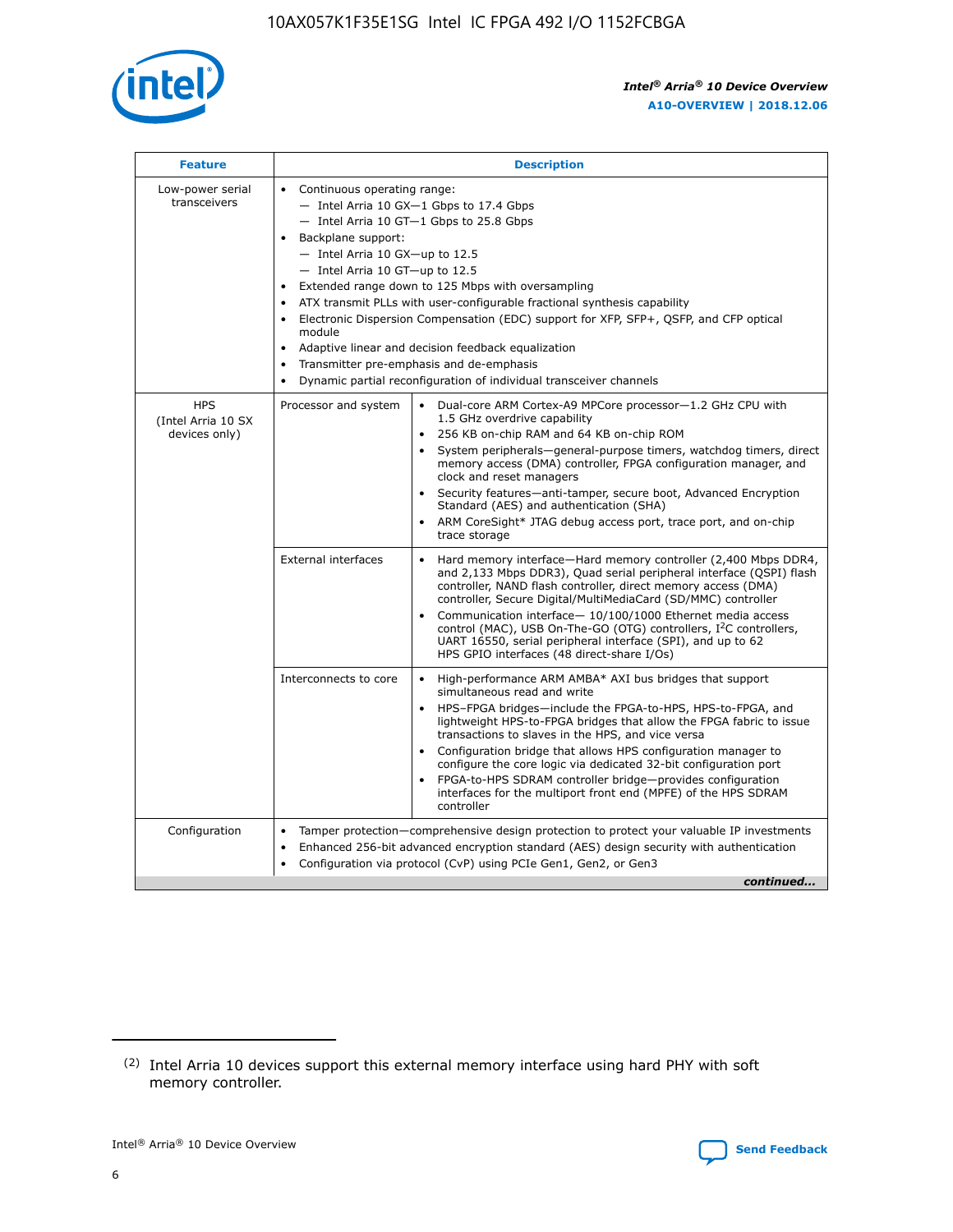| Feature | Description | |
|---|---|---|
| Low-power serial transceivers | • Continuous operating range:<br>— Intel Arria 10 GX—1 Gbps to 17.4 Gbps<br>— Intel Arria 10 GT—1 Gbps to 25.8 Gbps<br>• Backplane support:<br>— Intel Arria 10 GX—up to 12.5<br>— Intel Arria 10 GT—up to 12.5<br>• Extended range down to 125 Mbps with oversampling<br>• ATX transmit PLLs with user-configurable fractional synthesis capability<br>• Electronic Dispersion Compensation (EDC) support for XFP, SFP+, QSFP, and CFP optical module<br>• Adaptive linear and decision feedback equalization<br>• Transmitter pre-emphasis and de-emphasis<br>• Dynamic partial reconfiguration of individual transceiver channels | |
| HPS (Intel Arria 10 SX devices only) | Processor and system | • Dual-core ARM Cortex-A9 MPCore processor—1.2 GHz CPU with 1.5 GHz overdrive capability<br>• 256 KB on-chip RAM and 64 KB on-chip ROM<br>• System peripherals—general-purpose timers, watchdog timers, direct memory access (DMA) controller, FPGA configuration manager, and clock and reset managers<br>• Security features—anti-tamper, secure boot, Advanced Encryption Standard (AES) and authentication (SHA)<br>• ARM CoreSight* JTAG debug access port, trace port, and on-chip trace storage |
| | External interfaces | • Hard memory interface—Hard memory controller (2,400 Mbps DDR4, and 2,133 Mbps DDR3), Quad serial peripheral interface (QSPI) flash controller, NAND flash controller, direct memory access (DMA) controller, Secure Digital/MultiMediaCard (SD/MMC) controller<br>• Communication interface— 10/100/1000 Ethernet media access control (MAC), USB On-The-GO (OTG) controllers, I²C controllers, UART 16550, serial peripheral interface (SPI), and up to 62 HPS GPIO interfaces (48 direct-share I/Os) |
| | Interconnects to core | • High-performance ARM AMBA* AXI bus bridges that support simultaneous read and write<br>• HPS–FPGA bridges—include the FPGA-to-HPS, HPS-to-FPGA, and lightweight HPS-to-FPGA bridges that allow the FPGA fabric to issue transactions to slaves in the HPS, and vice versa<br>• Configuration bridge that allows HPS configuration manager to configure the core logic via dedicated 32-bit configuration port<br>• FPGA-to-HPS SDRAM controller bridge—provides configuration interfaces for the multiport front end (MPFE) of the HPS SDRAM controller |
| Configuration | • Tamper protection—comprehensive design protection to protect your valuable IP investments<br>• Enhanced 256-bit advanced encryption standard (AES) design security with authentication<br>• Configuration via protocol (CvP) using PCIe Gen1, Gen2, or Gen3 | |

*continued...*

(2) Intel Arria 10 devices support this external memory interface using hard PHY with soft memory controller.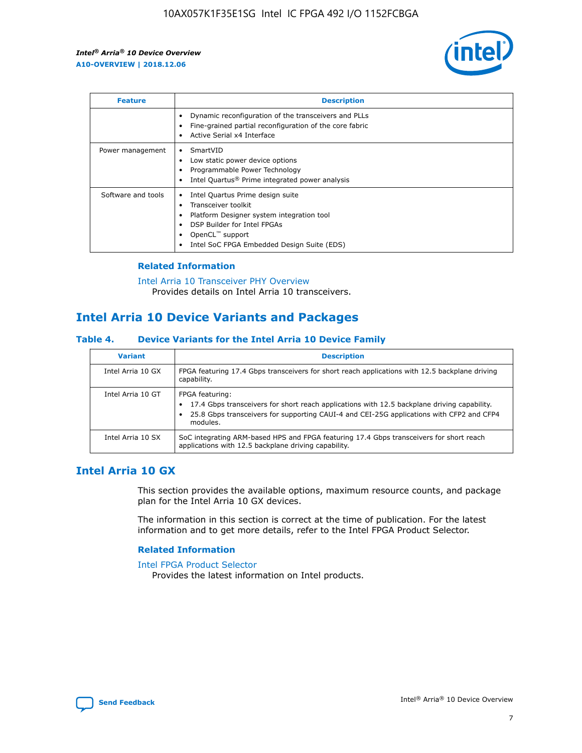| Feature | Description |
| --- | --- |
| | • Dynamic reconfiguration of the transceivers and PLLs<br>• Fine-grained partial reconfiguration of the core fabric<br>• Active Serial x4 Interface |
| Power management | • SmartVID<br>• Low static power device options<br>• Programmable Power Technology<br>• Intel Quartus® Prime integrated power analysis |
| Software and tools | • Intel Quartus Prime design suite<br>• Transceiver toolkit<br>• Platform Designer system integration tool<br>• DSP Builder for Intel FPGAs<br>• OpenCL™ support<br>• Intel SoC FPGA Embedded Design Suite (EDS) |

### Related Information

Intel Arria 10 Transceiver PHY Overview
Provides details on Intel Arria 10 transceivers.

## Intel Arria 10 Device Variants and Packages

### Table 4. Device Variants for the Intel Arria 10 Device Family

| Variant | Description |
| --- | --- |
| Intel Arria 10 GX | FPGA featuring 17.4 Gbps transceivers for short reach applications with 12.5 backplane driving capability. |
| Intel Arria 10 GT | FPGA featuring:<br>• 17.4 Gbps transceivers for short reach applications with 12.5 backplane driving capability.<br>• 25.8 Gbps transceivers for supporting CAUI-4 and CEI-25G applications with CFP2 and CFP4 modules. |
| Intel Arria 10 SX | SoC integrating ARM-based HPS and FPGA featuring 17.4 Gbps transceivers for short reach applications with 12.5 backplane driving capability. |

## Intel Arria 10 GX

This section provides the available options, maximum resource counts, and package plan for the Intel Arria 10 GX devices.

The information in this section is correct at the time of publication. For the latest information and to get more details, refer to the Intel FPGA Product Selector.

### Related Information

Intel FPGA Product Selector
Provides the latest information on Intel products.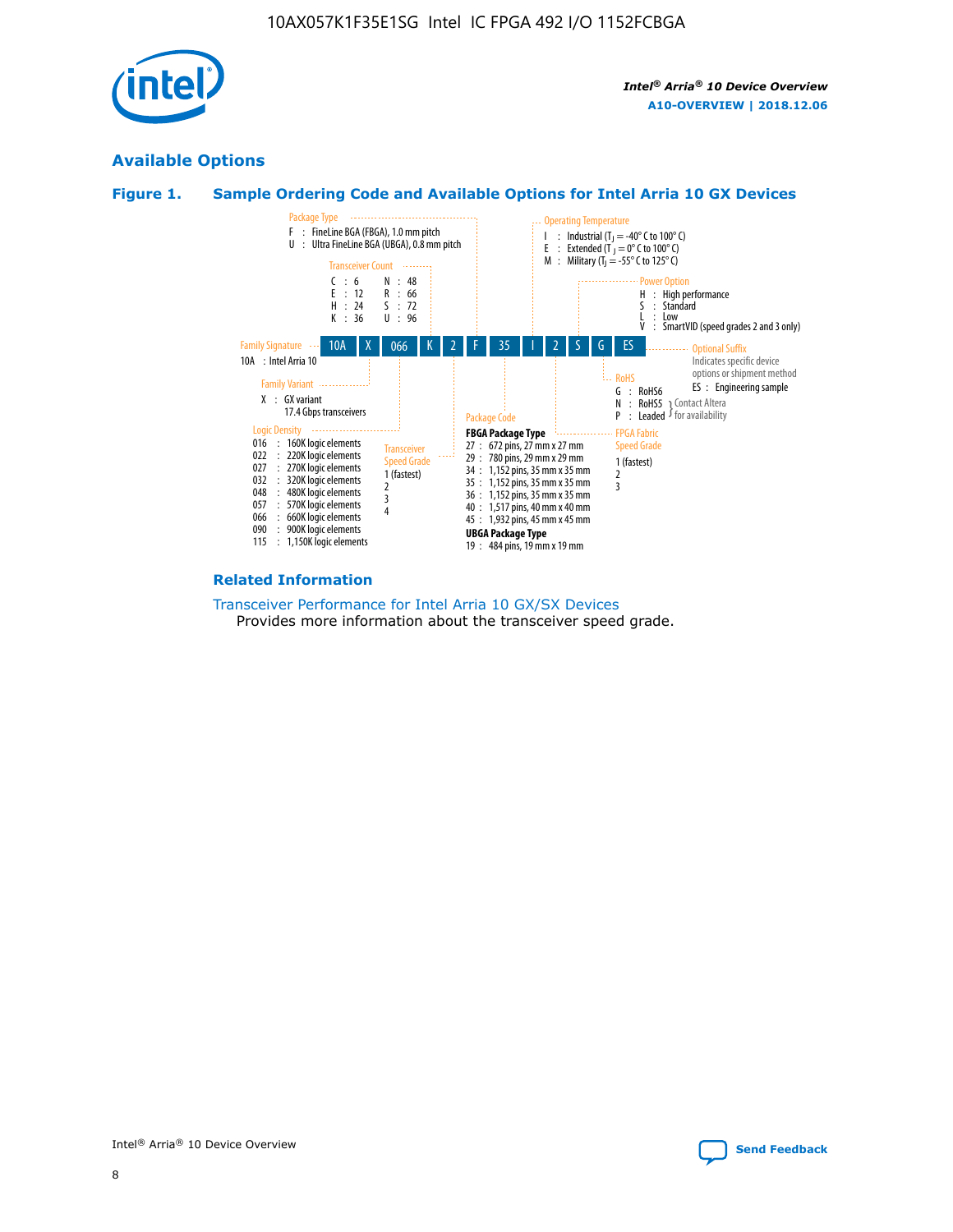## Available Options

### Figure 1. Sample Ordering Code and Available Options for Intel Arria 10 GX Devices

**Sample ordering code:** 10A X 066 K 2 F 35 I 2 S G ES

**Family Signature**
- 10A : Intel Arria 10

**Family Variant**
- X : GX variant, 17.4 Gbps transceivers

**Logic Density**
- 016 : 160K logic elements
- 022 : 220K logic elements
- 027 : 270K logic elements
- 032 : 320K logic elements
- 048 : 480K logic elements
- 057 : 570K logic elements
- 066 : 660K logic elements
- 090 : 900K logic elements
- 115 : 1,150K logic elements

**Transceiver Count**
- C : 6
- E : 12
- H : 24
- K : 36
- N : 48
- R : 66
- S : 72
- U : 96

**Transceiver Speed Grade**
- 1 (fastest)
- 2
- 3
- 4

**Package Type**
- F : FineLine BGA (FBGA), 1.0 mm pitch
- U : Ultra FineLine BGA (UBGA), 0.8 mm pitch

**Package Code**

FBGA Package Type
- 27 : 672 pins, 27 mm x 27 mm
- 29 : 780 pins, 29 mm x 29 mm
- 34 : 1,152 pins, 35 mm x 35 mm
- 35 : 1,152 pins, 35 mm x 35 mm
- 36 : 1,152 pins, 35 mm x 35 mm
- 40 : 1,517 pins, 40 mm x 40 mm
- 45 : 1,932 pins, 45 mm x 45 mm

UBGA Package Type
- 19 : 484 pins, 19 mm x 19 mm

**Operating Temperature**
- I : Industrial ($T_J$ = -40° C to 100° C)
- E : Extended ($T_J$ = 0° C to 100° C)
- M : Military ($T_J$ = -55° C to 125° C)

**FPGA Fabric Speed Grade**
- 1 (fastest)
- 2
- 3

**Power Option**
- H : High performance
- S : Standard
- L : Low
- V : SmartVID (speed grades 2 and 3 only)

**RoHS**
- G : RoHS6
- N : RoHS5 (Contact Altera for availability)
- P : Leaded (Contact Altera for availability)

**Optional Suffix**

Indicates specific device options or shipment method
- ES : Engineering sample

### Related Information

Transceiver Performance for Intel Arria 10 GX/SX Devices
Provides more information about the transceiver speed grade.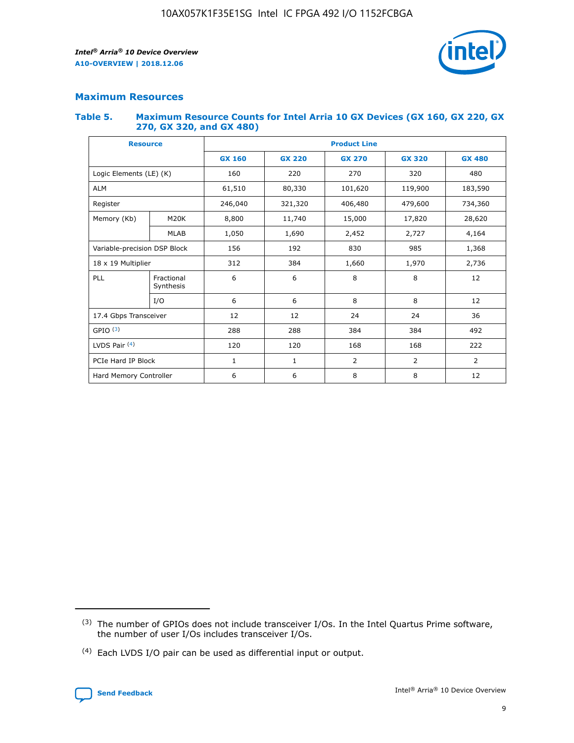## Maximum Resources

### Table 5. Maximum Resource Counts for Intel Arria 10 GX Devices (GX 160, GX 220, GX 270, GX 320, and GX 480)

| Resource | | Product Line | | | | |
|---|---|---|---|---|---|---|
| | | GX 160 | GX 220 | GX 270 | GX 320 | GX 480 |
| Logic Elements (LE) (K) | | 160 | 220 | 270 | 320 | 480 |
| ALM | | 61,510 | 80,330 | 101,620 | 119,900 | 183,590 |
| Register | | 246,040 | 321,320 | 406,480 | 479,600 | 734,360 |
| Memory (Kb) | M20K | 8,800 | 11,740 | 15,000 | 17,820 | 28,620 |
| | MLAB | 1,050 | 1,690 | 2,452 | 2,727 | 4,164 |
| Variable-precision DSP Block | | 156 | 192 | 830 | 985 | 1,368 |
| 18 x 19 Multiplier | | 312 | 384 | 1,660 | 1,970 | 2,736 |
| PLL | Fractional Synthesis | 6 | 6 | 8 | 8 | 12 |
| | I/O | 6 | 6 | 8 | 8 | 12 |
| 17.4 Gbps Transceiver | | 12 | 12 | 24 | 24 | 36 |
| GPIO [(3)] | | 288 | 288 | 384 | 384 | 492 |
| LVDS Pair [(4)] | | 120 | 120 | 168 | 168 | 222 |
| PCIe Hard IP Block | | 1 | 1 | 2 | 2 | 2 |
| Hard Memory Controller | | 6 | 6 | 8 | 8 | 12 |

(3) The number of GPIOs does not include transceiver I/Os. In the Intel Quartus Prime software, the number of user I/Os includes transceiver I/Os.

(4) Each LVDS I/O pair can be used as differential input or output.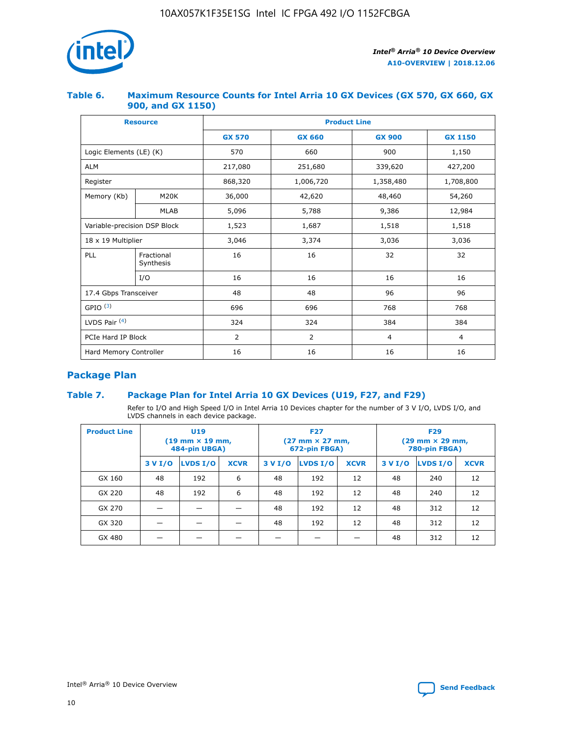### Table 6. Maximum Resource Counts for Intel Arria 10 GX Devices (GX 570, GX 660, GX 900, and GX 1150)

| Resource | | Product Line | | | |
|---|---|---|---|---|---|
| | | GX 570 | GX 660 | GX 900 | GX 1150 |
| Logic Elements (LE) (K) | | 570 | 660 | 900 | 1,150 |
| ALM | | 217,080 | 251,680 | 339,620 | 427,200 |
| Register | | 868,320 | 1,006,720 | 1,358,480 | 1,708,800 |
| Memory (Kb) | M20K | 36,000 | 42,620 | 48,460 | 54,260 |
| | MLAB | 5,096 | 5,788 | 9,386 | 12,984 |
| Variable-precision DSP Block | | 1,523 | 1,687 | 1,518 | 1,518 |
| 18 x 19 Multiplier | | 3,046 | 3,374 | 3,036 | 3,036 |
| PLL | Fractional Synthesis | 16 | 16 | 32 | 32 |
| | I/O | 16 | 16 | 16 | 16 |
| 17.4 Gbps Transceiver | | 48 | 48 | 96 | 96 |
| GPIO [(3)] | | 696 | 696 | 768 | 768 |
| LVDS Pair [(4)] | | 324 | 324 | 384 | 384 |
| PCIe Hard IP Block | | 2 | 2 | 4 | 4 |
| Hard Memory Controller | | 16 | 16 | 16 | 16 |

## Package Plan

### Table 7. Package Plan for Intel Arria 10 GX Devices (U19, F27, and F29)

Refer to I/O and High Speed I/O in Intel Arria 10 Devices chapter for the number of 3 V I/O, LVDS I/O, and LVDS channels in each device package.

| Product Line | U19 (19 mm × 19 mm, 484-pin UBGA) | | | F27 (27 mm × 27 mm, 672-pin FBGA) | | | F29 (29 mm × 29 mm, 780-pin FBGA) | | |
|---|---|---|---|---|---|---|---|---|---|
| | 3 V I/O | LVDS I/O | XCVR | 3 V I/O | LVDS I/O | XCVR | 3 V I/O | LVDS I/O | XCVR |
| GX 160 | 48 | 192 | 6 | 48 | 192 | 12 | 48 | 240 | 12 |
| GX 220 | 48 | 192 | 6 | 48 | 192 | 12 | 48 | 240 | 12 |
| GX 270 | — | — | — | 48 | 192 | 12 | 48 | 312 | 12 |
| GX 320 | — | — | — | 48 | 192 | 12 | 48 | 312 | 12 |
| GX 480 | — | — | — | — | — | — | 48 | 312 | 12 |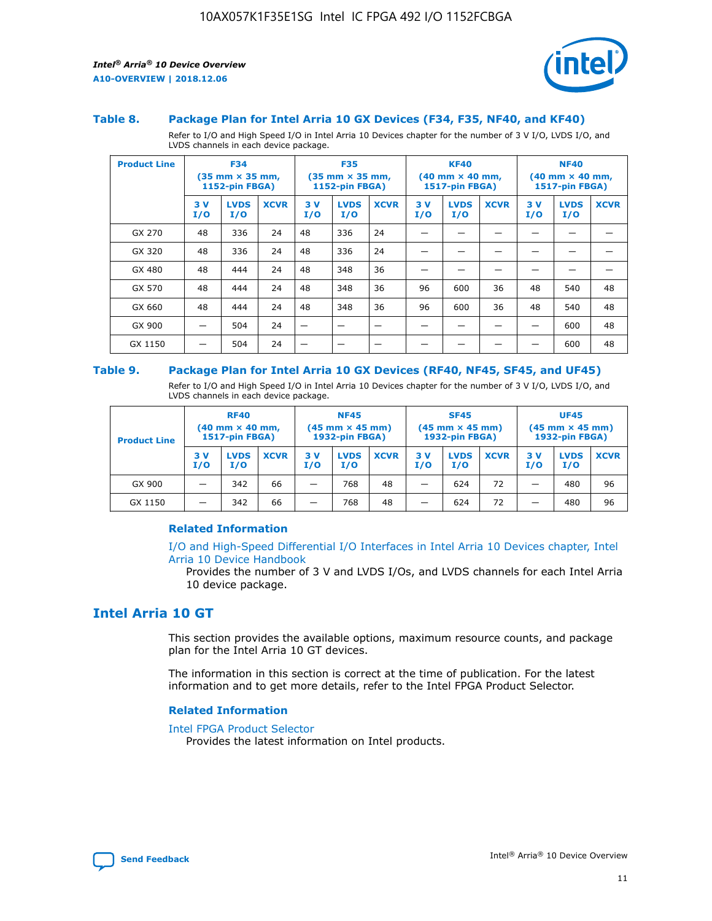### Table 8. Package Plan for Intel Arria 10 GX Devices (F34, F35, NF40, and KF40)

Refer to I/O and High Speed I/O in Intel Arria 10 Devices chapter for the number of 3 V I/O, LVDS I/O, and LVDS channels in each device package.

| Product Line | F34 (35 mm × 35 mm, 1152-pin FBGA) | | | F35 (35 mm × 35 mm, 1152-pin FBGA) | | | KF40 (40 mm × 40 mm, 1517-pin FBGA) | | | NF40 (40 mm × 40 mm, 1517-pin FBGA) | | |
|---|---|---|---|---|---|---|---|---|---|---|---|---|
| | 3 V I/O | LVDS I/O | XCVR | 3 V I/O | LVDS I/O | XCVR | 3 V I/O | LVDS I/O | XCVR | 3 V I/O | LVDS I/O | XCVR |
| GX 270 | 48 | 336 | 24 | 48 | 336 | 24 | — | — | — | — | — | — |
| GX 320 | 48 | 336 | 24 | 48 | 336 | 24 | — | — | — | — | — | — |
| GX 480 | 48 | 444 | 24 | 48 | 348 | 36 | — | — | — | — | — | — |
| GX 570 | 48 | 444 | 24 | 48 | 348 | 36 | 96 | 600 | 36 | 48 | 540 | 48 |
| GX 660 | 48 | 444 | 24 | 48 | 348 | 36 | 96 | 600 | 36 | 48 | 540 | 48 |
| GX 900 | — | 504 | 24 | — | — | — | — | — | — | — | 600 | 48 |
| GX 1150 | — | 504 | 24 | — | — | — | — | — | — | — | 600 | 48 |

### Table 9. Package Plan for Intel Arria 10 GX Devices (RF40, NF45, SF45, and UF45)

Refer to I/O and High Speed I/O in Intel Arria 10 Devices chapter for the number of 3 V I/O, LVDS I/O, and LVDS channels in each device package.

| Product Line | RF40 (40 mm × 40 mm, 1517-pin FBGA) | | | NF45 (45 mm × 45 mm) 1932-pin FBGA) | | | SF45 (45 mm × 45 mm) 1932-pin FBGA) | | | UF45 (45 mm × 45 mm) 1932-pin FBGA) | | |
|---|---|---|---|---|---|---|---|---|---|---|---|---|
| | 3 V I/O | LVDS I/O | XCVR | 3 V I/O | LVDS I/O | XCVR | 3 V I/O | LVDS I/O | XCVR | 3 V I/O | LVDS I/O | XCVR |
| GX 900 | — | 342 | 66 | — | 768 | 48 | — | 624 | 72 | — | 480 | 96 |
| GX 1150 | — | 342 | 66 | — | 768 | 48 | — | 624 | 72 | — | 480 | 96 |

#### Related Information

I/O and High-Speed Differential I/O Interfaces in Intel Arria 10 Devices chapter, Intel Arria 10 Device Handbook

Provides the number of 3 V and LVDS I/Os, and LVDS channels for each Intel Arria 10 device package.

## Intel Arria 10 GT

This section provides the available options, maximum resource counts, and package plan for the Intel Arria 10 GT devices.

The information in this section is correct at the time of publication. For the latest information and to get more details, refer to the Intel FPGA Product Selector.

#### Related Information

Intel FPGA Product Selector

Provides the latest information on Intel products.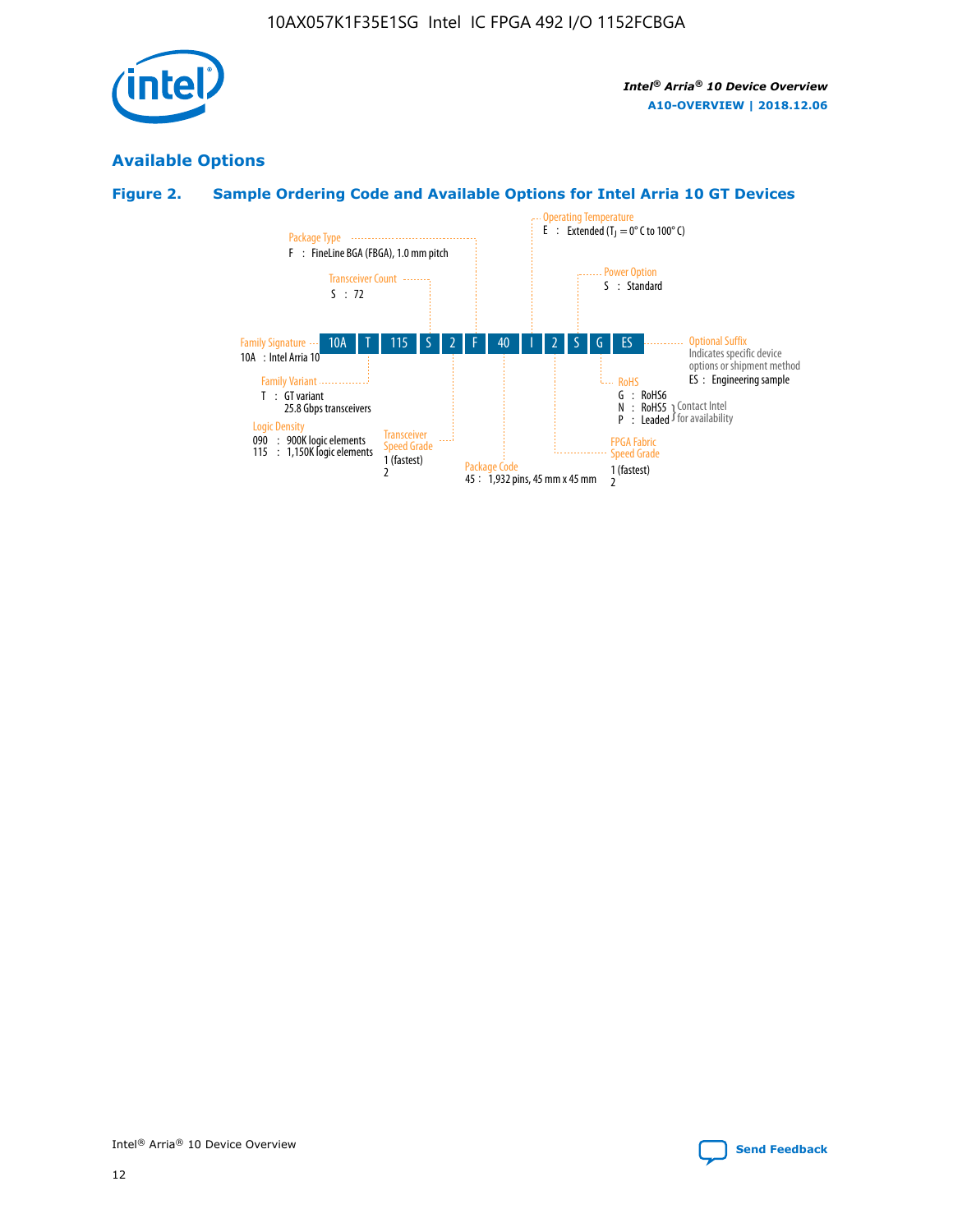## Available Options

### Figure 2. Sample Ordering Code and Available Options for Intel Arria 10 GT Devices

| 10A | T | 115 | S | 2 | F | 40 | I | 2 | S | G | ES |
|---|---|---|---|---|---|---|---|---|---|---|---|

**Family Signature**
10A : Intel Arria 10

**Family Variant**
T : GT variant
25.8 Gbps transceivers

**Logic Density**
090 : 900K logic elements
115 : 1,150K logic elements

**Transceiver Count**
S : 72

**Transceiver Speed Grade**
1 (fastest)
2

**Package Type**
F : FineLine BGA (FBGA), 1.0 mm pitch

**Package Code**
45 : 1,932 pins, 45 mm x 45 mm

**Operating Temperature**
E : Extended ($T_J$ = 0° C to 100° C)

**FPGA Fabric Speed Grade**
1 (fastest)
2

**Power Option**
S : Standard

**RoHS**
G : RoHS6
N : RoHS5 } Contact Intel for availability
P : Leaded } Contact Intel for availability

**Optional Suffix**
Indicates specific device options or shipment method
ES : Engineering sample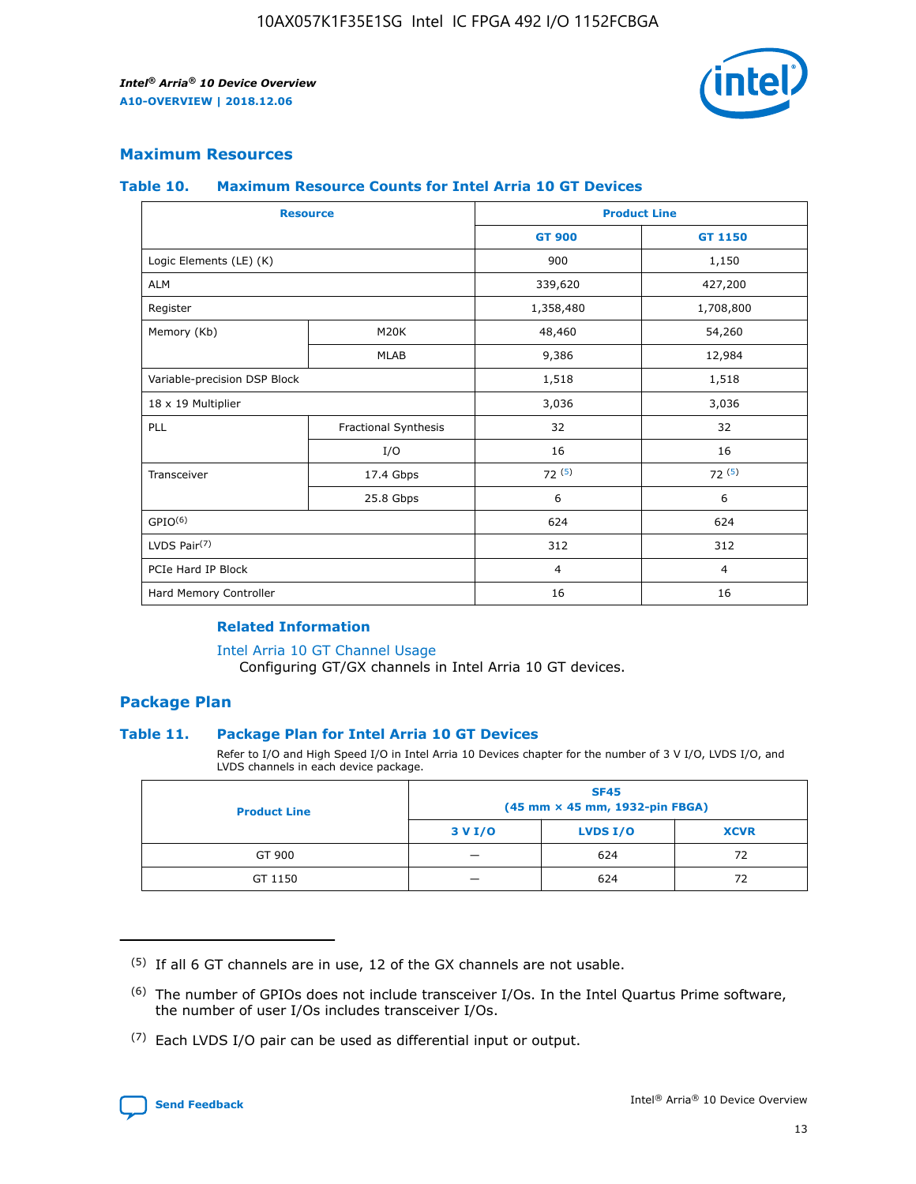## Maximum Resources

### Table 10. Maximum Resource Counts for Intel Arria 10 GT Devices

| Resource | | Product Line | |
|---|---|---|---|
| | | GT 900 | GT 1150 |
| Logic Elements (LE) (K) | | 900 | 1,150 |
| ALM | | 339,620 | 427,200 |
| Register | | 1,358,480 | 1,708,800 |
| Memory (Kb) | M20K | 48,460 | 54,260 |
| | MLAB | 9,386 | 12,984 |
| Variable-precision DSP Block | | 1,518 | 1,518 |
| 18 x 19 Multiplier | | 3,036 | 3,036 |
| PLL | Fractional Synthesis | 32 | 32 |
| | I/O | 16 | 16 |
| Transceiver | 17.4 Gbps | 72 (5) | 72 (5) |
| | 25.8 Gbps | 6 | 6 |
| GPIO(6) | | 624 | 624 |
| LVDS Pair(7) | | 312 | 312 |
| PCIe Hard IP Block | | 4 | 4 |
| Hard Memory Controller | | 16 | 16 |

#### Related Information

Intel Arria 10 GT Channel Usage
Configuring GT/GX channels in Intel Arria 10 GT devices.

## Package Plan

### Table 11. Package Plan for Intel Arria 10 GT Devices

Refer to I/O and High Speed I/O in Intel Arria 10 Devices chapter for the number of 3 V I/O, LVDS I/O, and LVDS channels in each device package.

| Product Line | SF45 (45 mm × 45 mm, 1932-pin FBGA) | | |
|---|---|---|---|
| | 3 V I/O | LVDS I/O | XCVR |
| GT 900 | — | 624 | 72 |
| GT 1150 | — | 624 | 72 |

(5) If all 6 GT channels are in use, 12 of the GX channels are not usable.

(6) The number of GPIOs does not include transceiver I/Os. In the Intel Quartus Prime software, the number of user I/Os includes transceiver I/Os.

(7) Each LVDS I/O pair can be used as differential input or output.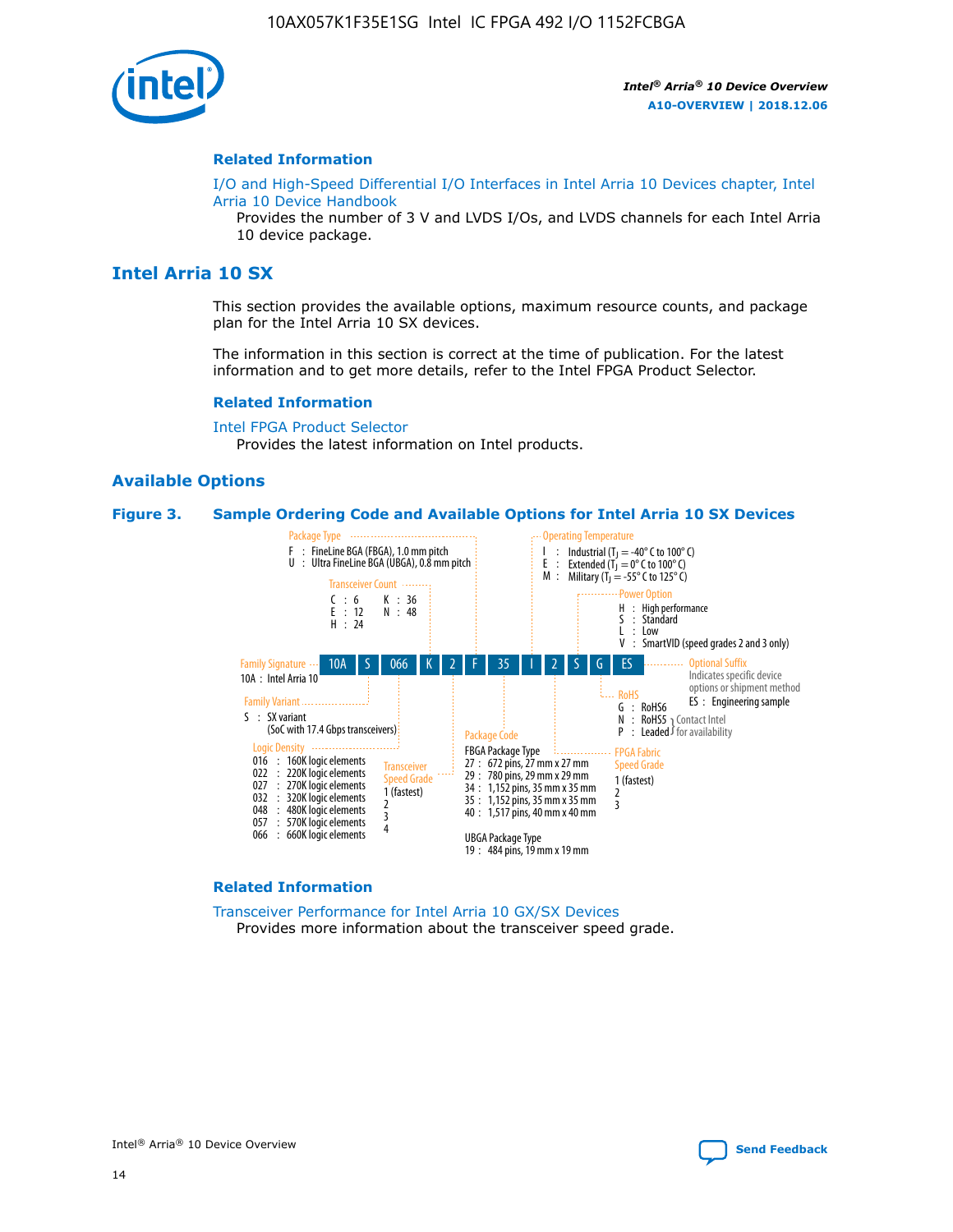## Related Information

I/O and High-Speed Differential I/O Interfaces in Intel Arria 10 Devices chapter, Intel Arria 10 Device Handbook
Provides the number of 3 V and LVDS I/Os, and LVDS channels for each Intel Arria 10 device package.

# Intel Arria 10 SX

This section provides the available options, maximum resource counts, and package plan for the Intel Arria 10 SX devices.

The information in this section is correct at the time of publication. For the latest information and to get more details, refer to the Intel FPGA Product Selector.

## Related Information

Intel FPGA Product Selector
Provides the latest information on Intel products.

## Available Options

**Figure 3. Sample Ordering Code and Available Options for Intel Arria 10 SX Devices**

Sample ordering code: 10A S 066 K 2 F 35 I 2 S G ES

- **Family Signature**
  - 10A : Intel Arria 10
- **Family Variant**
  - S : SX variant (SoC with 17.4 Gbps transceivers)
- **Logic Density**
  - 016 : 160K logic elements
  - 022 : 220K logic elements
  - 027 : 270K logic elements
  - 032 : 320K logic elements
  - 048 : 480K logic elements
  - 057 : 570K logic elements
  - 066 : 660K logic elements
- **Transceiver Count**
  - C : 6
  - E : 12
  - H : 24
  - K : 36
  - N : 48
- **Transceiver Speed Grade**
  - 1 (fastest)
  - 2
  - 3
  - 4
- **Package Type**
  - F : FineLine BGA (FBGA), 1.0 mm pitch
  - U : Ultra FineLine BGA (UBGA), 0.8 mm pitch
- **Package Code**
  - FBGA Package Type
    - 27 : 672 pins, 27 mm x 27 mm
    - 29 : 780 pins, 29 mm x 29 mm
    - 34 : 1,152 pins, 35 mm x 35 mm
    - 35 : 1,152 pins, 35 mm x 35 mm
    - 40 : 1,517 pins, 40 mm x 40 mm
  - UBGA Package Type
    - 19 : 484 pins, 19 mm x 19 mm
- **Operating Temperature**
  - I : Industrial ($T_J$ = -40° C to 100° C)
  - E : Extended ($T_J$ = 0° C to 100° C)
  - M : Military ($T_J$ = -55° C to 125° C)
- **FPGA Fabric Speed Grade**
  - 1 (fastest)
  - 2
  - 3
- **Power Option**
  - H : High performance
  - S : Standard
  - L : Low
  - V : SmartVID (speed grades 2 and 3 only)
- **RoHS**
  - G : RoHS6
  - N : RoHS5 (Contact Intel for availability)
  - P : Leaded (Contact Intel for availability)
- **Optional Suffix**
  - Indicates specific device options or shipment method
  - ES : Engineering sample

## Related Information

Transceiver Performance for Intel Arria 10 GX/SX Devices
Provides more information about the transceiver speed grade.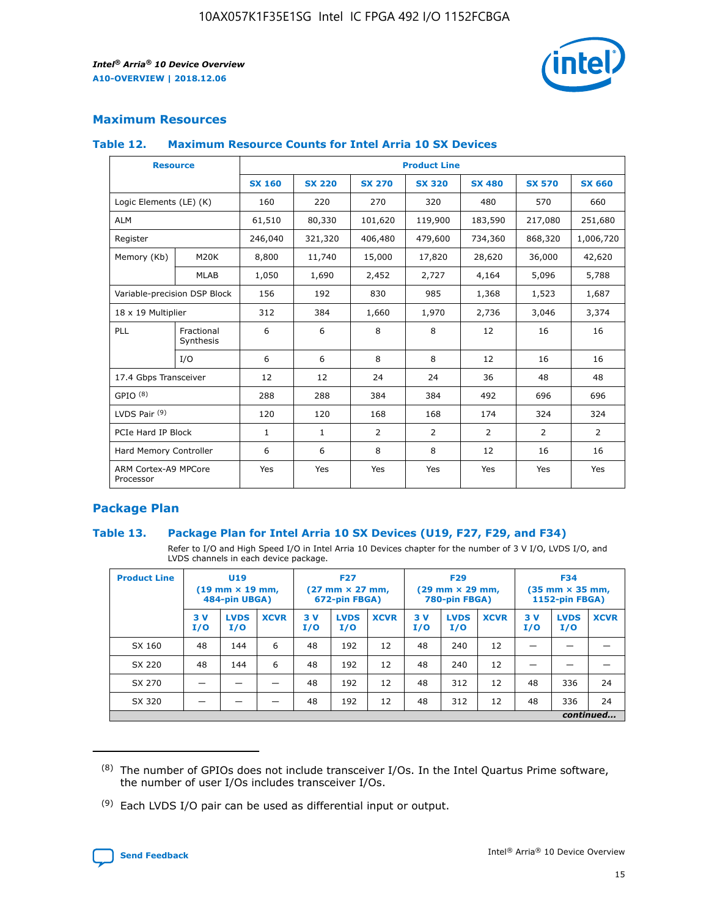## Maximum Resources

### Table 12. Maximum Resource Counts for Intel Arria 10 SX Devices

| Resource | | Product Line | | | | | | |
|---|---|---|---|---|---|---|---|---|
| | | SX 160 | SX 220 | SX 270 | SX 320 | SX 480 | SX 570 | SX 660 |
| Logic Elements (LE) (K) | | 160 | 220 | 270 | 320 | 480 | 570 | 660 |
| ALM | | 61,510 | 80,330 | 101,620 | 119,900 | 183,590 | 217,080 | 251,680 |
| Register | | 246,040 | 321,320 | 406,480 | 479,600 | 734,360 | 868,320 | 1,006,720 |
| Memory (Kb) | M20K | 8,800 | 11,740 | 15,000 | 17,820 | 28,620 | 36,000 | 42,620 |
| | MLAB | 1,050 | 1,690 | 2,452 | 2,727 | 4,164 | 5,096 | 5,788 |
| Variable-precision DSP Block | | 156 | 192 | 830 | 985 | 1,368 | 1,523 | 1,687 |
| 18 x 19 Multiplier | | 312 | 384 | 1,660 | 1,970 | 2,736 | 3,046 | 3,374 |
| PLL | Fractional Synthesis | 6 | 6 | 8 | 8 | 12 | 16 | 16 |
| | I/O | 6 | 6 | 8 | 8 | 12 | 16 | 16 |
| 17.4 Gbps Transceiver | | 12 | 12 | 24 | 24 | 36 | 48 | 48 |
| GPIO (8) | | 288 | 288 | 384 | 384 | 492 | 696 | 696 |
| LVDS Pair (9) | | 120 | 120 | 168 | 168 | 174 | 324 | 324 |
| PCIe Hard IP Block | | 1 | 1 | 2 | 2 | 2 | 2 | 2 |
| Hard Memory Controller | | 6 | 6 | 8 | 8 | 12 | 16 | 16 |
| ARM Cortex-A9 MPCore Processor | | Yes | Yes | Yes | Yes | Yes | Yes | Yes |

## Package Plan

### Table 13. Package Plan for Intel Arria 10 SX Devices (U19, F27, F29, and F34)

Refer to I/O and High Speed I/O in Intel Arria 10 Devices chapter for the number of 3 V I/O, LVDS I/O, and LVDS channels in each device package.

| Product Line | U19 (19 mm × 19 mm, 484-pin UBGA) | | | F27 (27 mm × 27 mm, 672-pin FBGA) | | | F29 (29 mm × 29 mm, 780-pin FBGA) | | | F34 (35 mm × 35 mm, 1152-pin FBGA) | | |
|---|---|---|---|---|---|---|---|---|---|---|---|---|
| | 3 V I/O | LVDS I/O | XCVR | 3 V I/O | LVDS I/O | XCVR | 3 V I/O | LVDS I/O | XCVR | 3 V I/O | LVDS I/O | XCVR |
| SX 160 | 48 | 144 | 6 | 48 | 192 | 12 | 48 | 240 | 12 | — | — | — |
| SX 220 | 48 | 144 | 6 | 48 | 192 | 12 | 48 | 240 | 12 | — | — | — |
| SX 270 | — | — | — | 48 | 192 | 12 | 48 | 312 | 12 | 48 | 336 | 24 |
| SX 320 | — | — | — | 48 | 192 | 12 | 48 | 312 | 12 | 48 | 336 | 24 |

*continued...*

(8) The number of GPIOs does not include transceiver I/Os. In the Intel Quartus Prime software, the number of user I/Os includes transceiver I/Os.

(9) Each LVDS I/O pair can be used as differential input or output.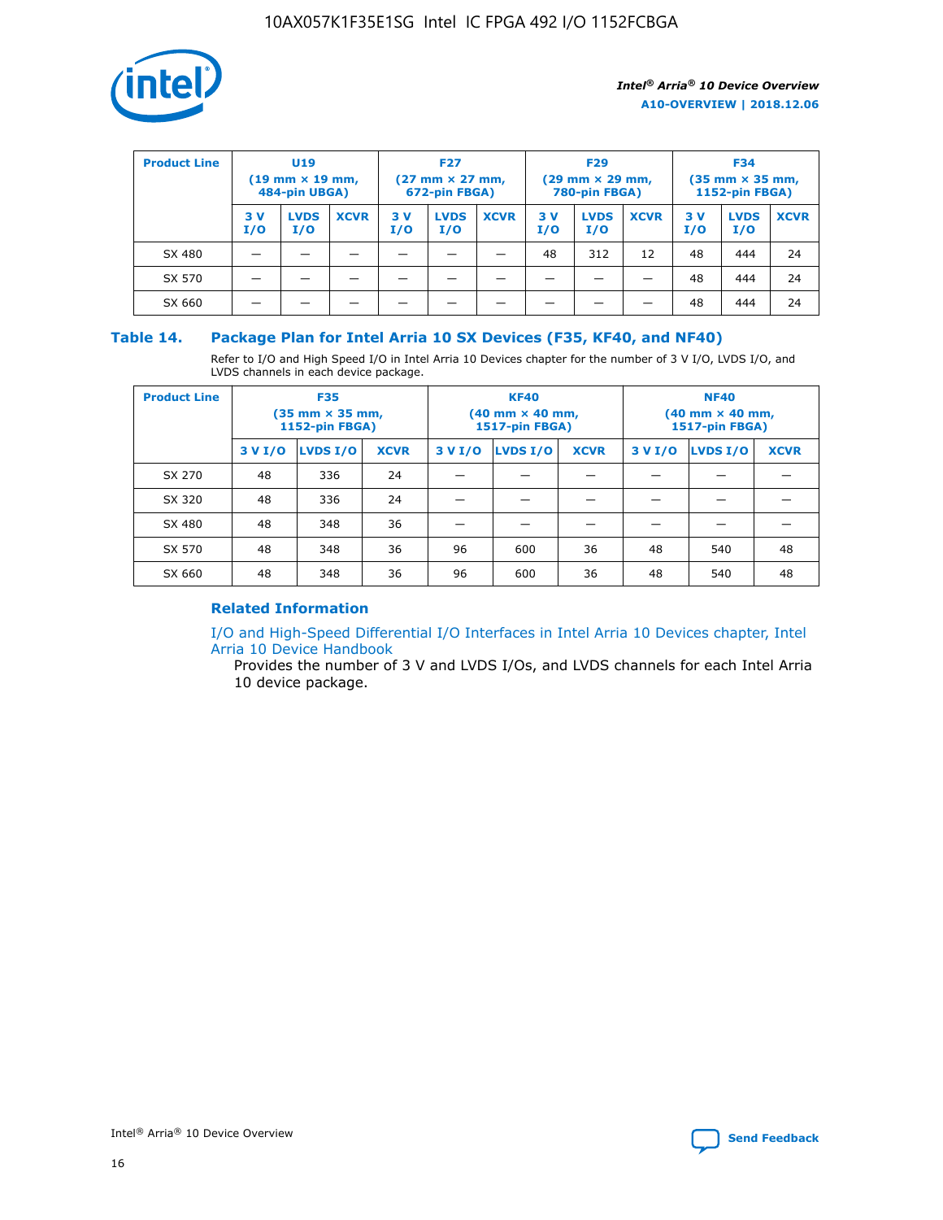| Product Line | U19 (19 mm × 19 mm, 484-pin UBGA) | | | F27 (27 mm × 27 mm, 672-pin FBGA) | | | F29 (29 mm × 29 mm, 780-pin FBGA) | | | F34 (35 mm × 35 mm, 1152-pin FBGA) | | |
|---|---|---|---|---|---|---|---|---|---|---|---|---|
| | 3 V I/O | LVDS I/O | XCVR | 3 V I/O | LVDS I/O | XCVR | 3 V I/O | LVDS I/O | XCVR | 3 V I/O | LVDS I/O | XCVR |
| SX 480 | — | — | — | — | — | — | 48 | 312 | 12 | 48 | 444 | 24 |
| SX 570 | — | — | — | — | — | — | — | — | — | 48 | 444 | 24 |
| SX 660 | — | — | — | — | — | — | — | — | — | 48 | 444 | 24 |

## Table 14. Package Plan for Intel Arria 10 SX Devices (F35, KF40, and NF40)

Refer to I/O and High Speed I/O in Intel Arria 10 Devices chapter for the number of 3 V I/O, LVDS I/O, and LVDS channels in each device package.

| Product Line | F35 (35 mm × 35 mm, 1152-pin FBGA) | | | KF40 (40 mm × 40 mm, 1517-pin FBGA) | | | NF40 (40 mm × 40 mm, 1517-pin FBGA) | | |
|---|---|---|---|---|---|---|---|---|---|
| | 3 V I/O | LVDS I/O | XCVR | 3 V I/O | LVDS I/O | XCVR | 3 V I/O | LVDS I/O | XCVR |
| SX 270 | 48 | 336 | 24 | — | — | — | — | — | — |
| SX 320 | 48 | 336 | 24 | — | — | — | — | — | — |
| SX 480 | 48 | 348 | 36 | — | — | — | — | — | — |
| SX 570 | 48 | 348 | 36 | 96 | 600 | 36 | 48 | 540 | 48 |
| SX 660 | 48 | 348 | 36 | 96 | 600 | 36 | 48 | 540 | 48 |

### Related Information

I/O and High-Speed Differential I/O Interfaces in Intel Arria 10 Devices chapter, Intel Arria 10 Device Handbook

Provides the number of 3 V and LVDS I/Os, and LVDS channels for each Intel Arria 10 device package.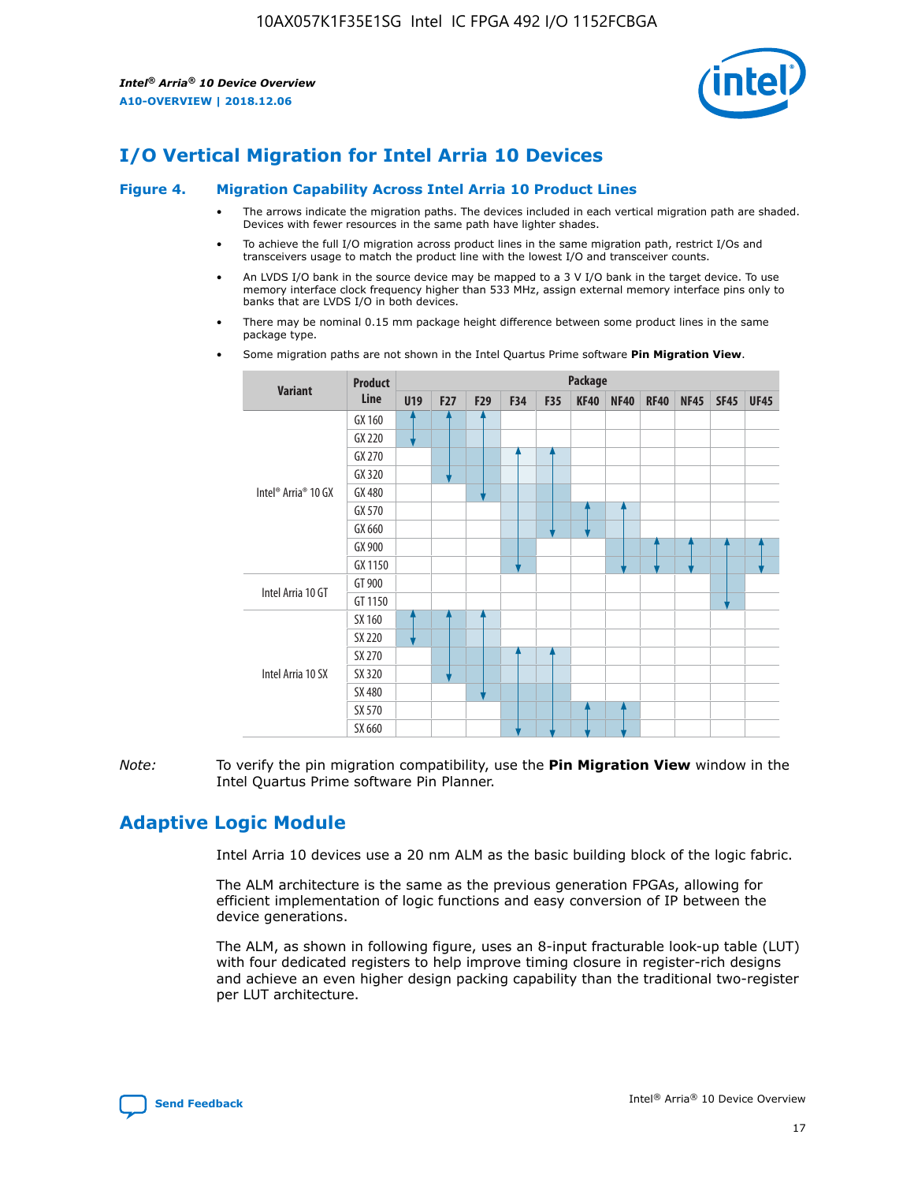# I/O Vertical Migration for Intel Arria 10 Devices

**Figure 4. Migration Capability Across Intel Arria 10 Product Lines**

- The arrows indicate the migration paths. The devices included in each vertical migration path are shaded. Devices with fewer resources in the same path have lighter shades.
- To achieve the full I/O migration across product lines in the same migration path, restrict I/Os and transceivers usage to match the product line with the lowest I/O and transceiver counts.
- An LVDS I/O bank in the source device may be mapped to a 3 V I/O bank in the target device. To use memory interface clock frequency higher than 533 MHz, assign external memory interface pins only to banks that are LVDS I/O in both devices.
- There may be nominal 0.15 mm package height difference between some product lines in the same package type.
- Some migration paths are not shown in the Intel Quartus Prime software **Pin Migration View**.

| Variant | Product Line | Package | | | | | | | | | | |
|---|---|---|---|---|---|---|---|---|---|---|---|---|
| | | U19 | F27 | F29 | F34 | F35 | KF40 | NF40 | RF40 | NF45 | SF45 | UF45 |
| Intel® Arria® 10 GX | GX 160 | | | | | | | | | | | |
| | GX 220 | | | | | | | | | | | |
| | GX 270 | | | | | | | | | | | |
| | GX 320 | | | | | | | | | | | |
| | GX 480 | | | | | | | | | | | |
| | GX 570 | | | | | | | | | | | |
| | GX 660 | | | | | | | | | | | |
| | GX 900 | | | | | | | | | | | |
| | GX 1150 | | | | | | | | | | | |
| Intel Arria 10 GT | GT 900 | | | | | | | | | | | |
| | GT 1150 | | | | | | | | | | | |
| Intel Arria 10 SX | SX 160 | | | | | | | | | | | |
| | SX 220 | | | | | | | | | | | |
| | SX 270 | | | | | | | | | | | |
| | SX 320 | | | | | | | | | | | |
| | SX 480 | | | | | | | | | | | |
| | SX 570 | | | | | | | | | | | |
| | SX 660 | | | | | | | | | | | |

*Note:* To verify the pin migration compatibility, use the **Pin Migration View** window in the Intel Quartus Prime software Pin Planner.

# Adaptive Logic Module

Intel Arria 10 devices use a 20 nm ALM as the basic building block of the logic fabric.

The ALM architecture is the same as the previous generation FPGAs, allowing for efficient implementation of logic functions and easy conversion of IP between the device generations.

The ALM, as shown in following figure, uses an 8-input fracturable look-up table (LUT) with four dedicated registers to help improve timing closure in register-rich designs and achieve an even higher design packing capability than the traditional two-register per LUT architecture.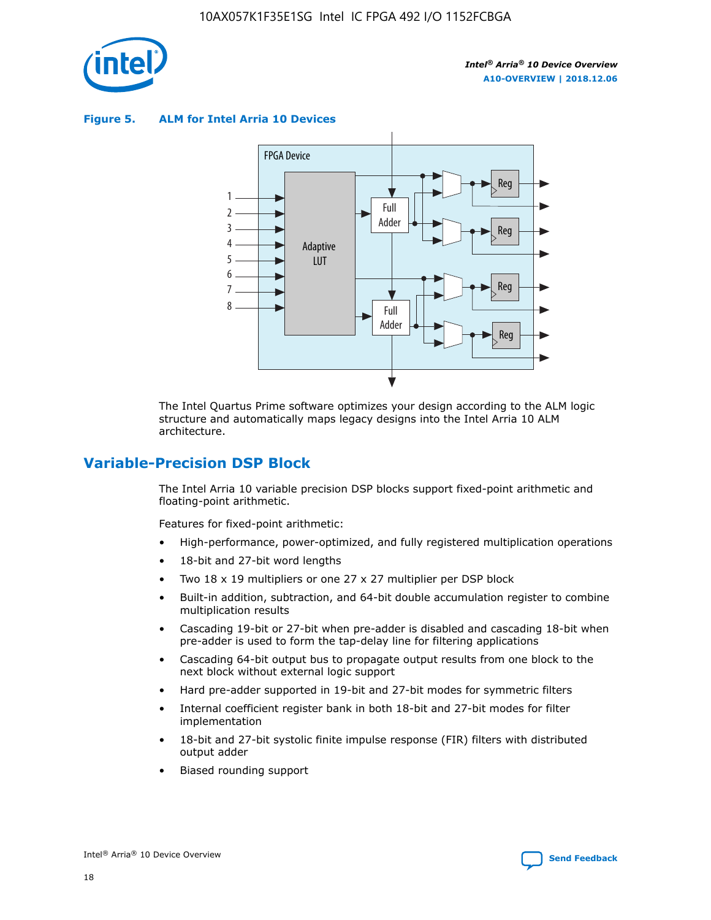**Figure 5. ALM for Intel Arria 10 Devices**

The Intel Quartus Prime software optimizes your design according to the ALM logic structure and automatically maps legacy designs into the Intel Arria 10 ALM architecture.

## Variable-Precision DSP Block

The Intel Arria 10 variable precision DSP blocks support fixed-point arithmetic and floating-point arithmetic.

Features for fixed-point arithmetic:

- High-performance, power-optimized, and fully registered multiplication operations
- 18-bit and 27-bit word lengths
- Two 18 x 19 multipliers or one 27 x 27 multiplier per DSP block
- Built-in addition, subtraction, and 64-bit double accumulation register to combine multiplication results
- Cascading 19-bit or 27-bit when pre-adder is disabled and cascading 18-bit when pre-adder is used to form the tap-delay line for filtering applications
- Cascading 64-bit output bus to propagate output results from one block to the next block without external logic support
- Hard pre-adder supported in 19-bit and 27-bit modes for symmetric filters
- Internal coefficient register bank in both 18-bit and 27-bit modes for filter implementation
- 18-bit and 27-bit systolic finite impulse response (FIR) filters with distributed output adder
- Biased rounding support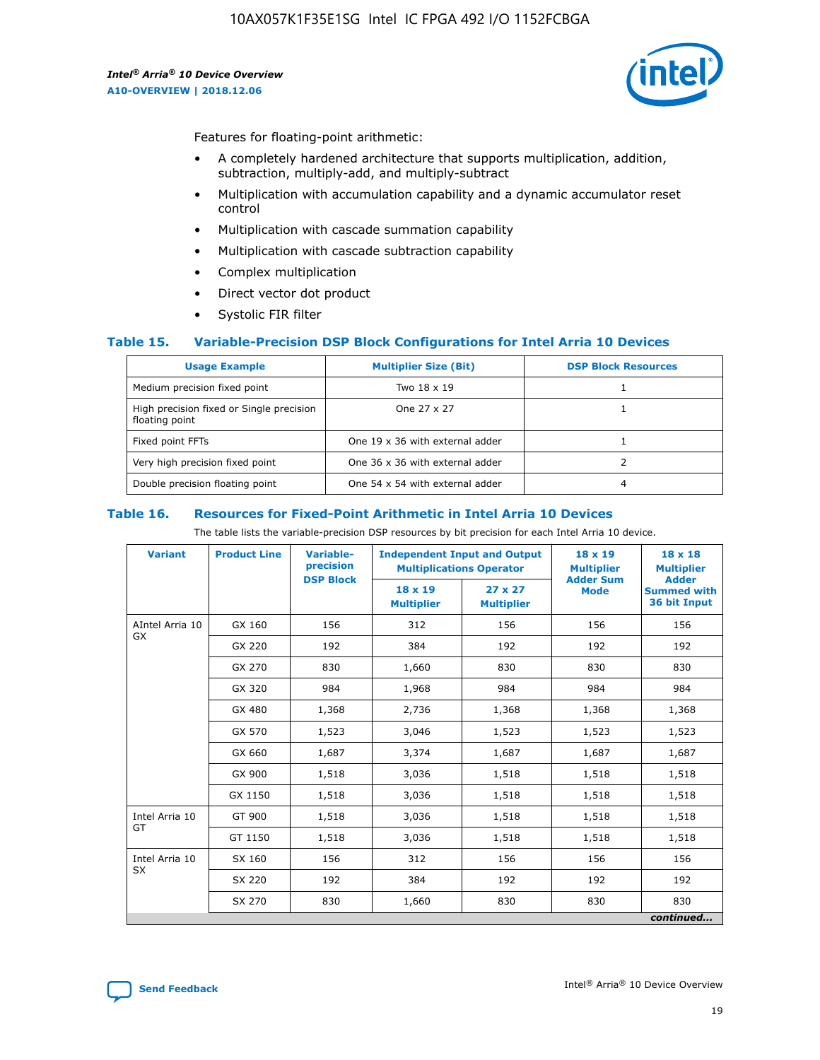Features for floating-point arithmetic:

- A completely hardened architecture that supports multiplication, addition, subtraction, multiply-add, and multiply-subtract
- Multiplication with accumulation capability and a dynamic accumulator reset control
- Multiplication with cascade summation capability
- Multiplication with cascade subtraction capability
- Complex multiplication
- Direct vector dot product
- Systolic FIR filter

### Table 15. Variable-Precision DSP Block Configurations for Intel Arria 10 Devices

| Usage Example | Multiplier Size (Bit) | DSP Block Resources |
|---|---|---|
| Medium precision fixed point | Two 18 x 19 | 1 |
| High precision fixed or Single precision floating point | One 27 x 27 | 1 |
| Fixed point FFTs | One 19 x 36 with external adder | 1 |
| Very high precision fixed point | One 36 x 36 with external adder | 2 |
| Double precision floating point | One 54 x 54 with external adder | 4 |

### Table 16. Resources for Fixed-Point Arithmetic in Intel Arria 10 Devices

The table lists the variable-precision DSP resources by bit precision for each Intel Arria 10 device.

| Variant | Product Line | Variable-precision DSP Block | Independent Input and Output Multiplications Operator | | 18 x 19 Multiplier Adder Sum Mode | 18 x 18 Multiplier Adder Summed with 36 bit Input |
|---|---|---|---|---|---|---|
| | | | 18 x 19 Multiplier | 27 x 27 Multiplier | | |
| AIntel Arria 10 GX | GX 160 | 156 | 312 | 156 | 156 | 156 |
| | GX 220 | 192 | 384 | 192 | 192 | 192 |
| | GX 270 | 830 | 1,660 | 830 | 830 | 830 |
| | GX 320 | 984 | 1,968 | 984 | 984 | 984 |
| | GX 480 | 1,368 | 2,736 | 1,368 | 1,368 | 1,368 |
| | GX 570 | 1,523 | 3,046 | 1,523 | 1,523 | 1,523 |
| | GX 660 | 1,687 | 3,374 | 1,687 | 1,687 | 1,687 |
| | GX 900 | 1,518 | 3,036 | 1,518 | 1,518 | 1,518 |
| | GX 1150 | 1,518 | 3,036 | 1,518 | 1,518 | 1,518 |
| Intel Arria 10 GT | GT 900 | 1,518 | 3,036 | 1,518 | 1,518 | 1,518 |
| | GT 1150 | 1,518 | 3,036 | 1,518 | 1,518 | 1,518 |
| Intel Arria 10 SX | SX 160 | 156 | 312 | 156 | 156 | 156 |
| | SX 220 | 192 | 384 | 192 | 192 | 192 |
| | SX 270 | 830 | 1,660 | 830 | 830 | 830 |

*continued...*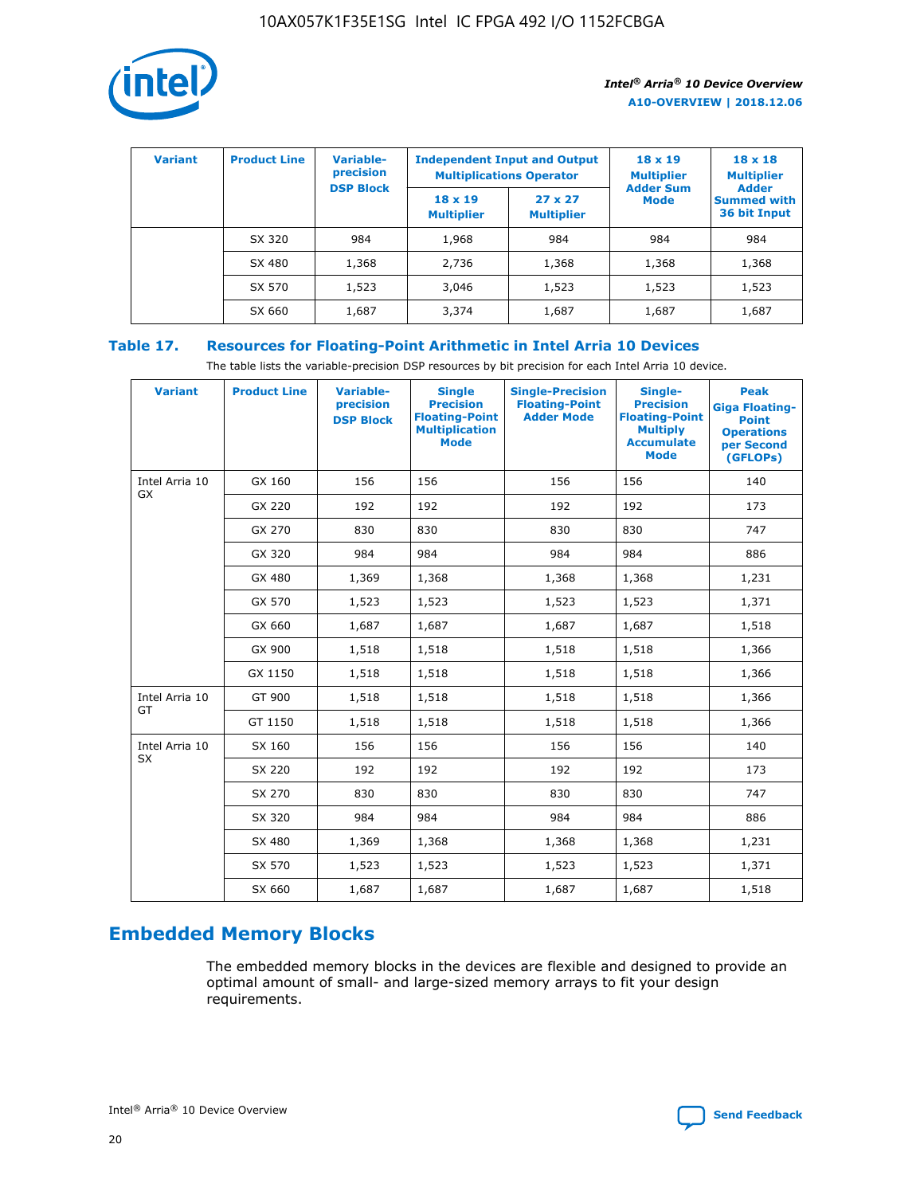| Variant | Product Line | Variable-precision DSP Block | Independent Input and Output Multiplications Operator | | 18 x 19 Multiplier Adder Sum Mode | 18 x 18 Multiplier Adder Summed with 36 bit Input |
|---|---|---|---|---|---|---|
| | | | 18 x 19 Multiplier | 27 x 27 Multiplier | | |
| | SX 320 | 984 | 1,968 | 984 | 984 | 984 |
| | SX 480 | 1,368 | 2,736 | 1,368 | 1,368 | 1,368 |
| | SX 570 | 1,523 | 3,046 | 1,523 | 1,523 | 1,523 |
| | SX 660 | 1,687 | 3,374 | 1,687 | 1,687 | 1,687 |

**Table 17. Resources for Floating-Point Arithmetic in Intel Arria 10 Devices**

The table lists the variable-precision DSP resources by bit precision for each Intel Arria 10 device.

| Variant | Product Line | Variable-precision DSP Block | Single Precision Floating-Point Multiplication Mode | Single-Precision Floating-Point Adder Mode | Single-Precision Floating-Point Multiply Accumulate Mode | Peak Giga Floating-Point Operations per Second (GFLOPs) |
|---|---|---|---|---|---|---|
| Intel Arria 10 GX | GX 160 | 156 | 156 | 156 | 156 | 140 |
| | GX 220 | 192 | 192 | 192 | 192 | 173 |
| | GX 270 | 830 | 830 | 830 | 830 | 747 |
| | GX 320 | 984 | 984 | 984 | 984 | 886 |
| | GX 480 | 1,369 | 1,368 | 1,368 | 1,368 | 1,231 |
| | GX 570 | 1,523 | 1,523 | 1,523 | 1,523 | 1,371 |
| | GX 660 | 1,687 | 1,687 | 1,687 | 1,687 | 1,518 |
| | GX 900 | 1,518 | 1,518 | 1,518 | 1,518 | 1,366 |
| | GX 1150 | 1,518 | 1,518 | 1,518 | 1,518 | 1,366 |
| Intel Arria 10 GT | GT 900 | 1,518 | 1,518 | 1,518 | 1,518 | 1,366 |
| | GT 1150 | 1,518 | 1,518 | 1,518 | 1,518 | 1,366 |
| Intel Arria 10 SX | SX 160 | 156 | 156 | 156 | 156 | 140 |
| | SX 220 | 192 | 192 | 192 | 192 | 173 |
| | SX 270 | 830 | 830 | 830 | 830 | 747 |
| | SX 320 | 984 | 984 | 984 | 984 | 886 |
| | SX 480 | 1,369 | 1,368 | 1,368 | 1,368 | 1,231 |
| | SX 570 | 1,523 | 1,523 | 1,523 | 1,523 | 1,371 |
| | SX 660 | 1,687 | 1,687 | 1,687 | 1,687 | 1,518 |

## Embedded Memory Blocks

The embedded memory blocks in the devices are flexible and designed to provide an optimal amount of small- and large-sized memory arrays to fit your design requirements.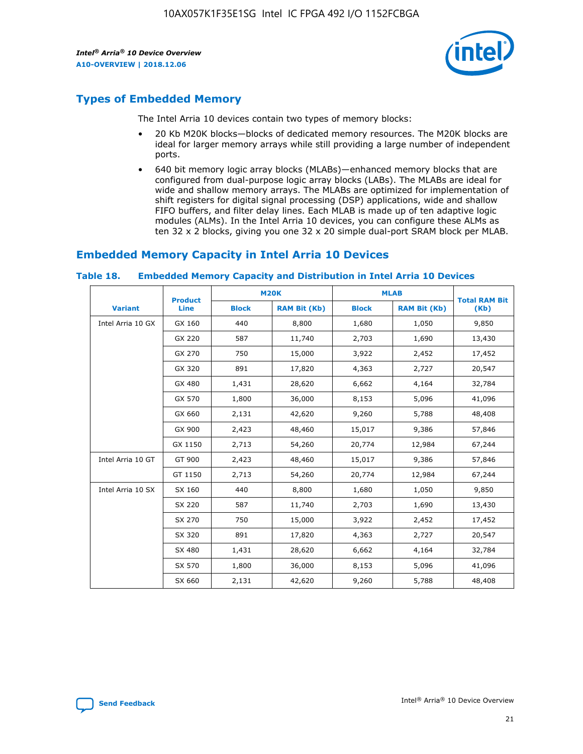## Types of Embedded Memory

The Intel Arria 10 devices contain two types of memory blocks:

- 20 Kb M20K blocks—blocks of dedicated memory resources. The M20K blocks are ideal for larger memory arrays while still providing a large number of independent ports.
- 640 bit memory logic array blocks (MLABs)—enhanced memory blocks that are configured from dual-purpose logic array blocks (LABs). The MLABs are ideal for wide and shallow memory arrays. The MLABs are optimized for implementation of shift registers for digital signal processing (DSP) applications, wide and shallow FIFO buffers, and filter delay lines. Each MLAB is made up of ten adaptive logic modules (ALMs). In the Intel Arria 10 devices, you can configure these ALMs as ten 32 x 2 blocks, giving you one 32 x 20 simple dual-port SRAM block per MLAB.

## Embedded Memory Capacity in Intel Arria 10 Devices

### Table 18. Embedded Memory Capacity and Distribution in Intel Arria 10 Devices

| Variant | Product Line | M20K | | MLAB | | Total RAM Bit (Kb) |
|---|---|---|---|---|---|---|
| | | Block | RAM Bit (Kb) | Block | RAM Bit (Kb) | |
| Intel Arria 10 GX | GX 160 | 440 | 8,800 | 1,680 | 1,050 | 9,850 |
| | GX 220 | 587 | 11,740 | 2,703 | 1,690 | 13,430 |
| | GX 270 | 750 | 15,000 | 3,922 | 2,452 | 17,452 |
| | GX 320 | 891 | 17,820 | 4,363 | 2,727 | 20,547 |
| | GX 480 | 1,431 | 28,620 | 6,662 | 4,164 | 32,784 |
| | GX 570 | 1,800 | 36,000 | 8,153 | 5,096 | 41,096 |
| | GX 660 | 2,131 | 42,620 | 9,260 | 5,788 | 48,408 |
| | GX 900 | 2,423 | 48,460 | 15,017 | 9,386 | 57,846 |
| | GX 1150 | 2,713 | 54,260 | 20,774 | 12,984 | 67,244 |
| Intel Arria 10 GT | GT 900 | 2,423 | 48,460 | 15,017 | 9,386 | 57,846 |
| | GT 1150 | 2,713 | 54,260 | 20,774 | 12,984 | 67,244 |
| Intel Arria 10 SX | SX 160 | 440 | 8,800 | 1,680 | 1,050 | 9,850 |
| | SX 220 | 587 | 11,740 | 2,703 | 1,690 | 13,430 |
| | SX 270 | 750 | 15,000 | 3,922 | 2,452 | 17,452 |
| | SX 320 | 891 | 17,820 | 4,363 | 2,727 | 20,547 |
| | SX 480 | 1,431 | 28,620 | 6,662 | 4,164 | 32,784 |
| | SX 570 | 1,800 | 36,000 | 8,153 | 5,096 | 41,096 |
| | SX 660 | 2,131 | 42,620 | 9,260 | 5,788 | 48,408 |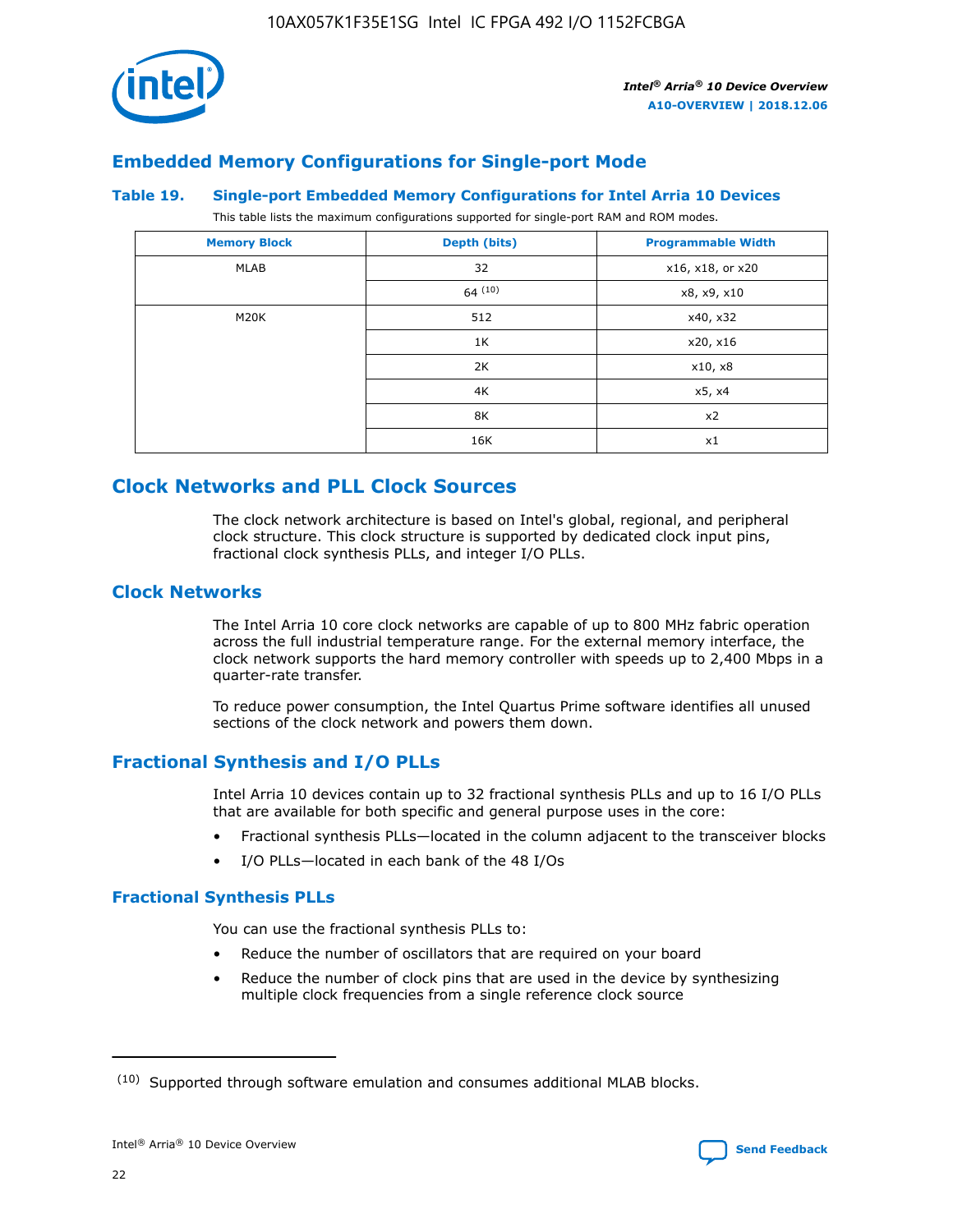## Embedded Memory Configurations for Single-port Mode

### Table 19. Single-port Embedded Memory Configurations for Intel Arria 10 Devices

This table lists the maximum configurations supported for single-port RAM and ROM modes.

| Memory Block | Depth (bits) | Programmable Width |
|---|---|---|
| MLAB | 32 | x16, x18, or x20 |
| | 64 [10] | x8, x9, x10 |
| M20K | 512 | x40, x32 |
| | 1K | x20, x16 |
| | 2K | x10, x8 |
| | 4K | x5, x4 |
| | 8K | x2 |
| | 16K | x1 |

# Clock Networks and PLL Clock Sources

The clock network architecture is based on Intel's global, regional, and peripheral clock structure. This clock structure is supported by dedicated clock input pins, fractional clock synthesis PLLs, and integer I/O PLLs.

## Clock Networks

The Intel Arria 10 core clock networks are capable of up to 800 MHz fabric operation across the full industrial temperature range. For the external memory interface, the clock network supports the hard memory controller with speeds up to 2,400 Mbps in a quarter-rate transfer.

To reduce power consumption, the Intel Quartus Prime software identifies all unused sections of the clock network and powers them down.

## Fractional Synthesis and I/O PLLs

Intel Arria 10 devices contain up to 32 fractional synthesis PLLs and up to 16 I/O PLLs that are available for both specific and general purpose uses in the core:

- Fractional synthesis PLLs—located in the column adjacent to the transceiver blocks
- I/O PLLs—located in each bank of the 48 I/Os

### Fractional Synthesis PLLs

You can use the fractional synthesis PLLs to:

- Reduce the number of oscillators that are required on your board
- Reduce the number of clock pins that are used in the device by synthesizing multiple clock frequencies from a single reference clock source

(10) Supported through software emulation and consumes additional MLAB blocks.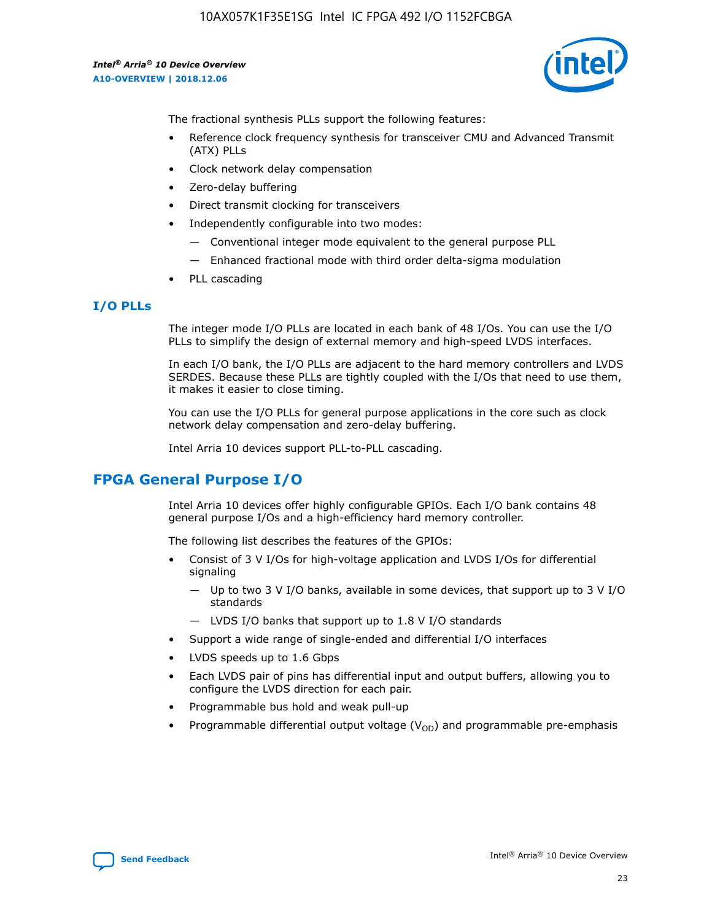The fractional synthesis PLLs support the following features:

- Reference clock frequency synthesis for transceiver CMU and Advanced Transmit (ATX) PLLs
- Clock network delay compensation
- Zero-delay buffering
- Direct transmit clocking for transceivers
- Independently configurable into two modes:
  - Conventional integer mode equivalent to the general purpose PLL
  - Enhanced fractional mode with third order delta-sigma modulation
- PLL cascading

### I/O PLLs

The integer mode I/O PLLs are located in each bank of 48 I/Os. You can use the I/O PLLs to simplify the design of external memory and high-speed LVDS interfaces.

In each I/O bank, the I/O PLLs are adjacent to the hard memory controllers and LVDS SERDES. Because these PLLs are tightly coupled with the I/Os that need to use them, it makes it easier to close timing.

You can use the I/O PLLs for general purpose applications in the core such as clock network delay compensation and zero-delay buffering.

Intel Arria 10 devices support PLL-to-PLL cascading.

## FPGA General Purpose I/O

Intel Arria 10 devices offer highly configurable GPIOs. Each I/O bank contains 48 general purpose I/Os and a high-efficiency hard memory controller.

The following list describes the features of the GPIOs:

- Consist of 3 V I/Os for high-voltage application and LVDS I/Os for differential signaling
  - Up to two 3 V I/O banks, available in some devices, that support up to 3 V I/O standards
  - LVDS I/O banks that support up to 1.8 V I/O standards
- Support a wide range of single-ended and differential I/O interfaces
- LVDS speeds up to 1.6 Gbps
- Each LVDS pair of pins has differential input and output buffers, allowing you to configure the LVDS direction for each pair.
- Programmable bus hold and weak pull-up
- Programmable differential output voltage ($V_{OD}$) and programmable pre-emphasis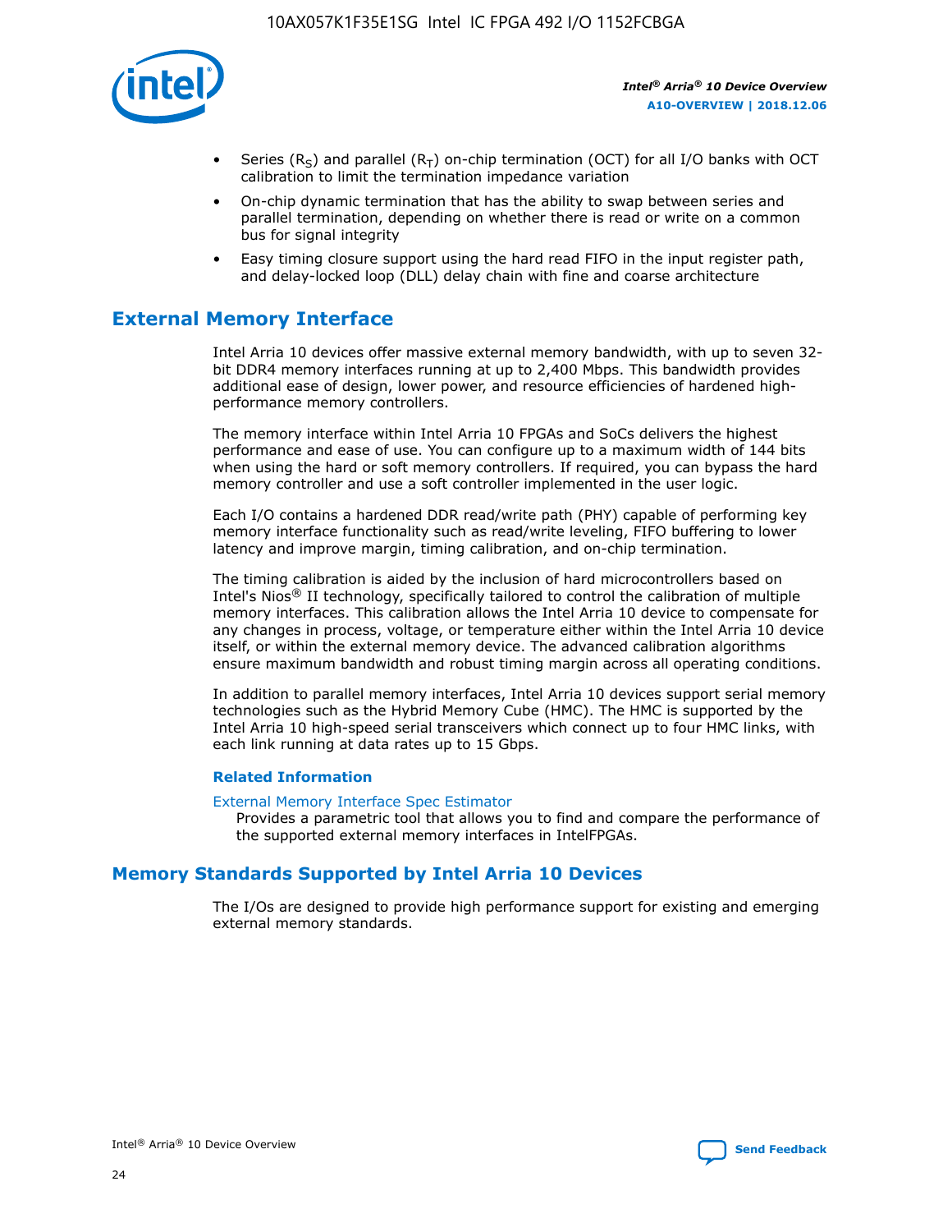- Series ($R_S$) and parallel ($R_T$) on-chip termination (OCT) for all I/O banks with OCT calibration to limit the termination impedance variation
- On-chip dynamic termination that has the ability to swap between series and parallel termination, depending on whether there is read or write on a common bus for signal integrity
- Easy timing closure support using the hard read FIFO in the input register path, and delay-locked loop (DLL) delay chain with fine and coarse architecture

## External Memory Interface

Intel Arria 10 devices offer massive external memory bandwidth, with up to seven 32-bit DDR4 memory interfaces running at up to 2,400 Mbps. This bandwidth provides additional ease of design, lower power, and resource efficiencies of hardened high-performance memory controllers.

The memory interface within Intel Arria 10 FPGAs and SoCs delivers the highest performance and ease of use. You can configure up to a maximum width of 144 bits when using the hard or soft memory controllers. If required, you can bypass the hard memory controller and use a soft controller implemented in the user logic.

Each I/O contains a hardened DDR read/write path (PHY) capable of performing key memory interface functionality such as read/write leveling, FIFO buffering to lower latency and improve margin, timing calibration, and on-chip termination.

The timing calibration is aided by the inclusion of hard microcontrollers based on Intel's Nios® II technology, specifically tailored to control the calibration of multiple memory interfaces. This calibration allows the Intel Arria 10 device to compensate for any changes in process, voltage, or temperature either within the Intel Arria 10 device itself, or within the external memory device. The advanced calibration algorithms ensure maximum bandwidth and robust timing margin across all operating conditions.

In addition to parallel memory interfaces, Intel Arria 10 devices support serial memory technologies such as the Hybrid Memory Cube (HMC). The HMC is supported by the Intel Arria 10 high-speed serial transceivers which connect up to four HMC links, with each link running at data rates up to 15 Gbps.

### Related Information

External Memory Interface Spec Estimator
Provides a parametric tool that allows you to find and compare the performance of the supported external memory interfaces in IntelFPGAs.

## Memory Standards Supported by Intel Arria 10 Devices

The I/Os are designed to provide high performance support for existing and emerging external memory standards.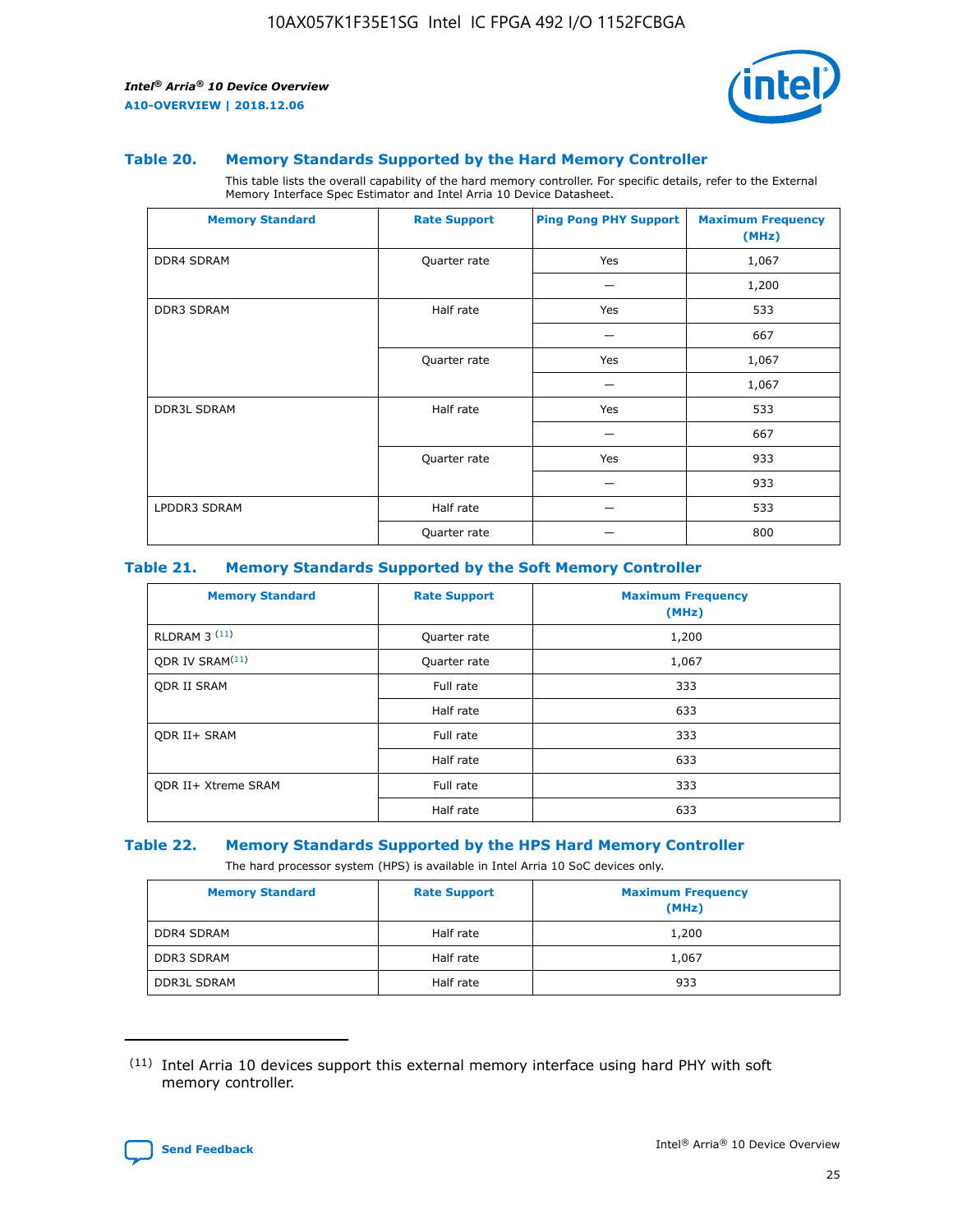### Table 20. Memory Standards Supported by the Hard Memory Controller

This table lists the overall capability of the hard memory controller. For specific details, refer to the External Memory Interface Spec Estimator and Intel Arria 10 Device Datasheet.

| Memory Standard | Rate Support | Ping Pong PHY Support | Maximum Frequency (MHz) |
|---|---|---|---|
| DDR4 SDRAM | Quarter rate | Yes | 1,067 |
| | | — | 1,200 |
| DDR3 SDRAM | Half rate | Yes | 533 |
| | | — | 667 |
| | Quarter rate | Yes | 1,067 |
| | | — | 1,067 |
| DDR3L SDRAM | Half rate | Yes | 533 |
| | | — | 667 |
| | Quarter rate | Yes | 933 |
| | | — | 933 |
| LPDDR3 SDRAM | Half rate | — | 533 |
| | Quarter rate | — | 800 |

### Table 21. Memory Standards Supported by the Soft Memory Controller

| Memory Standard | Rate Support | Maximum Frequency (MHz) |
|---|---|---|
| RLDRAM 3 [(11)] | Quarter rate | 1,200 |
| QDR IV SRAM[(11)] | Quarter rate | 1,067 |
| QDR II SRAM | Full rate | 333 |
| | Half rate | 633 |
| QDR II+ SRAM | Full rate | 333 |
| | Half rate | 633 |
| QDR II+ Xtreme SRAM | Full rate | 333 |
| | Half rate | 633 |

### Table 22. Memory Standards Supported by the HPS Hard Memory Controller

The hard processor system (HPS) is available in Intel Arria 10 SoC devices only.

| Memory Standard | Rate Support | Maximum Frequency (MHz) |
|---|---|---|
| DDR4 SDRAM | Half rate | 1,200 |
| DDR3 SDRAM | Half rate | 1,067 |
| DDR3L SDRAM | Half rate | 933 |

(11) Intel Arria 10 devices support this external memory interface using hard PHY with soft memory controller.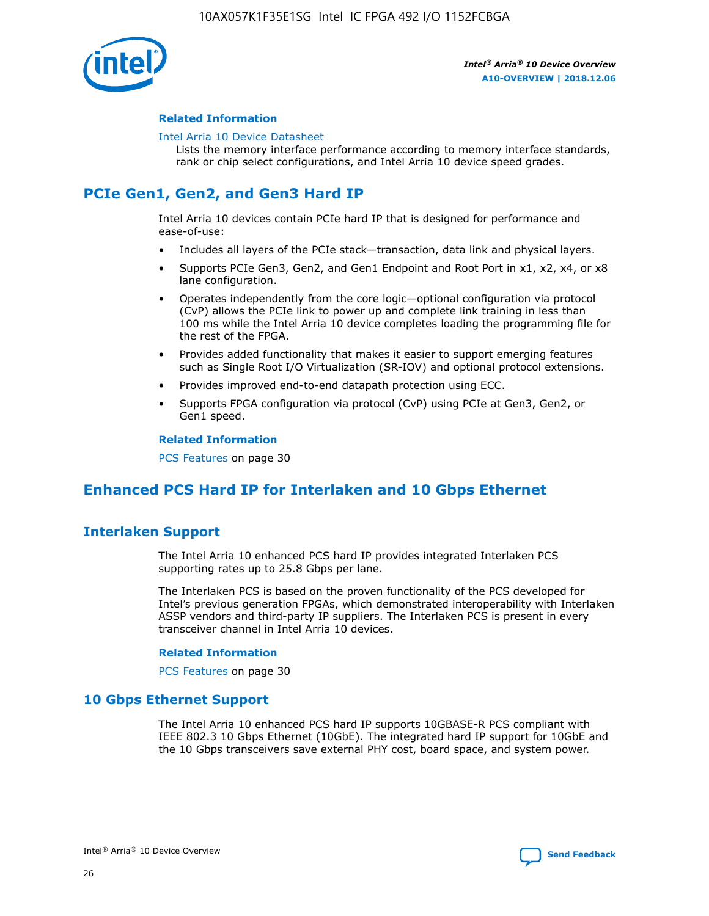#### Related Information

Intel Arria 10 Device Datasheet
Lists the memory interface performance according to memory interface standards, rank or chip select configurations, and Intel Arria 10 device speed grades.

## PCIe Gen1, Gen2, and Gen3 Hard IP

Intel Arria 10 devices contain PCIe hard IP that is designed for performance and ease-of-use:

- Includes all layers of the PCIe stack—transaction, data link and physical layers.
- Supports PCIe Gen3, Gen2, and Gen1 Endpoint and Root Port in x1, x2, x4, or x8 lane configuration.
- Operates independently from the core logic—optional configuration via protocol (CvP) allows the PCIe link to power up and complete link training in less than 100 ms while the Intel Arria 10 device completes loading the programming file for the rest of the FPGA.
- Provides added functionality that makes it easier to support emerging features such as Single Root I/O Virtualization (SR-IOV) and optional protocol extensions.
- Provides improved end-to-end datapath protection using ECC.
- Supports FPGA configuration via protocol (CvP) using PCIe at Gen3, Gen2, or Gen1 speed.

#### Related Information

PCS Features on page 30

## Enhanced PCS Hard IP for Interlaken and 10 Gbps Ethernet

### Interlaken Support

The Intel Arria 10 enhanced PCS hard IP provides integrated Interlaken PCS supporting rates up to 25.8 Gbps per lane.

The Interlaken PCS is based on the proven functionality of the PCS developed for Intel's previous generation FPGAs, which demonstrated interoperability with Interlaken ASSP vendors and third-party IP suppliers. The Interlaken PCS is present in every transceiver channel in Intel Arria 10 devices.

#### Related Information

PCS Features on page 30

### 10 Gbps Ethernet Support

The Intel Arria 10 enhanced PCS hard IP supports 10GBASE-R PCS compliant with IEEE 802.3 10 Gbps Ethernet (10GbE). The integrated hard IP support for 10GbE and the 10 Gbps transceivers save external PHY cost, board space, and system power.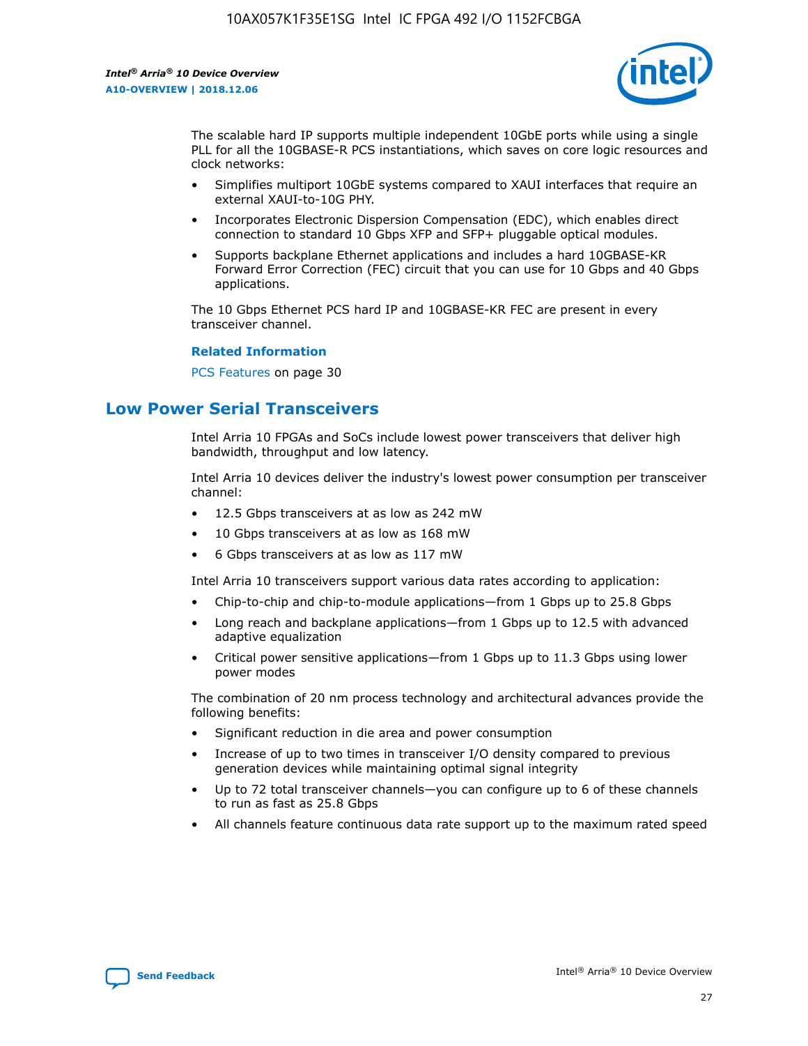The scalable hard IP supports multiple independent 10GbE ports while using a single PLL for all the 10GBASE-R PCS instantiations, which saves on core logic resources and clock networks:

- Simplifies multiport 10GbE systems compared to XAUI interfaces that require an external XAUI-to-10G PHY.
- Incorporates Electronic Dispersion Compensation (EDC), which enables direct connection to standard 10 Gbps XFP and SFP+ pluggable optical modules.
- Supports backplane Ethernet applications and includes a hard 10GBASE-KR Forward Error Correction (FEC) circuit that you can use for 10 Gbps and 40 Gbps applications.

The 10 Gbps Ethernet PCS hard IP and 10GBASE-KR FEC are present in every transceiver channel.

**Related Information**

PCS Features on page 30

## Low Power Serial Transceivers

Intel Arria 10 FPGAs and SoCs include lowest power transceivers that deliver high bandwidth, throughput and low latency.

Intel Arria 10 devices deliver the industry's lowest power consumption per transceiver channel:

- 12.5 Gbps transceivers at as low as 242 mW
- 10 Gbps transceivers at as low as 168 mW
- 6 Gbps transceivers at as low as 117 mW

Intel Arria 10 transceivers support various data rates according to application:

- Chip-to-chip and chip-to-module applications—from 1 Gbps up to 25.8 Gbps
- Long reach and backplane applications—from 1 Gbps up to 12.5 with advanced adaptive equalization
- Critical power sensitive applications—from 1 Gbps up to 11.3 Gbps using lower power modes

The combination of 20 nm process technology and architectural advances provide the following benefits:

- Significant reduction in die area and power consumption
- Increase of up to two times in transceiver I/O density compared to previous generation devices while maintaining optimal signal integrity
- Up to 72 total transceiver channels—you can configure up to 6 of these channels to run as fast as 25.8 Gbps
- All channels feature continuous data rate support up to the maximum rated speed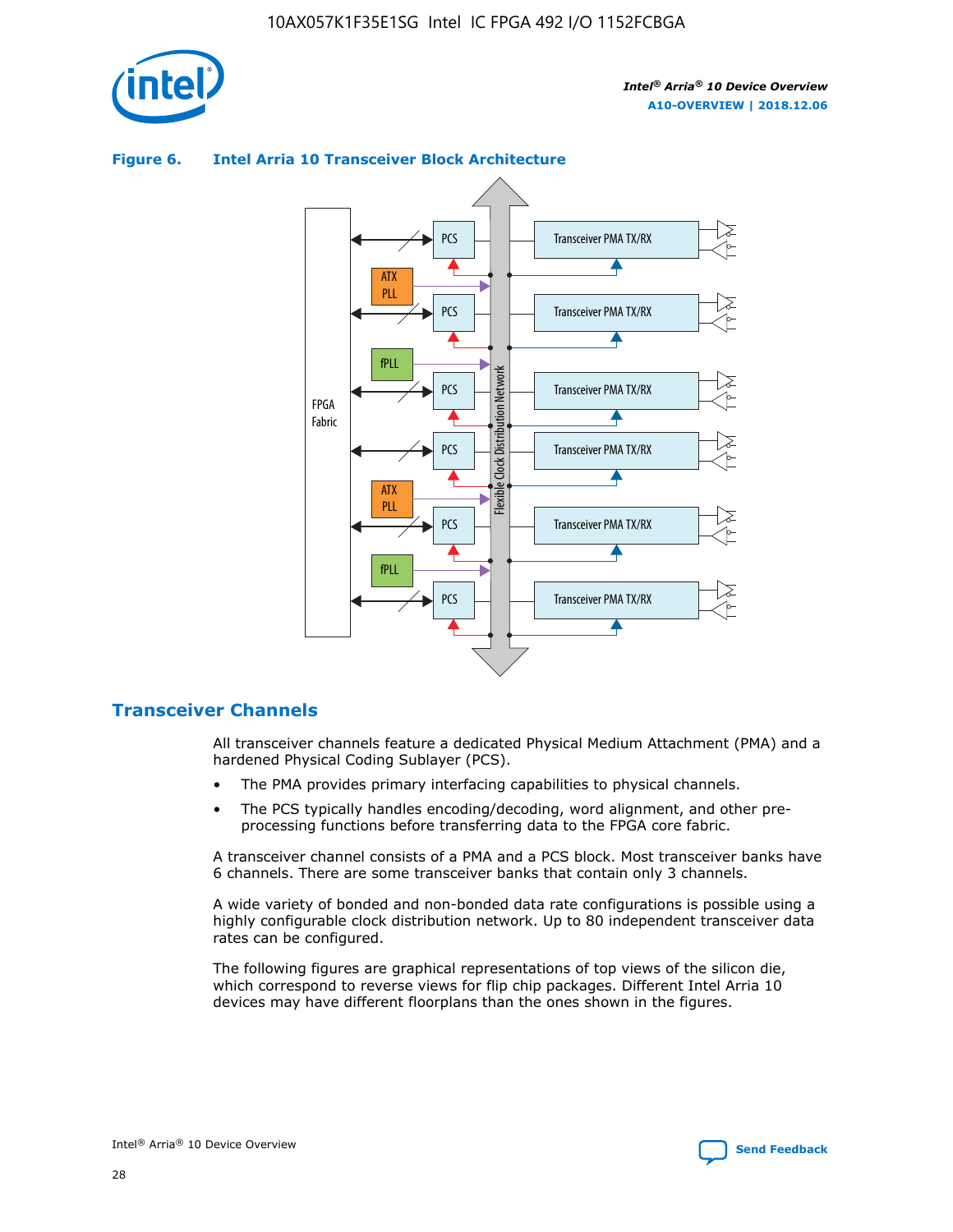**Figure 6. Intel Arria 10 Transceiver Block Architecture**

## Transceiver Channels

All transceiver channels feature a dedicated Physical Medium Attachment (PMA) and a hardened Physical Coding Sublayer (PCS).

- The PMA provides primary interfacing capabilities to physical channels.
- The PCS typically handles encoding/decoding, word alignment, and other pre-processing functions before transferring data to the FPGA core fabric.

A transceiver channel consists of a PMA and a PCS block. Most transceiver banks have 6 channels. There are some transceiver banks that contain only 3 channels.

A wide variety of bonded and non-bonded data rate configurations is possible using a highly configurable clock distribution network. Up to 80 independent transceiver data rates can be configured.

The following figures are graphical representations of top views of the silicon die, which correspond to reverse views for flip chip packages. Different Intel Arria 10 devices may have different floorplans than the ones shown in the figures.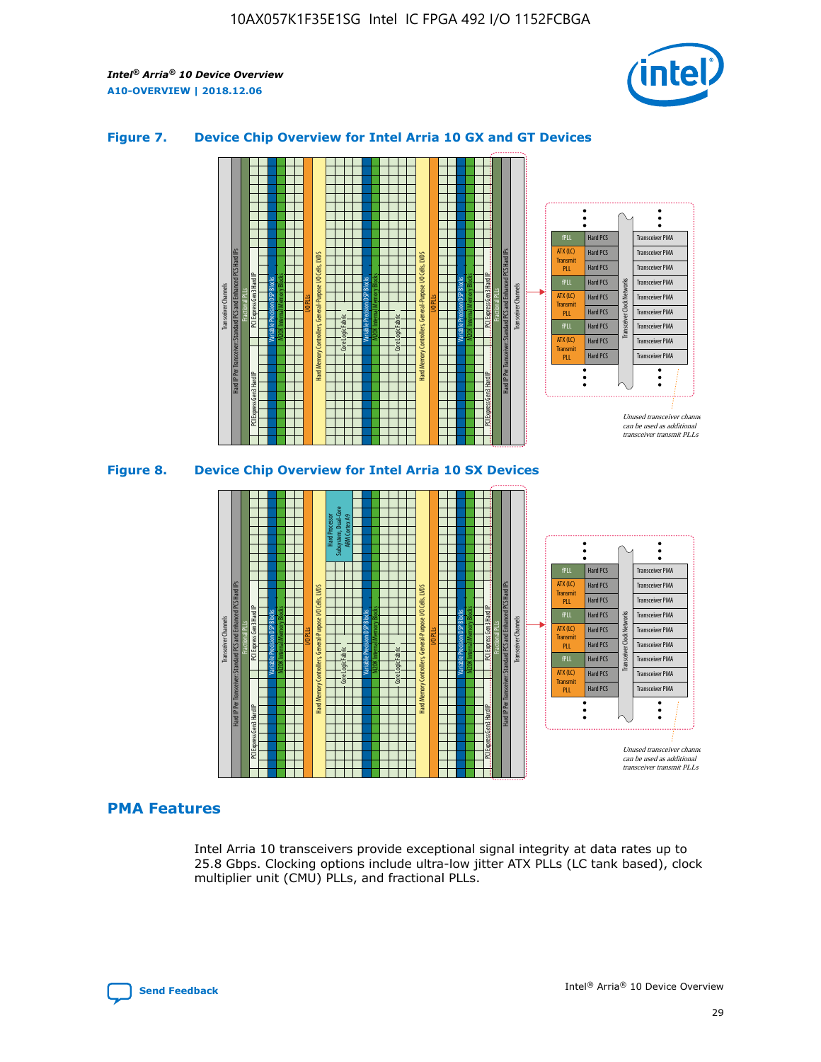**Figure 7. Device Chip Overview for Intel Arria 10 GX and GT Devices**

**Figure 8. Device Chip Overview for Intel Arria 10 SX Devices**

## PMA Features

Intel Arria 10 transceivers provide exceptional signal integrity at data rates up to 25.8 Gbps. Clocking options include ultra-low jitter ATX PLLs (LC tank based), clock multiplier unit (CMU) PLLs, and fractional PLLs.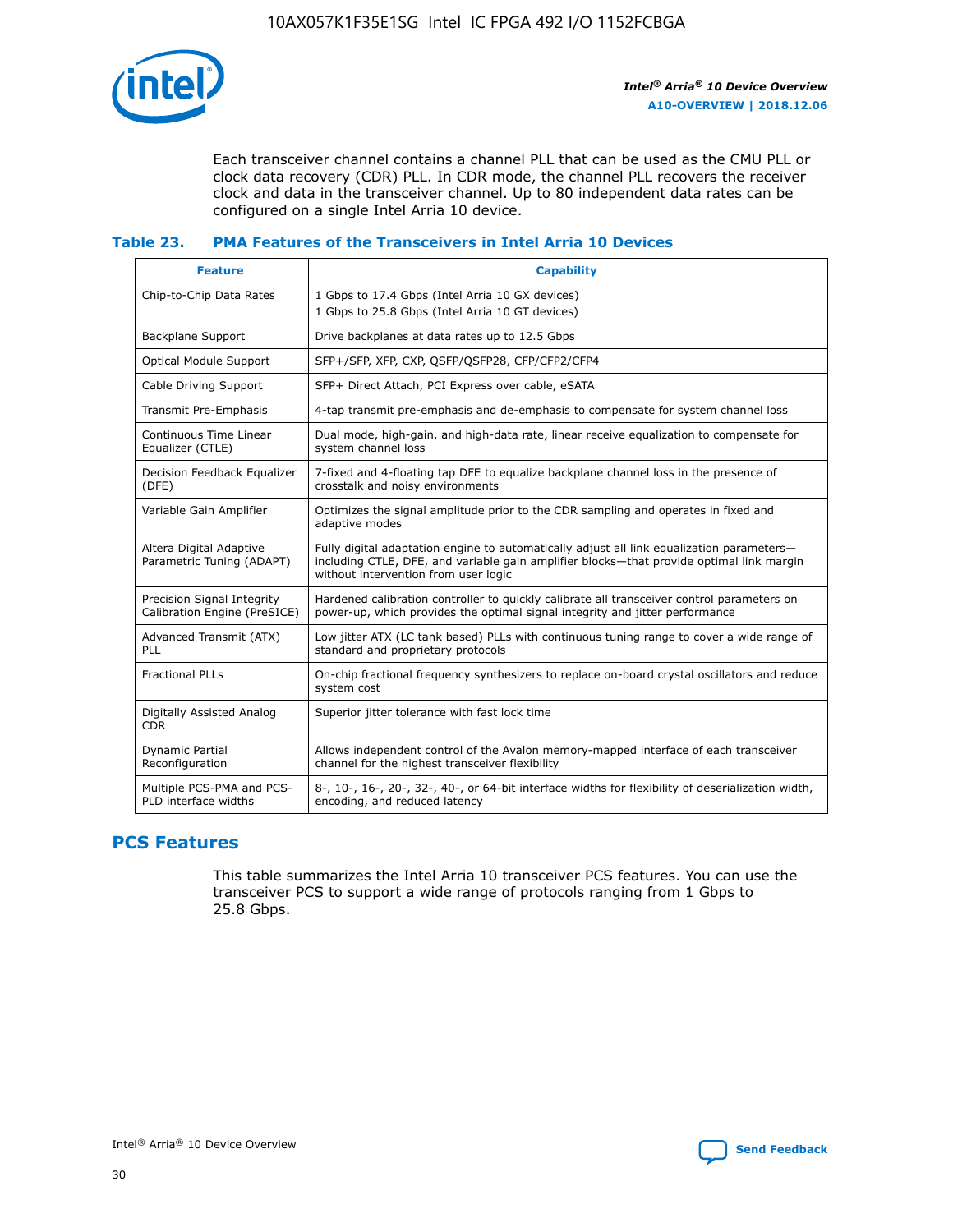Each transceiver channel contains a channel PLL that can be used as the CMU PLL or clock data recovery (CDR) PLL. In CDR mode, the channel PLL recovers the receiver clock and data in the transceiver channel. Up to 80 independent data rates can be configured on a single Intel Arria 10 device.

### Table 23. PMA Features of the Transceivers in Intel Arria 10 Devices

| Feature | Capability |
|---|---|
| Chip-to-Chip Data Rates | 1 Gbps to 17.4 Gbps (Intel Arria 10 GX devices)<br>1 Gbps to 25.8 Gbps (Intel Arria 10 GT devices) |
| Backplane Support | Drive backplanes at data rates up to 12.5 Gbps |
| Optical Module Support | SFP+/SFP, XFP, CXP, QSFP/QSFP28, CFP/CFP2/CFP4 |
| Cable Driving Support | SFP+ Direct Attach, PCI Express over cable, eSATA |
| Transmit Pre-Emphasis | 4-tap transmit pre-emphasis and de-emphasis to compensate for system channel loss |
| Continuous Time Linear Equalizer (CTLE) | Dual mode, high-gain, and high-data rate, linear receive equalization to compensate for system channel loss |
| Decision Feedback Equalizer (DFE) | 7-fixed and 4-floating tap DFE to equalize backplane channel loss in the presence of crosstalk and noisy environments |
| Variable Gain Amplifier | Optimizes the signal amplitude prior to the CDR sampling and operates in fixed and adaptive modes |
| Altera Digital Adaptive Parametric Tuning (ADAPT) | Fully digital adaptation engine to automatically adjust all link equalization parameters—including CTLE, DFE, and variable gain amplifier blocks—that provide optimal link margin without intervention from user logic |
| Precision Signal Integrity Calibration Engine (PreSICE) | Hardened calibration controller to quickly calibrate all transceiver control parameters on power-up, which provides the optimal signal integrity and jitter performance |
| Advanced Transmit (ATX) PLL | Low jitter ATX (LC tank based) PLLs with continuous tuning range to cover a wide range of standard and proprietary protocols |
| Fractional PLLs | On-chip fractional frequency synthesizers to replace on-board crystal oscillators and reduce system cost |
| Digitally Assisted Analog CDR | Superior jitter tolerance with fast lock time |
| Dynamic Partial Reconfiguration | Allows independent control of the Avalon memory-mapped interface of each transceiver channel for the highest transceiver flexibility |
| Multiple PCS-PMA and PCS-PLD interface widths | 8-, 10-, 16-, 20-, 32-, 40-, or 64-bit interface widths for flexibility of deserialization width, encoding, and reduced latency |

## PCS Features

This table summarizes the Intel Arria 10 transceiver PCS features. You can use the transceiver PCS to support a wide range of protocols ranging from 1 Gbps to 25.8 Gbps.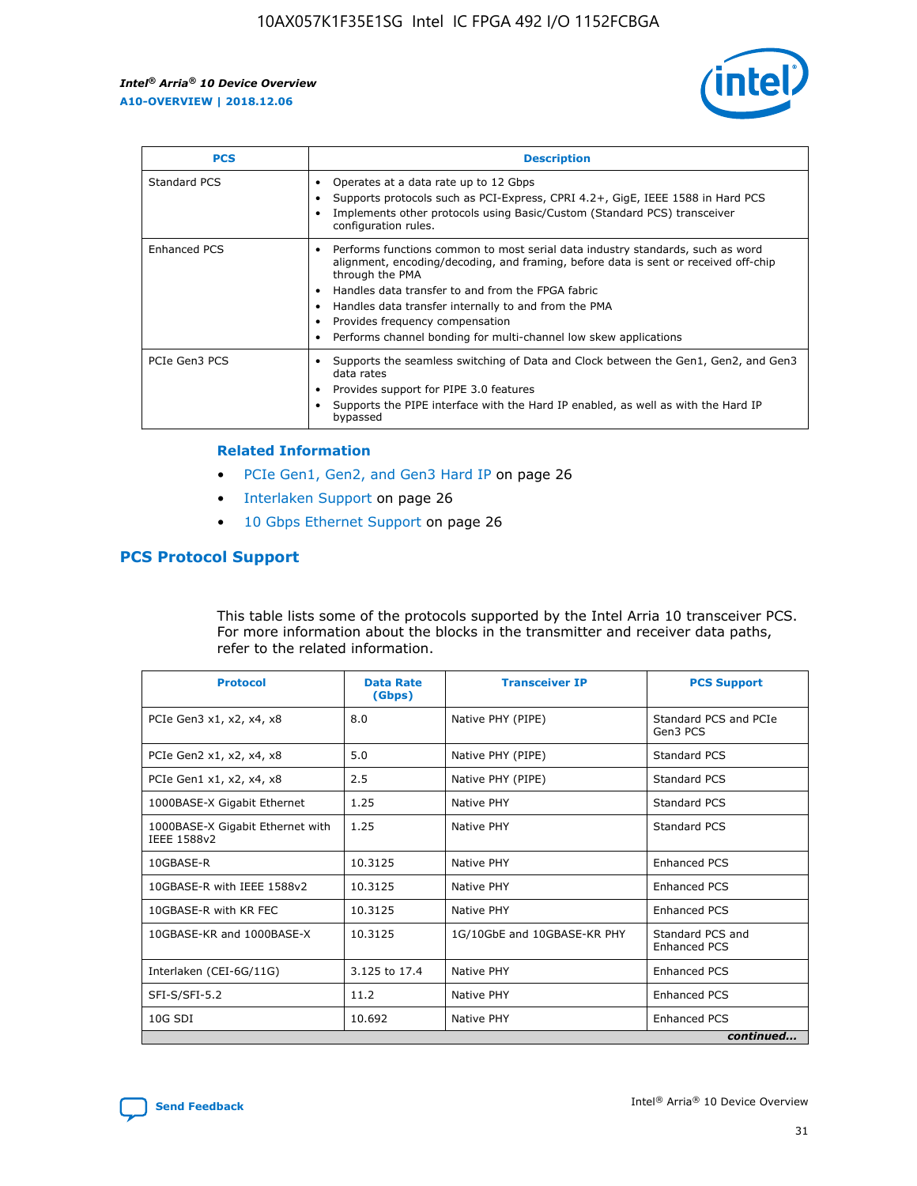| PCS | Description |
| --- | --- |
| Standard PCS | • Operates at a data rate up to 12 Gbps<br>• Supports protocols such as PCI-Express, CPRI 4.2+, GigE, IEEE 1588 in Hard PCS<br>• Implements other protocols using Basic/Custom (Standard PCS) transceiver configuration rules. |
| Enhanced PCS | • Performs functions common to most serial data industry standards, such as word alignment, encoding/decoding, and framing, before data is sent or received off-chip through the PMA<br>• Handles data transfer to and from the FPGA fabric<br>• Handles data transfer internally to and from the PMA<br>• Provides frequency compensation<br>• Performs channel bonding for multi-channel low skew applications |
| PCIe Gen3 PCS | • Supports the seamless switching of Data and Clock between the Gen1, Gen2, and Gen3 data rates<br>• Provides support for PIPE 3.0 features<br>• Supports the PIPE interface with the Hard IP enabled, as well as with the Hard IP bypassed |

### Related Information

- PCIe Gen1, Gen2, and Gen3 Hard IP on page 26
- Interlaken Support on page 26
- 10 Gbps Ethernet Support on page 26

## PCS Protocol Support

This table lists some of the protocols supported by the Intel Arria 10 transceiver PCS. For more information about the blocks in the transmitter and receiver data paths, refer to the related information.

| Protocol | Data Rate (Gbps) | Transceiver IP | PCS Support |
| --- | --- | --- | --- |
| PCIe Gen3 x1, x2, x4, x8 | 8.0 | Native PHY (PIPE) | Standard PCS and PCIe Gen3 PCS |
| PCIe Gen2 x1, x2, x4, x8 | 5.0 | Native PHY (PIPE) | Standard PCS |
| PCIe Gen1 x1, x2, x4, x8 | 2.5 | Native PHY (PIPE) | Standard PCS |
| 1000BASE-X Gigabit Ethernet | 1.25 | Native PHY | Standard PCS |
| 1000BASE-X Gigabit Ethernet with IEEE 1588v2 | 1.25 | Native PHY | Standard PCS |
| 10GBASE-R | 10.3125 | Native PHY | Enhanced PCS |
| 10GBASE-R with IEEE 1588v2 | 10.3125 | Native PHY | Enhanced PCS |
| 10GBASE-R with KR FEC | 10.3125 | Native PHY | Enhanced PCS |
| 10GBASE-KR and 1000BASE-X | 10.3125 | 1G/10GbE and 10GBASE-KR PHY | Standard PCS and Enhanced PCS |
| Interlaken (CEI-6G/11G) | 3.125 to 17.4 | Native PHY | Enhanced PCS |
| SFI-S/SFI-5.2 | 11.2 | Native PHY | Enhanced PCS |
| 10G SDI | 10.692 | Native PHY | Enhanced PCS |

*continued...*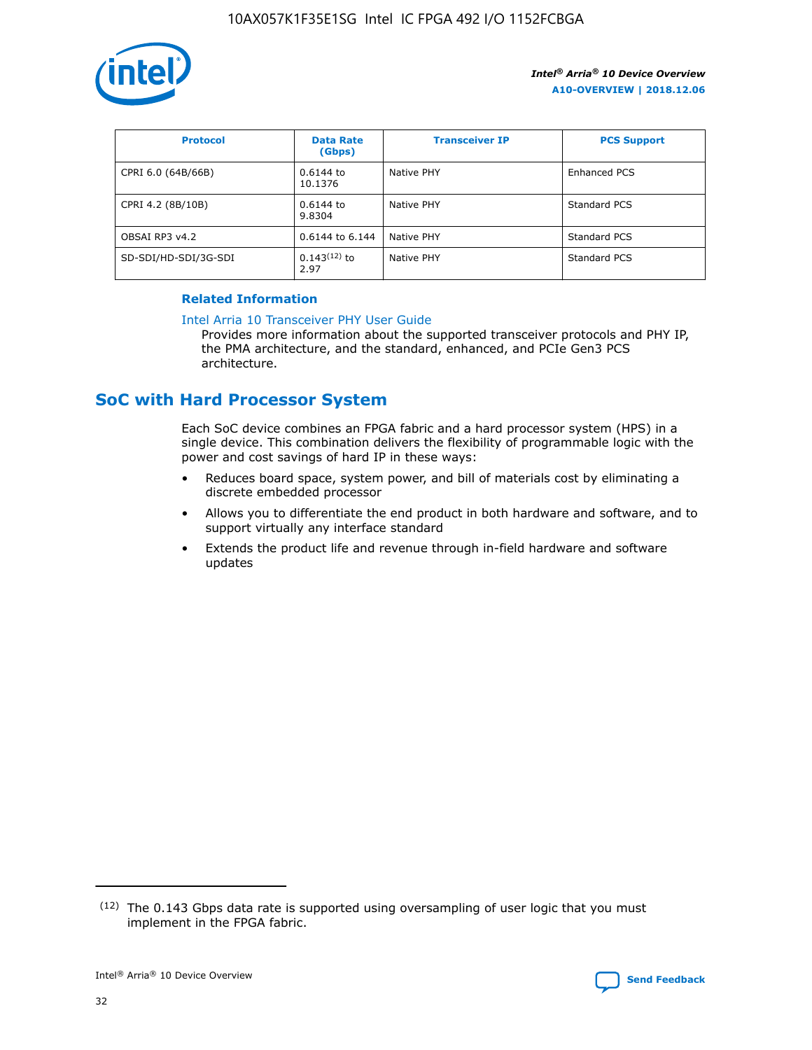| Protocol | Data Rate (Gbps) | Transceiver IP | PCS Support |
|---|---|---|---|
| CPRI 6.0 (64B/66B) | 0.6144 to 10.1376 | Native PHY | Enhanced PCS |
| CPRI 4.2 (8B/10B) | 0.6144 to 9.8304 | Native PHY | Standard PCS |
| OBSAI RP3 v4.2 | 0.6144 to 6.144 | Native PHY | Standard PCS |
| SD-SDI/HD-SDI/3G-SDI | 0.143[12] to 2.97 | Native PHY | Standard PCS |

**Related Information**

Intel Arria 10 Transceiver PHY User Guide
Provides more information about the supported transceiver protocols and PHY IP, the PMA architecture, and the standard, enhanced, and PCIe Gen3 PCS architecture.

## SoC with Hard Processor System

Each SoC device combines an FPGA fabric and a hard processor system (HPS) in a single device. This combination delivers the flexibility of programmable logic with the power and cost savings of hard IP in these ways:

- Reduces board space, system power, and bill of materials cost by eliminating a discrete embedded processor
- Allows you to differentiate the end product in both hardware and software, and to support virtually any interface standard
- Extends the product life and revenue through in-field hardware and software updates

(12) The 0.143 Gbps data rate is supported using oversampling of user logic that you must implement in the FPGA fabric.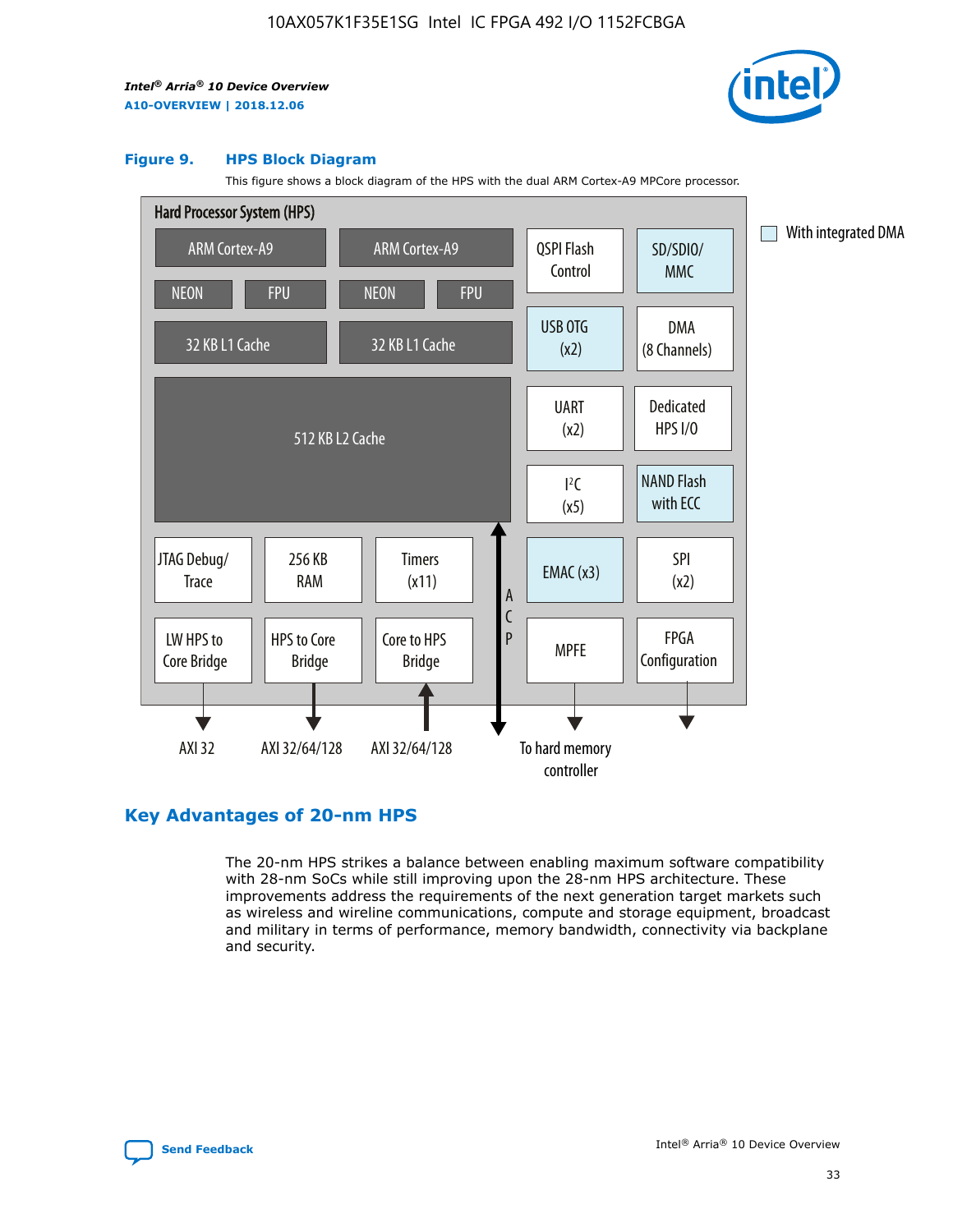**Figure 9. HPS Block Diagram**

This figure shows a block diagram of the HPS with the dual ARM Cortex-A9 MPCore processor.

Hard Processor System (HPS)

- ARM Cortex-A9 (NEON, FPU, 32 KB L1 Cache)
- ARM Cortex-A9 (NEON, FPU, 32 KB L1 Cache)
- 512 KB L2 Cache
- QSPI Flash Control
- SD/SDIO/MMC
- USB OTG (x2)
- DMA (8 Channels)
- UART (x2)
- Dedicated HPS I/O
- $I^2C$ (x5)
- NAND Flash with ECC
- JTAG Debug/Trace
- 256 KB RAM
- Timers (x11)
- EMAC (x3)
- SPI (x2)
- LW HPS to Core Bridge — AXI 32
- HPS to Core Bridge — AXI 32/64/128
- Core to HPS Bridge — AXI 32/64/128
- ACP
- MPFE — To hard memory controller
- FPGA Configuration

With integrated DMA: SD/SDIO/MMC, USB OTG (x2), NAND Flash with ECC, EMAC (x3)

## Key Advantages of 20-nm HPS

The 20-nm HPS strikes a balance between enabling maximum software compatibility with 28-nm SoCs while still improving upon the 28-nm HPS architecture. These improvements address the requirements of the next generation target markets such as wireless and wireline communications, compute and storage equipment, broadcast and military in terms of performance, memory bandwidth, connectivity via backplane and security.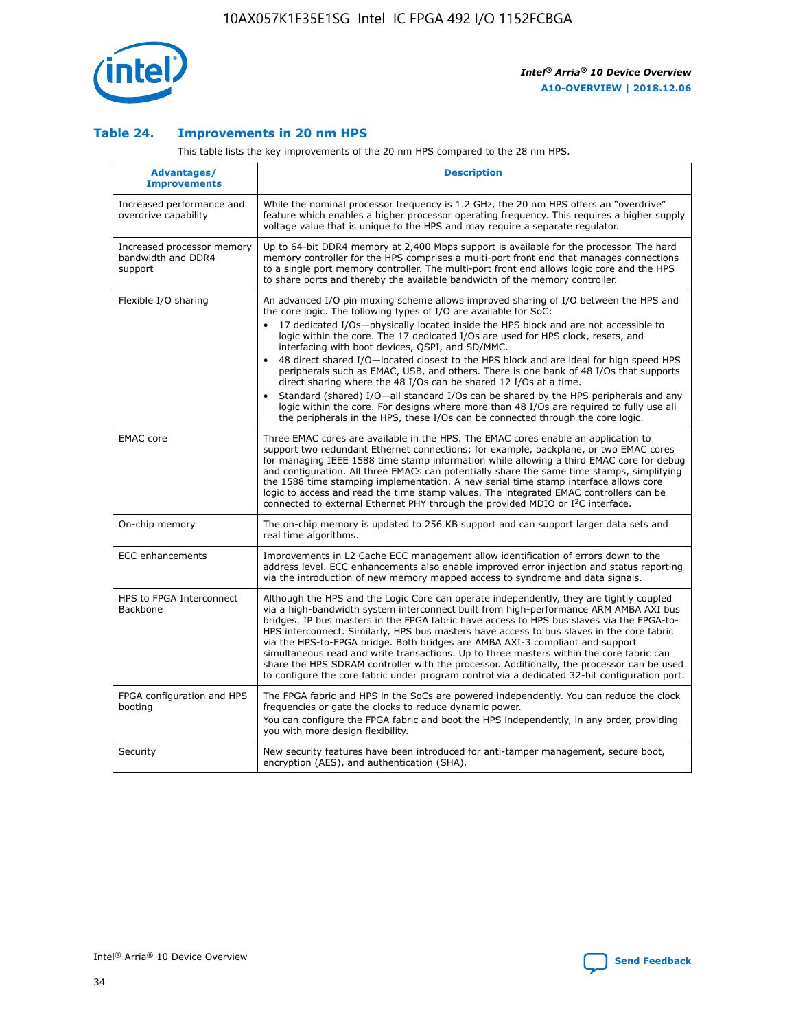### Table 24. Improvements in 20 nm HPS

This table lists the key improvements of the 20 nm HPS compared to the 28 nm HPS.

| Advantages/ Improvements | Description |
|---|---|
| Increased performance and overdrive capability | While the nominal processor frequency is 1.2 GHz, the 20 nm HPS offers an "overdrive" feature which enables a higher processor operating frequency. This requires a higher supply voltage value that is unique to the HPS and may require a separate regulator. |
| Increased processor memory bandwidth and DDR4 support | Up to 64-bit DDR4 memory at 2,400 Mbps support is available for the processor. The hard memory controller for the HPS comprises a multi-port front end that manages connections to a single port memory controller. The multi-port front end allows logic core and the HPS to share ports and thereby the available bandwidth of the memory controller. |
| Flexible I/O sharing | An advanced I/O pin muxing scheme allows improved sharing of I/O between the HPS and the core logic. The following types of I/O are available for SoC:<br>• 17 dedicated I/Os—physically located inside the HPS block and are not accessible to logic within the core. The 17 dedicated I/Os are used for HPS clock, resets, and interfacing with boot devices, QSPI, and SD/MMC.<br>• 48 direct shared I/O—located closest to the HPS block and are ideal for high speed HPS peripherals such as EMAC, USB, and others. There is one bank of 48 I/Os that supports direct sharing where the 48 I/Os can be shared 12 I/Os at a time.<br>• Standard (shared) I/O—all standard I/Os can be shared by the HPS peripherals and any logic within the core. For designs where more than 48 I/Os are required to fully use all the peripherals in the HPS, these I/Os can be connected through the core logic. |
| EMAC core | Three EMAC cores are available in the HPS. The EMAC cores enable an application to support two redundant Ethernet connections; for example, backplane, or two EMAC cores for managing IEEE 1588 time stamp information while allowing a third EMAC core for debug and configuration. All three EMACs can potentially share the same time stamps, simplifying the 1588 time stamping implementation. A new serial time stamp interface allows core logic to access and read the time stamp values. The integrated EMAC controllers can be connected to external Ethernet PHY through the provided MDIO or I2C interface. |
| On-chip memory | The on-chip memory is updated to 256 KB support and can support larger data sets and real time algorithms. |
| ECC enhancements | Improvements in L2 Cache ECC management allow identification of errors down to the address level. ECC enhancements also enable improved error injection and status reporting via the introduction of new memory mapped access to syndrome and data signals. |
| HPS to FPGA Interconnect Backbone | Although the HPS and the Logic Core can operate independently, they are tightly coupled via a high-bandwidth system interconnect built from high-performance ARM AMBA AXI bus bridges. IP bus masters in the FPGA fabric have access to HPS bus slaves via the FPGA-to-HPS interconnect. Similarly, HPS bus masters have access to bus slaves in the core fabric via the HPS-to-FPGA bridge. Both bridges are AMBA AXI-3 compliant and support simultaneous read and write transactions. Up to three masters within the core fabric can share the HPS SDRAM controller with the processor. Additionally, the processor can be used to configure the core fabric under program control via a dedicated 32-bit configuration port. |
| FPGA configuration and HPS booting | The FPGA fabric and HPS in the SoCs are powered independently. You can reduce the clock frequencies or gate the clocks to reduce dynamic power.<br>You can configure the FPGA fabric and boot the HPS independently, in any order, providing you with more design flexibility. |
| Security | New security features have been introduced for anti-tamper management, secure boot, encryption (AES), and authentication (SHA). |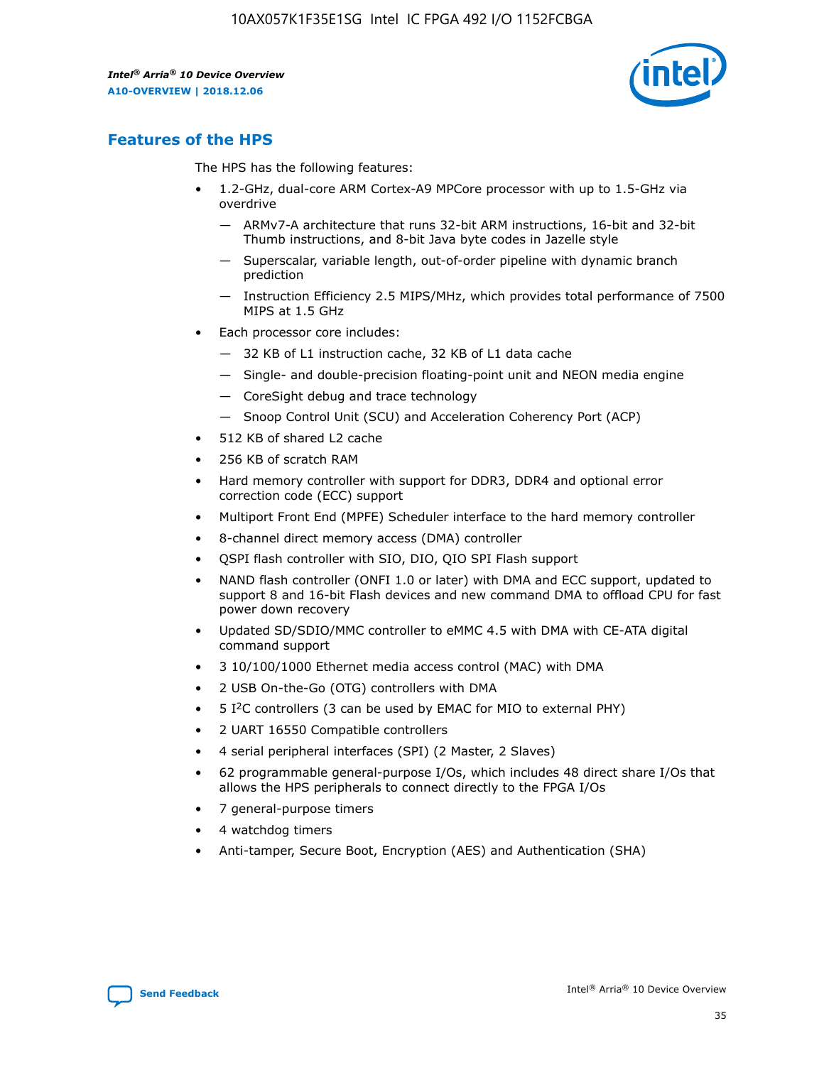## Features of the HPS

The HPS has the following features:

- 1.2-GHz, dual-core ARM Cortex-A9 MPCore processor with up to 1.5-GHz via overdrive
  - — ARMv7-A architecture that runs 32-bit ARM instructions, 16-bit and 32-bit Thumb instructions, and 8-bit Java byte codes in Jazelle style
  - — Superscalar, variable length, out-of-order pipeline with dynamic branch prediction
  - — Instruction Efficiency 2.5 MIPS/MHz, which provides total performance of 7500 MIPS at 1.5 GHz
- Each processor core includes:
  - — 32 KB of L1 instruction cache, 32 KB of L1 data cache
  - — Single- and double-precision floating-point unit and NEON media engine
  - — CoreSight debug and trace technology
  - — Snoop Control Unit (SCU) and Acceleration Coherency Port (ACP)
- 512 KB of shared L2 cache
- 256 KB of scratch RAM
- Hard memory controller with support for DDR3, DDR4 and optional error correction code (ECC) support
- Multiport Front End (MPFE) Scheduler interface to the hard memory controller
- 8-channel direct memory access (DMA) controller
- QSPI flash controller with SIO, DIO, QIO SPI Flash support
- NAND flash controller (ONFI 1.0 or later) with DMA and ECC support, updated to support 8 and 16-bit Flash devices and new command DMA to offload CPU for fast power down recovery
- Updated SD/SDIO/MMC controller to eMMC 4.5 with DMA with CE-ATA digital command support
- 3 10/100/1000 Ethernet media access control (MAC) with DMA
- 2 USB On-the-Go (OTG) controllers with DMA
- 5 I²C controllers (3 can be used by EMAC for MIO to external PHY)
- 2 UART 16550 Compatible controllers
- 4 serial peripheral interfaces (SPI) (2 Master, 2 Slaves)
- 62 programmable general-purpose I/Os, which includes 48 direct share I/Os that allows the HPS peripherals to connect directly to the FPGA I/Os
- 7 general-purpose timers
- 4 watchdog timers
- Anti-tamper, Secure Boot, Encryption (AES) and Authentication (SHA)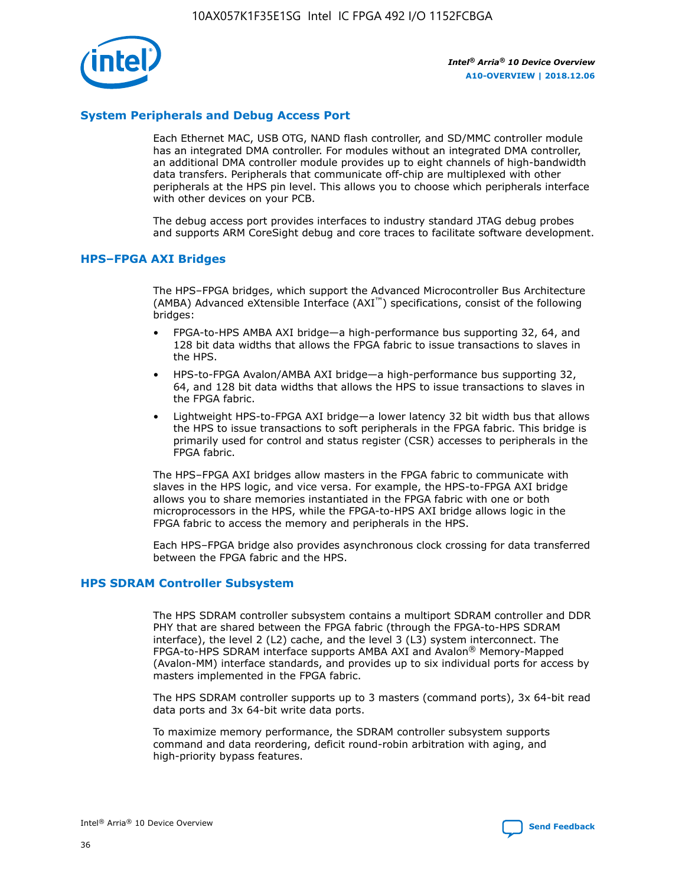## System Peripherals and Debug Access Port

Each Ethernet MAC, USB OTG, NAND flash controller, and SD/MMC controller module has an integrated DMA controller. For modules without an integrated DMA controller, an additional DMA controller module provides up to eight channels of high-bandwidth data transfers. Peripherals that communicate off-chip are multiplexed with other peripherals at the HPS pin level. This allows you to choose which peripherals interface with other devices on your PCB.

The debug access port provides interfaces to industry standard JTAG debug probes and supports ARM CoreSight debug and core traces to facilitate software development.

## HPS–FPGA AXI Bridges

The HPS–FPGA bridges, which support the Advanced Microcontroller Bus Architecture (AMBA) Advanced eXtensible Interface (AXI™) specifications, consist of the following bridges:

- FPGA-to-HPS AMBA AXI bridge—a high-performance bus supporting 32, 64, and 128 bit data widths that allows the FPGA fabric to issue transactions to slaves in the HPS.
- HPS-to-FPGA Avalon/AMBA AXI bridge—a high-performance bus supporting 32, 64, and 128 bit data widths that allows the HPS to issue transactions to slaves in the FPGA fabric.
- Lightweight HPS-to-FPGA AXI bridge—a lower latency 32 bit width bus that allows the HPS to issue transactions to soft peripherals in the FPGA fabric. This bridge is primarily used for control and status register (CSR) accesses to peripherals in the FPGA fabric.

The HPS–FPGA AXI bridges allow masters in the FPGA fabric to communicate with slaves in the HPS logic, and vice versa. For example, the HPS-to-FPGA AXI bridge allows you to share memories instantiated in the FPGA fabric with one or both microprocessors in the HPS, while the FPGA-to-HPS AXI bridge allows logic in the FPGA fabric to access the memory and peripherals in the HPS.

Each HPS–FPGA bridge also provides asynchronous clock crossing for data transferred between the FPGA fabric and the HPS.

## HPS SDRAM Controller Subsystem

The HPS SDRAM controller subsystem contains a multiport SDRAM controller and DDR PHY that are shared between the FPGA fabric (through the FPGA-to-HPS SDRAM interface), the level 2 (L2) cache, and the level 3 (L3) system interconnect. The FPGA-to-HPS SDRAM interface supports AMBA AXI and Avalon® Memory-Mapped (Avalon-MM) interface standards, and provides up to six individual ports for access by masters implemented in the FPGA fabric.

The HPS SDRAM controller supports up to 3 masters (command ports), 3x 64-bit read data ports and 3x 64-bit write data ports.

To maximize memory performance, the SDRAM controller subsystem supports command and data reordering, deficit round-robin arbitration with aging, and high-priority bypass features.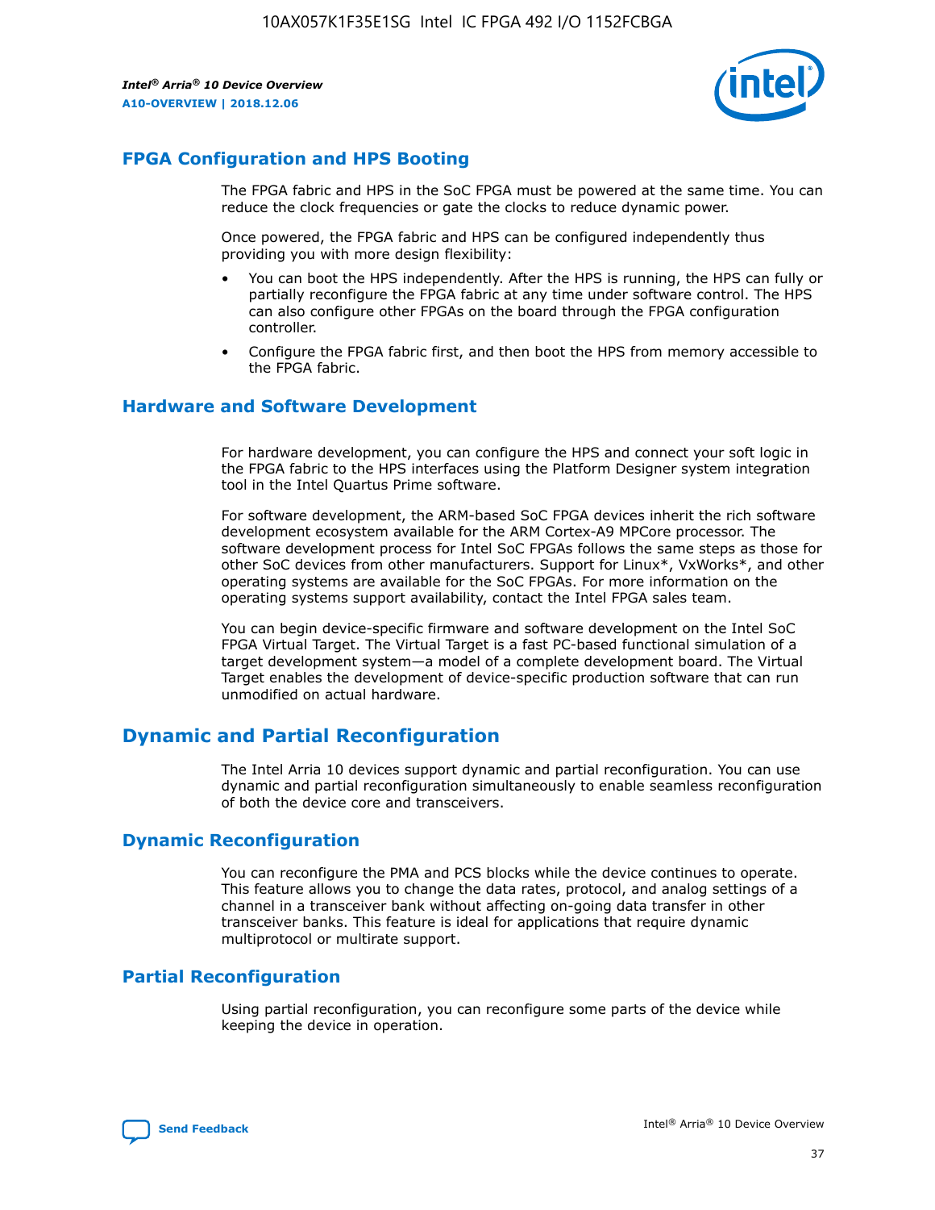## FPGA Configuration and HPS Booting

The FPGA fabric and HPS in the SoC FPGA must be powered at the same time. You can reduce the clock frequencies or gate the clocks to reduce dynamic power.

Once powered, the FPGA fabric and HPS can be configured independently thus providing you with more design flexibility:

- You can boot the HPS independently. After the HPS is running, the HPS can fully or partially reconfigure the FPGA fabric at any time under software control. The HPS can also configure other FPGAs on the board through the FPGA configuration controller.
- Configure the FPGA fabric first, and then boot the HPS from memory accessible to the FPGA fabric.

## Hardware and Software Development

For hardware development, you can configure the HPS and connect your soft logic in the FPGA fabric to the HPS interfaces using the Platform Designer system integration tool in the Intel Quartus Prime software.

For software development, the ARM-based SoC FPGA devices inherit the rich software development ecosystem available for the ARM Cortex-A9 MPCore processor. The software development process for Intel SoC FPGAs follows the same steps as those for other SoC devices from other manufacturers. Support for Linux*, VxWorks*, and other operating systems are available for the SoC FPGAs. For more information on the operating systems support availability, contact the Intel FPGA sales team.

You can begin device-specific firmware and software development on the Intel SoC FPGA Virtual Target. The Virtual Target is a fast PC-based functional simulation of a target development system—a model of a complete development board. The Virtual Target enables the development of device-specific production software that can run unmodified on actual hardware.

# Dynamic and Partial Reconfiguration

The Intel Arria 10 devices support dynamic and partial reconfiguration. You can use dynamic and partial reconfiguration simultaneously to enable seamless reconfiguration of both the device core and transceivers.

## Dynamic Reconfiguration

You can reconfigure the PMA and PCS blocks while the device continues to operate. This feature allows you to change the data rates, protocol, and analog settings of a channel in a transceiver bank without affecting on-going data transfer in other transceiver banks. This feature is ideal for applications that require dynamic multiprotocol or multirate support.

## Partial Reconfiguration

Using partial reconfiguration, you can reconfigure some parts of the device while keeping the device in operation.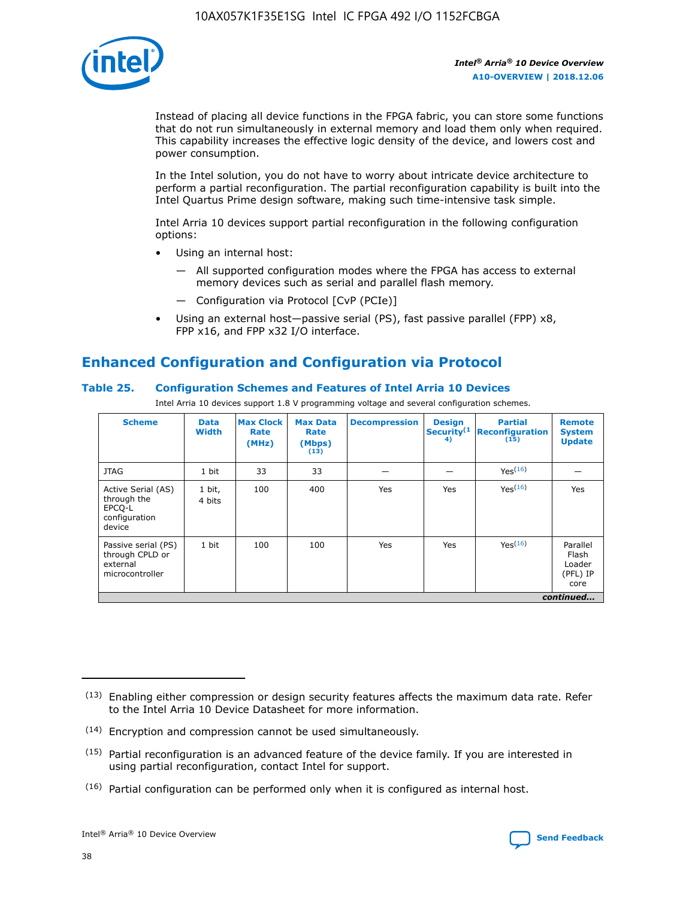Instead of placing all device functions in the FPGA fabric, you can store some functions that do not run simultaneously in external memory and load them only when required. This capability increases the effective logic density of the device, and lowers cost and power consumption.

In the Intel solution, you do not have to worry about intricate device architecture to perform a partial reconfiguration. The partial reconfiguration capability is built into the Intel Quartus Prime design software, making such time-intensive task simple.

Intel Arria 10 devices support partial reconfiguration in the following configuration options:

- Using an internal host:
  - All supported configuration modes where the FPGA has access to external memory devices such as serial and parallel flash memory.
  - Configuration via Protocol [CvP (PCIe)]
- Using an external host—passive serial (PS), fast passive parallel (FPP) x8, FPP x16, and FPP x32 I/O interface.

## Enhanced Configuration and Configuration via Protocol

### Table 25. Configuration Schemes and Features of Intel Arria 10 Devices

Intel Arria 10 devices support 1.8 V programming voltage and several configuration schemes.

| Scheme | Data Width | Max Clock Rate (MHz) | Max Data Rate (Mbps) (13) | Decompression | Design Security (14) | Partial Reconfiguration (15) | Remote System Update |
|---|---|---|---|---|---|---|---|
| JTAG | 1 bit | 33 | 33 | — | — | Yes(16) | — |
| Active Serial (AS) through the EPCQ-L configuration device | 1 bit, 4 bits | 100 | 400 | Yes | Yes | Yes(16) | Yes |
| Passive serial (PS) through CPLD or external microcontroller | 1 bit | 100 | 100 | Yes | Yes | Yes(16) | Parallel Flash Loader (PFL) IP core |

*continued...*

(13) Enabling either compression or design security features affects the maximum data rate. Refer to the Intel Arria 10 Device Datasheet for more information.

(14) Encryption and compression cannot be used simultaneously.

(15) Partial reconfiguration is an advanced feature of the device family. If you are interested in using partial reconfiguration, contact Intel for support.

(16) Partial configuration can be performed only when it is configured as internal host.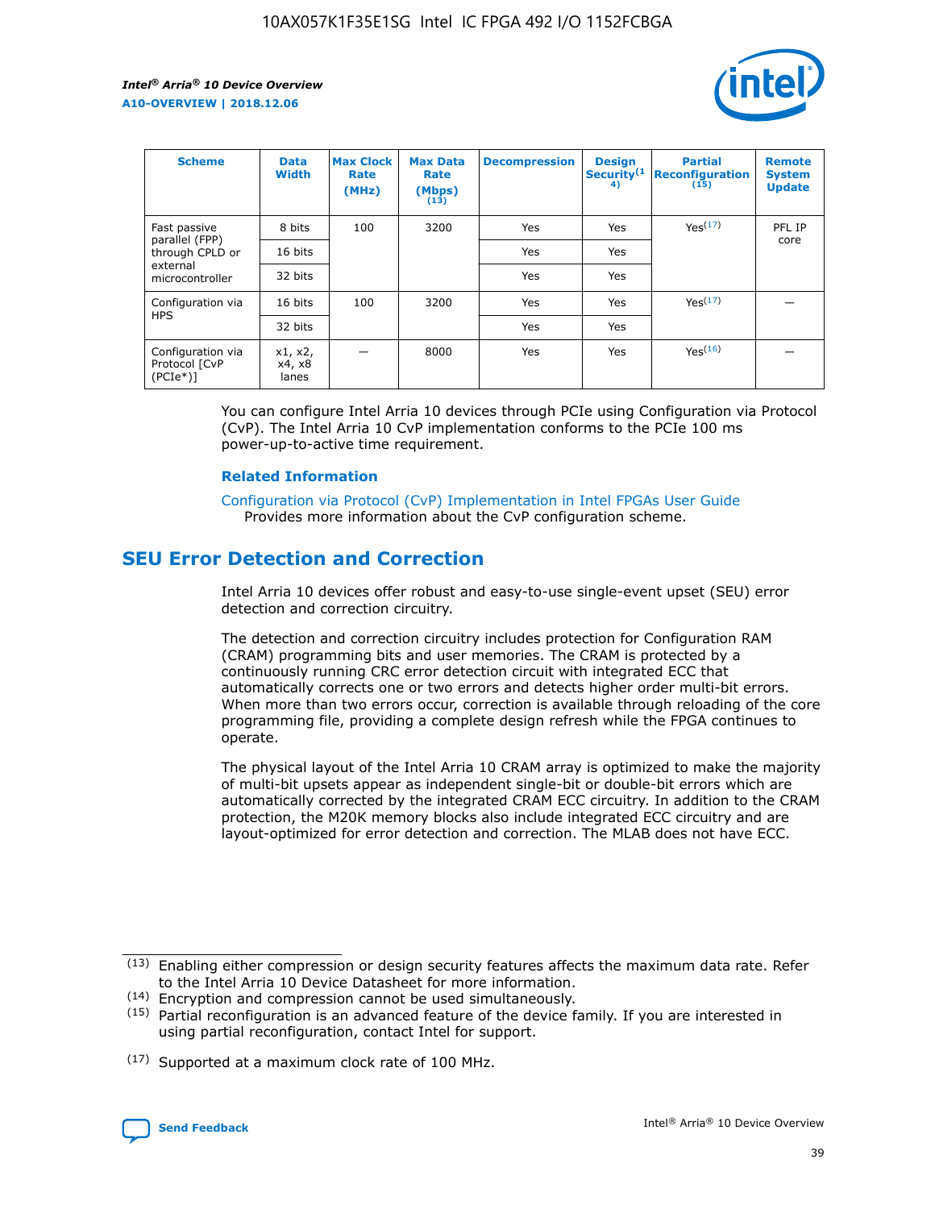| Scheme | Data Width | Max Clock Rate (MHz) | Max Data Rate (Mbps) (13) | Decompression | Design Security(14) | Partial Reconfiguration (15) | Remote System Update |
| --- | --- | --- | --- | --- | --- | --- | --- |
| Fast passive parallel (FPP) through CPLD or external microcontroller | 8 bits | 100 | 3200 | Yes | Yes | Yes(17) | PFL IP core |
| | 16 bits | | | Yes | Yes | | |
| | 32 bits | | | Yes | Yes | | |
| Configuration via HPS | 16 bits | 100 | 3200 | Yes | Yes | Yes(17) | — |
| | 32 bits | | | Yes | Yes | | |
| Configuration via Protocol [CvP (PCIe*)] | x1, x2, x4, x8 lanes | — | 8000 | Yes | Yes | Yes(16) | — |

You can configure Intel Arria 10 devices through PCIe using Configuration via Protocol (CvP). The Intel Arria 10 CvP implementation conforms to the PCIe 100 ms power-up-to-active time requirement.

### Related Information

Configuration via Protocol (CvP) Implementation in Intel FPGAs User Guide
Provides more information about the CvP configuration scheme.

## SEU Error Detection and Correction

Intel Arria 10 devices offer robust and easy-to-use single-event upset (SEU) error detection and correction circuitry.

The detection and correction circuitry includes protection for Configuration RAM (CRAM) programming bits and user memories. The CRAM is protected by a continuously running CRC error detection circuit with integrated ECC that automatically corrects one or two errors and detects higher order multi-bit errors. When more than two errors occur, correction is available through reloading of the core programming file, providing a complete design refresh while the FPGA continues to operate.

The physical layout of the Intel Arria 10 CRAM array is optimized to make the majority of multi-bit upsets appear as independent single-bit or double-bit errors which are automatically corrected by the integrated CRAM ECC circuitry. In addition to the CRAM protection, the M20K memory blocks also include integrated ECC circuitry and are layout-optimized for error detection and correction. The MLAB does not have ECC.

(13) Enabling either compression or design security features affects the maximum data rate. Refer to the Intel Arria 10 Device Datasheet for more information.

(14) Encryption and compression cannot be used simultaneously.

(15) Partial reconfiguration is an advanced feature of the device family. If you are interested in using partial reconfiguration, contact Intel for support.

(17) Supported at a maximum clock rate of 100 MHz.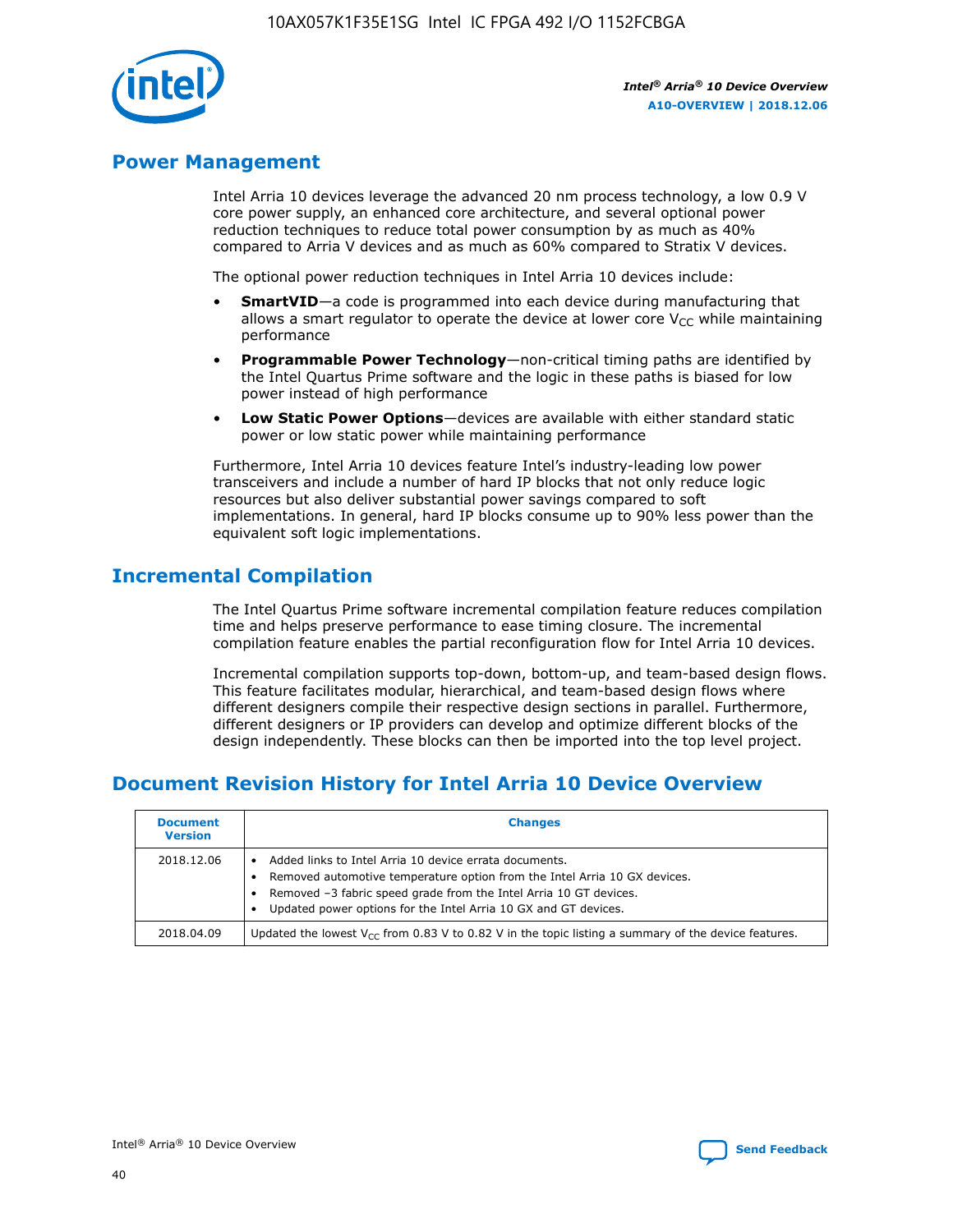## Power Management

Intel Arria 10 devices leverage the advanced 20 nm process technology, a low 0.9 V core power supply, an enhanced core architecture, and several optional power reduction techniques to reduce total power consumption by as much as 40% compared to Arria V devices and as much as 60% compared to Stratix V devices.

The optional power reduction techniques in Intel Arria 10 devices include:

- **SmartVID**—a code is programmed into each device during manufacturing that allows a smart regulator to operate the device at lower core $V_{CC}$ while maintaining performance
- **Programmable Power Technology**—non-critical timing paths are identified by the Intel Quartus Prime software and the logic in these paths is biased for low power instead of high performance
- **Low Static Power Options**—devices are available with either standard static power or low static power while maintaining performance

Furthermore, Intel Arria 10 devices feature Intel's industry-leading low power transceivers and include a number of hard IP blocks that not only reduce logic resources but also deliver substantial power savings compared to soft implementations. In general, hard IP blocks consume up to 90% less power than the equivalent soft logic implementations.

## Incremental Compilation

The Intel Quartus Prime software incremental compilation feature reduces compilation time and helps preserve performance to ease timing closure. The incremental compilation feature enables the partial reconfiguration flow for Intel Arria 10 devices.

Incremental compilation supports top-down, bottom-up, and team-based design flows. This feature facilitates modular, hierarchical, and team-based design flows where different designers compile their respective design sections in parallel. Furthermore, different designers or IP providers can develop and optimize different blocks of the design independently. These blocks can then be imported into the top level project.

## Document Revision History for Intel Arria 10 Device Overview

| Document Version | Changes |
| --- | --- |
| 2018.12.06 | • Added links to Intel Arria 10 device errata documents.<br>• Removed automotive temperature option from the Intel Arria 10 GX devices.<br>• Removed –3 fabric speed grade from the Intel Arria 10 GT devices.<br>• Updated power options for the Intel Arria 10 GX and GT devices. |
| 2018.04.09 | Updated the lowest $V_{CC}$ from 0.83 V to 0.82 V in the topic listing a summary of the device features. |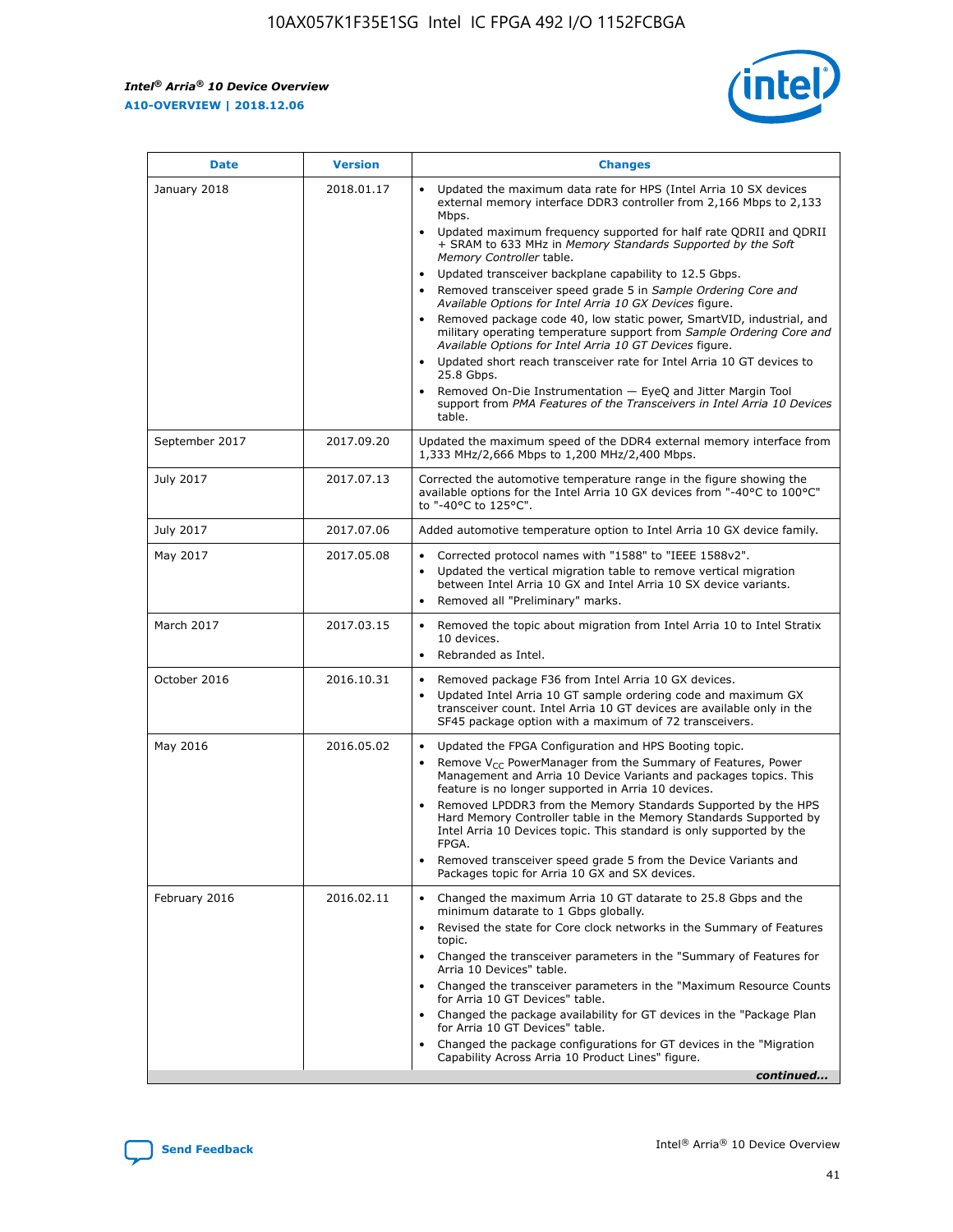| Date | Version | Changes |
| --- | --- | --- |
| January 2018 | 2018.01.17 | • Updated the maximum data rate for HPS (Intel Arria 10 SX devices external memory interface DDR3 controller from 2,166 Mbps to 2,133 Mbps.<br>• Updated maximum frequency supported for half rate QDRII and QDRII + SRAM to 633 MHz in *Memory Standards Supported by the Soft Memory Controller* table.<br>• Updated transceiver backplane capability to 12.5 Gbps.<br>• Removed transceiver speed grade 5 in *Sample Ordering Core and Available Options for Intel Arria 10 GX Devices* figure.<br>• Removed package code 40, low static power, SmartVID, industrial, and military operating temperature support from *Sample Ordering Core and Available Options for Intel Arria 10 GT Devices* figure.<br>• Updated short reach transceiver rate for Intel Arria 10 GT devices to 25.8 Gbps.<br>• Removed On-Die Instrumentation — EyeQ and Jitter Margin Tool support from *PMA Features of the Transceivers in Intel Arria 10 Devices* table. |
| September 2017 | 2017.09.20 | Updated the maximum speed of the DDR4 external memory interface from 1,333 MHz/2,666 Mbps to 1,200 MHz/2,400 Mbps. |
| July 2017 | 2017.07.13 | Corrected the automotive temperature range in the figure showing the available options for the Intel Arria 10 GX devices from "-40°C to 100°C" to "-40°C to 125°C". |
| July 2017 | 2017.07.06 | Added automotive temperature option to Intel Arria 10 GX device family. |
| May 2017 | 2017.05.08 | • Corrected protocol names with "1588" to "IEEE 1588v2".<br>• Updated the vertical migration table to remove vertical migration between Intel Arria 10 GX and Intel Arria 10 SX device variants.<br>• Removed all "Preliminary" marks. |
| March 2017 | 2017.03.15 | • Removed the topic about migration from Intel Arria 10 to Intel Stratix 10 devices.<br>• Rebranded as Intel. |
| October 2016 | 2016.10.31 | • Removed package F36 from Intel Arria 10 GX devices.<br>• Updated Intel Arria 10 GT sample ordering code and maximum GX transceiver count. Intel Arria 10 GT devices are available only in the SF45 package option with a maximum of 72 transceivers. |
| May 2016 | 2016.05.02 | • Updated the FPGA Configuration and HPS Booting topic.<br>• Remove $V_{CC}$ PowerManager from the Summary of Features, Power Management and Arria 10 Device Variants and packages topics. This feature is no longer supported in Arria 10 devices.<br>• Removed LPDDR3 from the Memory Standards Supported by the HPS Hard Memory Controller table in the Memory Standards Supported by Intel Arria 10 Devices topic. This standard is only supported by the FPGA.<br>• Removed transceiver speed grade 5 from the Device Variants and Packages topic for Arria 10 GX and SX devices. |
| February 2016 | 2016.02.11 | • Changed the maximum Arria 10 GT datarate to 25.8 Gbps and the minimum datarate to 1 Gbps globally.<br>• Revised the state for Core clock networks in the Summary of Features topic.<br>• Changed the transceiver parameters in the "Summary of Features for Arria 10 Devices" table.<br>• Changed the transceiver parameters in the "Maximum Resource Counts for Arria 10 GT Devices" table.<br>• Changed the package availability for GT devices in the "Package Plan for Arria 10 GT Devices" table.<br>• Changed the package configurations for GT devices in the "Migration Capability Across Arria 10 Product Lines" figure. |

*continued...*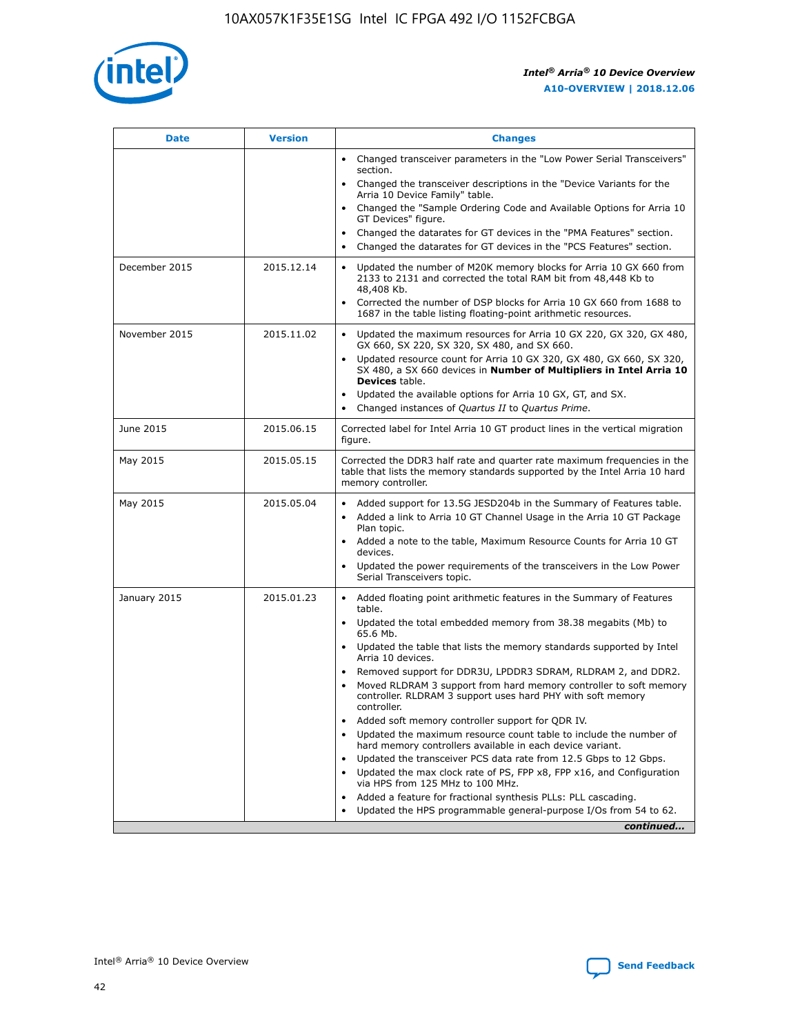| Date | Version | Changes |
| --- | --- | --- |
| | | • Changed transceiver parameters in the "Low Power Serial Transceivers" section.<br>• Changed the transceiver descriptions in the "Device Variants for the Arria 10 Device Family" table.<br>• Changed the "Sample Ordering Code and Available Options for Arria 10 GT Devices" figure.<br>• Changed the datarates for GT devices in the "PMA Features" section.<br>• Changed the datarates for GT devices in the "PCS Features" section. |
| December 2015 | 2015.12.14 | • Updated the number of M20K memory blocks for Arria 10 GX 660 from 2133 to 2131 and corrected the total RAM bit from 48,448 Kb to 48,408 Kb.<br>• Corrected the number of DSP blocks for Arria 10 GX 660 from 1688 to 1687 in the table listing floating-point arithmetic resources. |
| November 2015 | 2015.11.02 | • Updated the maximum resources for Arria 10 GX 220, GX 320, GX 480, GX 660, SX 220, SX 320, SX 480, and SX 660.<br>• Updated resource count for Arria 10 GX 320, GX 480, GX 660, SX 320, SX 480, a SX 660 devices in **Number of Multipliers in Intel Arria 10 Devices** table.<br>• Updated the available options for Arria 10 GX, GT, and SX.<br>• Changed instances of *Quartus II* to *Quartus Prime*. |
| June 2015 | 2015.06.15 | Corrected label for Intel Arria 10 GT product lines in the vertical migration figure. |
| May 2015 | 2015.05.15 | Corrected the DDR3 half rate and quarter rate maximum frequencies in the table that lists the memory standards supported by the Intel Arria 10 hard memory controller. |
| May 2015 | 2015.05.04 | • Added support for 13.5G JESD204b in the Summary of Features table.<br>• Added a link to Arria 10 GT Channel Usage in the Arria 10 GT Package Plan topic.<br>• Added a note to the table, Maximum Resource Counts for Arria 10 GT devices.<br>• Updated the power requirements of the transceivers in the Low Power Serial Transceivers topic. |
| January 2015 | 2015.01.23 | • Added floating point arithmetic features in the Summary of Features table.<br>• Updated the total embedded memory from 38.38 megabits (Mb) to 65.6 Mb.<br>• Updated the table that lists the memory standards supported by Intel Arria 10 devices.<br>• Removed support for DDR3U, LPDDR3 SDRAM, RLDRAM 2, and DDR2.<br>• Moved RLDRAM 3 support from hard memory controller to soft memory controller. RLDRAM 3 support uses hard PHY with soft memory controller.<br>• Added soft memory controller support for QDR IV.<br>• Updated the maximum resource count table to include the number of hard memory controllers available in each device variant.<br>• Updated the transceiver PCS data rate from 12.5 Gbps to 12 Gbps.<br>• Updated the max clock rate of PS, FPP x8, FPP x16, and Configuration via HPS from 125 MHz to 100 MHz.<br>• Added a feature for fractional synthesis PLLs: PLL cascading.<br>• Updated the HPS programmable general-purpose I/Os from 54 to 62. |

*continued...*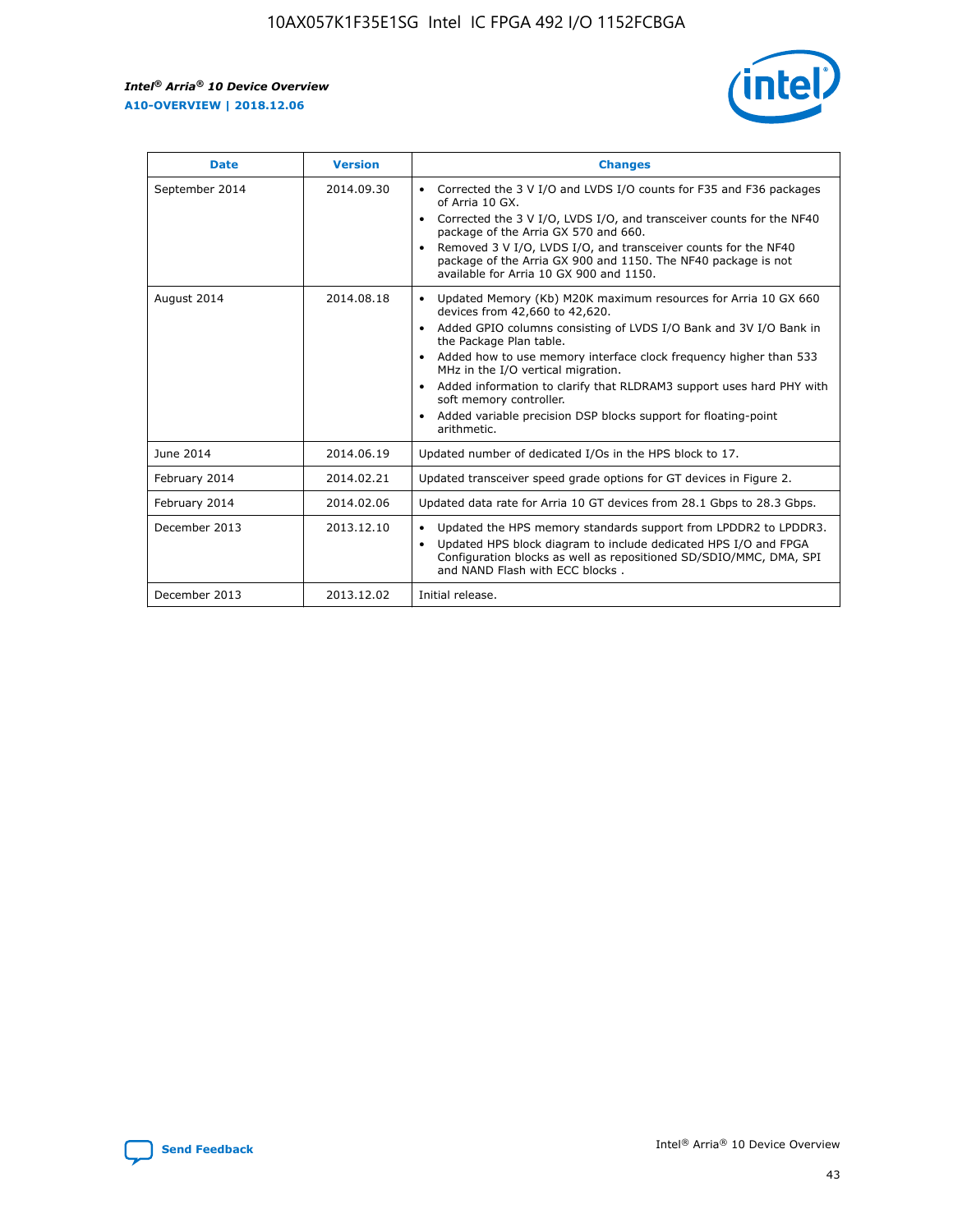| Date | Version | Changes |
| --- | --- | --- |
| September 2014 | 2014.09.30 | • Corrected the 3 V I/O and LVDS I/O counts for F35 and F36 packages of Arria 10 GX. • Corrected the 3 V I/O, LVDS I/O, and transceiver counts for the NF40 package of the Arria GX 570 and 660. • Removed 3 V I/O, LVDS I/O, and transceiver counts for the NF40 package of the Arria GX 900 and 1150. The NF40 package is not available for Arria 10 GX 900 and 1150. |
| August 2014 | 2014.08.18 | • Updated Memory (Kb) M20K maximum resources for Arria 10 GX 660 devices from 42,660 to 42,620. • Added GPIO columns consisting of LVDS I/O Bank and 3V I/O Bank in the Package Plan table. • Added how to use memory interface clock frequency higher than 533 MHz in the I/O vertical migration. • Added information to clarify that RLDRAM3 support uses hard PHY with soft memory controller. • Added variable precision DSP blocks support for floating-point arithmetic. |
| June 2014 | 2014.06.19 | Updated number of dedicated I/Os in the HPS block to 17. |
| February 2014 | 2014.02.21 | Updated transceiver speed grade options for GT devices in Figure 2. |
| February 2014 | 2014.02.06 | Updated data rate for Arria 10 GT devices from 28.1 Gbps to 28.3 Gbps. |
| December 2013 | 2013.12.10 | • Updated the HPS memory standards support from LPDDR2 to LPDDR3. • Updated HPS block diagram to include dedicated HPS I/O and FPGA Configuration blocks as well as repositioned SD/SDIO/MMC, DMA, SPI and NAND Flash with ECC blocks . |
| December 2013 | 2013.12.02 | Initial release. |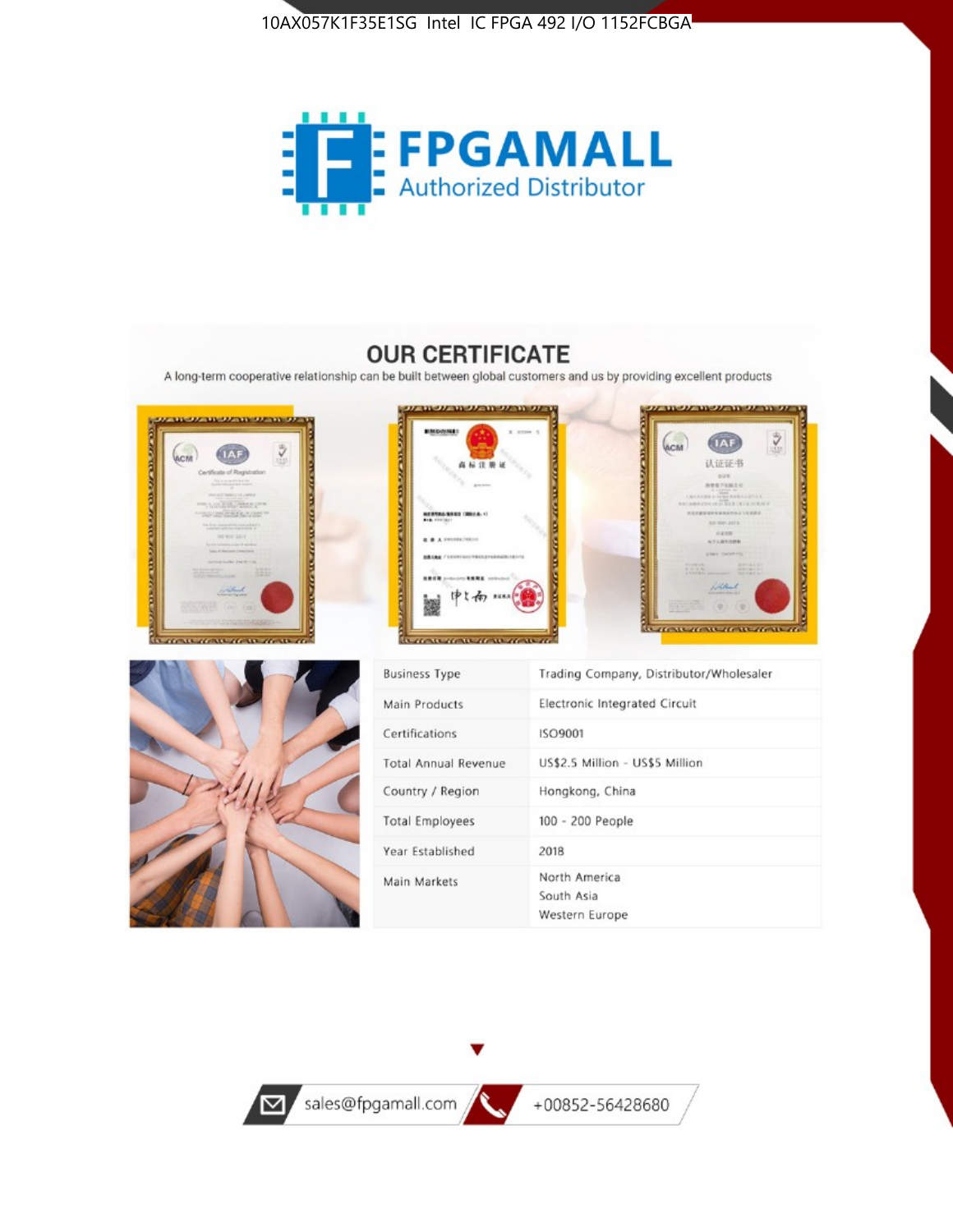FPGAMALL
Authorized Distributor

## OUR CERTIFICATE

A long-term cooperative relationship can be built between global customers and us by providing excellent products

| | |
|---|---|
| Business Type | Trading Company, Distributor/Wholesaler |
| Main Products | Electronic Integrated Circuit |
| Certifications | ISO9001 |
| Total Annual Revenue | US$2.5 Million - US$5 Million |
| Country / Region | Hongkong, China |
| Total Employees | 100 - 200 People |
| Year Established | 2018 |
| Main Markets | North America<br>South Asia<br>Western Europe |

sales@fpgamall.com

+00852-56428680